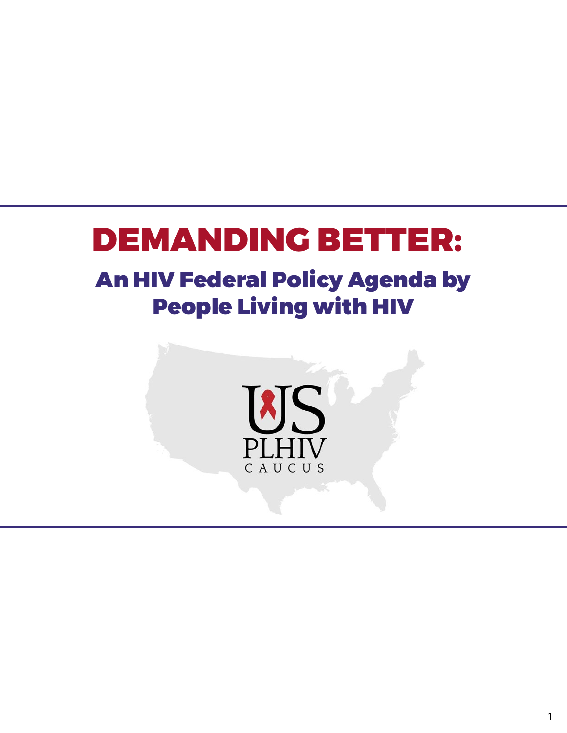# DEMANDING BETTER:

## An HIV Federal Policy Agenda by People Living with HIV

US PLHIV CAUCUS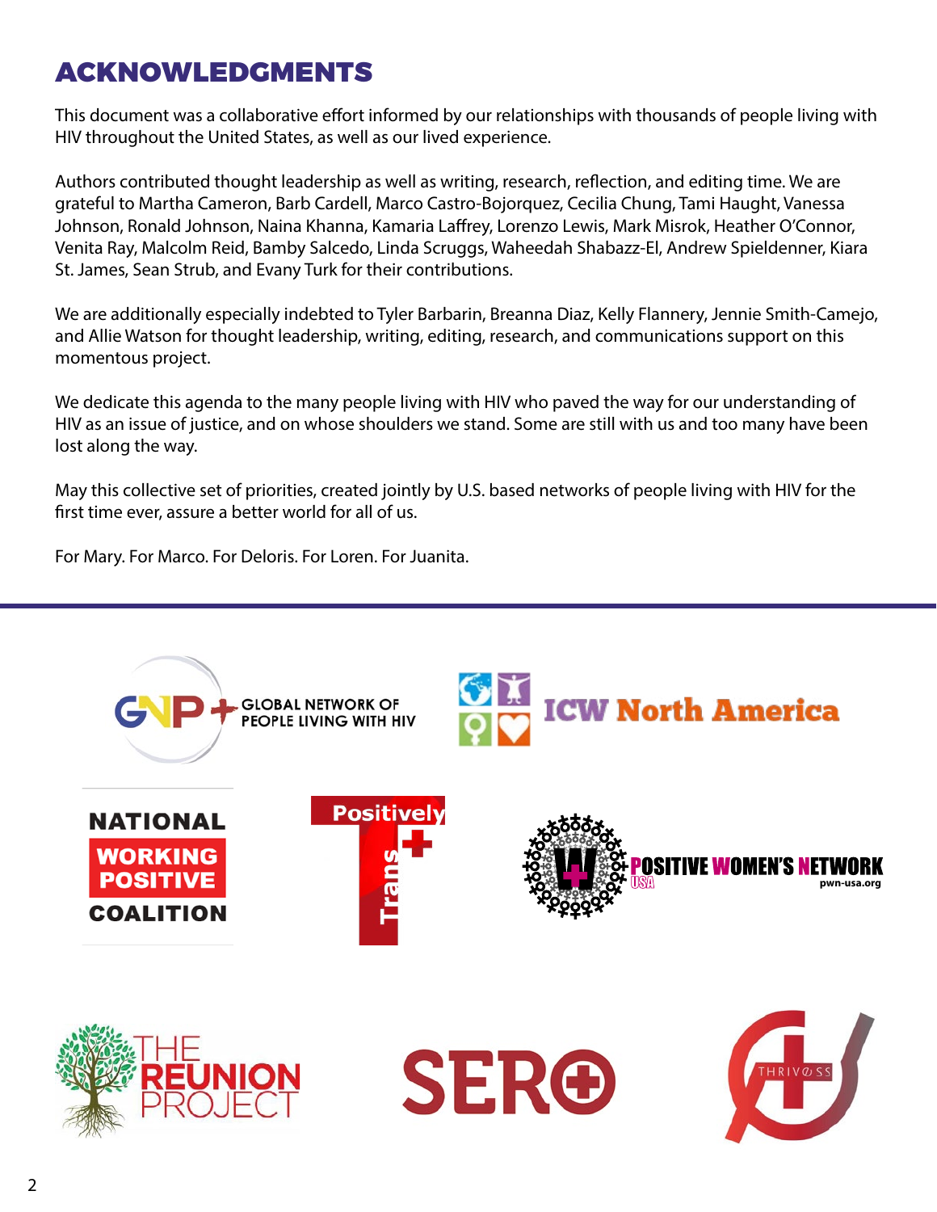# ACKNOWLEDGMENTS

This document was a collaborative effort informed by our relationships with thousands of people living with HIV throughout the United States, as well as our lived experience.

Authors contributed thought leadership as well as writing, research, reflection, and editing time. We are grateful to Martha Cameron, Barb Cardell, Marco Castro-Bojorquez, Cecilia Chung, Tami Haught, Vanessa Johnson, Ronald Johnson, Naina Khanna, Kamaria Laffrey, Lorenzo Lewis, Mark Misrok, Heather O'Connor, Venita Ray, Malcolm Reid, Bamby Salcedo, Linda Scruggs, Waheedah Shabazz-El, Andrew Spieldenner, Kiara St. James, Sean Strub, and Evany Turk for their contributions.

We are additionally especially indebted to Tyler Barbarin, Breanna Diaz, Kelly Flannery, Jennie Smith-Camejo, and Allie Watson for thought leadership, writing, editing, research, and communications support on this momentous project.

We dedicate this agenda to the many people living with HIV who paved the way for our understanding of HIV as an issue of justice, and on whose shoulders we stand. Some are still with us and too many have been lost along the way.

May this collective set of priorities, created jointly by U.S. based networks of people living with HIV for the first time ever, assure a better world for all of us.

For Mary. For Marco. For Deloris. For Loren. For Juanita.

GNP+ GLOBAL NETWORK OF PEOPLE LIVING WITH HIV

ICW North America

NATIONAL WORKING POSITIVE COALITION

Positively Trans

POSITIVE WOMEN'S NETWORK USA pwn-usa.org

THE REUNION PROJECT

SERO

THRIVE SS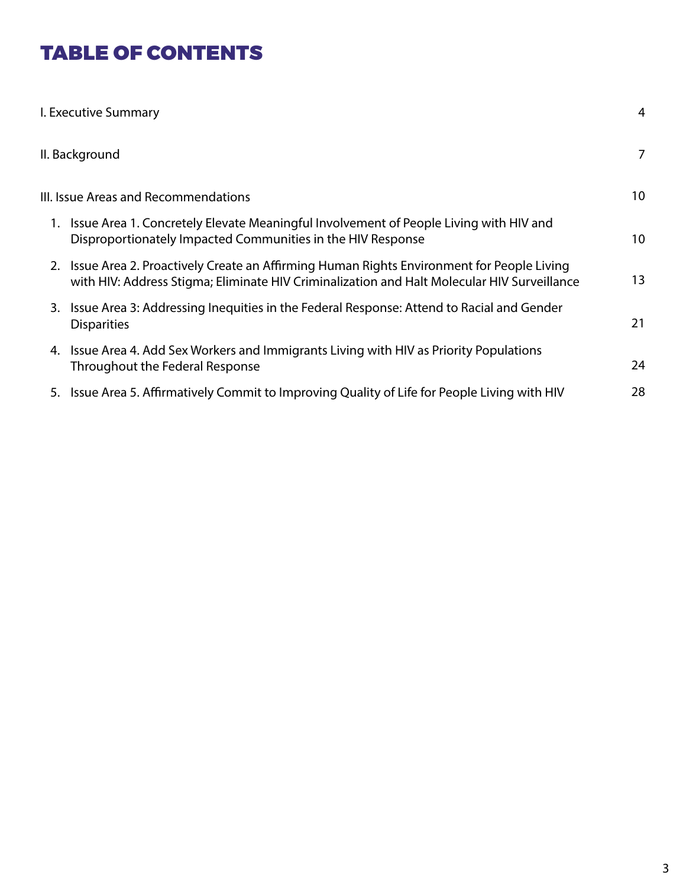# TABLE OF CONTENTS

I. Executive Summary 4

II. Background 7

III. Issue Areas and Recommendations 10

1. Issue Area 1. Concretely Elevate Meaningful Involvement of People Living with HIV and Disproportionately Impacted Communities in the HIV Response 10
2. Issue Area 2. Proactively Create an Affirming Human Rights Environment for People Living with HIV: Address Stigma; Eliminate HIV Criminalization and Halt Molecular HIV Surveillance 13
3. Issue Area 3: Addressing Inequities in the Federal Response: Attend to Racial and Gender Disparities 21
4. Issue Area 4. Add Sex Workers and Immigrants Living with HIV as Priority Populations Throughout the Federal Response 24
5. Issue Area 5. Affirmatively Commit to Improving Quality of Life for People Living with HIV 28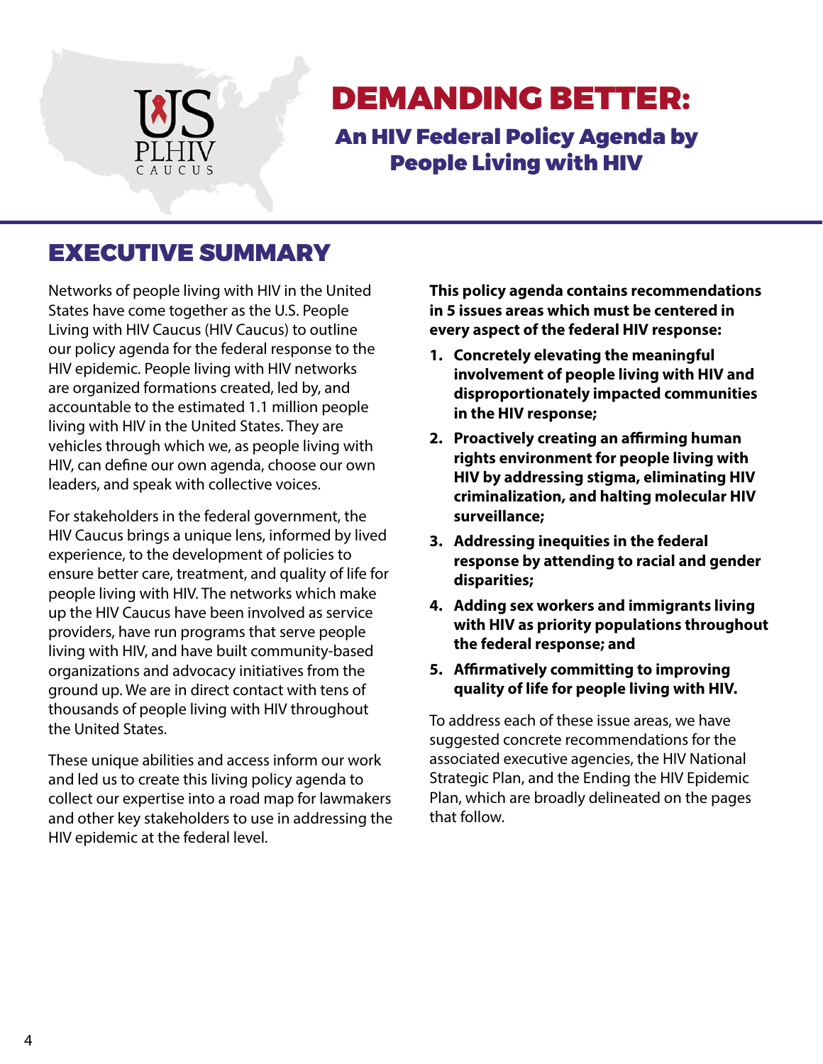# DEMANDING BETTER:

## An HIV Federal Policy Agenda by People Living with HIV

## EXECUTIVE SUMMARY

Networks of people living with HIV in the United States have come together as the U.S. People Living with HIV Caucus (HIV Caucus) to outline our policy agenda for the federal response to the HIV epidemic. People living with HIV networks are organized formations created, led by, and accountable to the estimated 1.1 million people living with HIV in the United States. They are vehicles through which we, as people living with HIV, can define our own agenda, choose our own leaders, and speak with collective voices.

For stakeholders in the federal government, the HIV Caucus brings a unique lens, informed by lived experience, to the development of policies to ensure better care, treatment, and quality of life for people living with HIV. The networks which make up the HIV Caucus have been involved as service providers, have run programs that serve people living with HIV, and have built community-based organizations and advocacy initiatives from the ground up. We are in direct contact with tens of thousands of people living with HIV throughout the United States.

These unique abilities and access inform our work and led us to create this living policy agenda to collect our expertise into a road map for lawmakers and other key stakeholders to use in addressing the HIV epidemic at the federal level.

**This policy agenda contains recommendations in 5 issues areas which must be centered in every aspect of the federal HIV response:**

1. **Concretely elevating the meaningful involvement of people living with HIV and disproportionately impacted communities in the HIV response;**
2. **Proactively creating an affirming human rights environment for people living with HIV by addressing stigma, eliminating HIV criminalization, and halting molecular HIV surveillance;**
3. **Addressing inequities in the federal response by attending to racial and gender disparities;**
4. **Adding sex workers and immigrants living with HIV as priority populations throughout the federal response; and**
5. **Affirmatively committing to improving quality of life for people living with HIV.**

To address each of these issue areas, we have suggested concrete recommendations for the associated executive agencies, the HIV National Strategic Plan, and the Ending the HIV Epidemic Plan, which are broadly delineated on the pages that follow.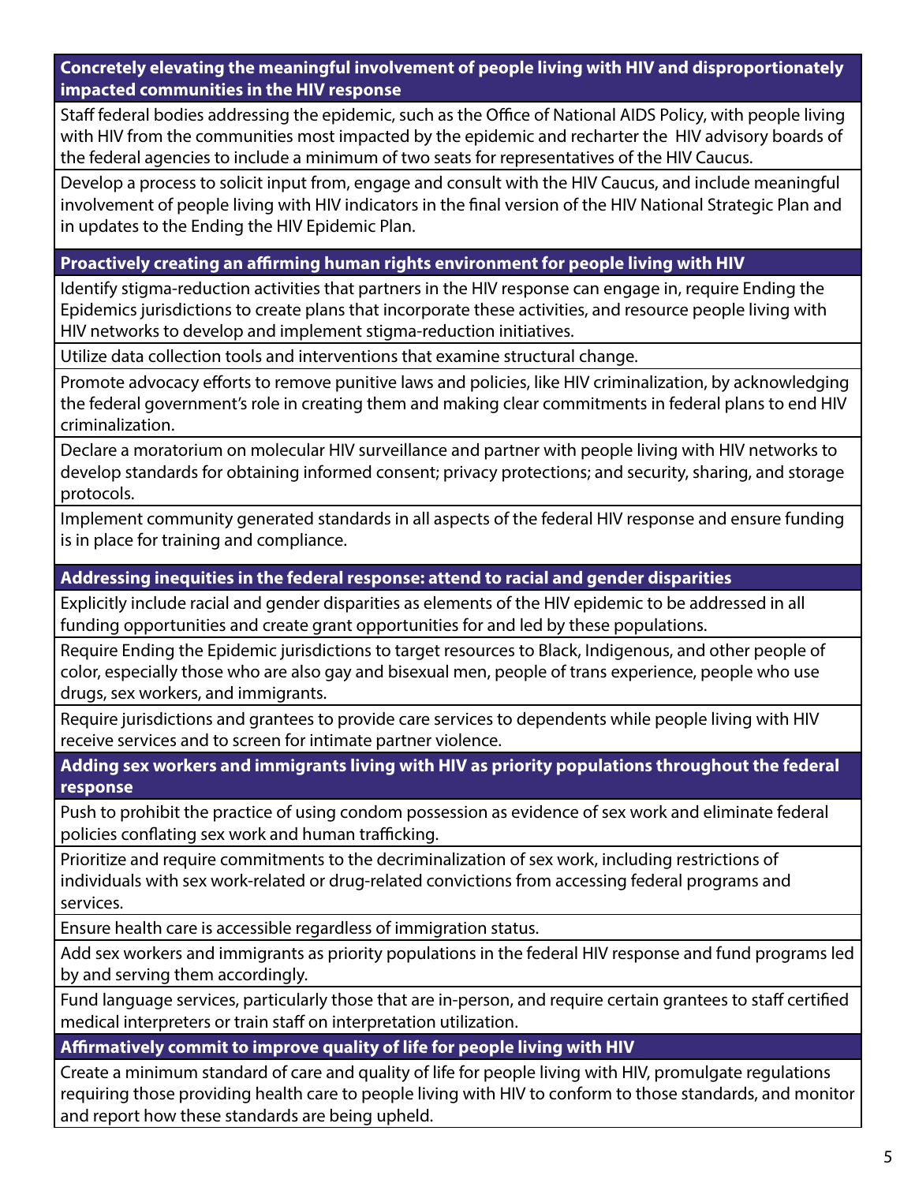| Concretely elevating the meaningful involvement of people living with HIV and disproportionately impacted communities in the HIV response |
|---|
| Staff federal bodies addressing the epidemic, such as the Office of National AIDS Policy, with people living with HIV from the communities most impacted by the epidemic and recharter the HIV advisory boards of the federal agencies to include a minimum of two seats for representatives of the HIV Caucus. |
| Develop a process to solicit input from, engage and consult with the HIV Caucus, and include meaningful involvement of people living with HIV indicators in the final version of the HIV National Strategic Plan and in updates to the Ending the HIV Epidemic Plan. |
| **Proactively creating an affirming human rights environment for people living with HIV** |
| Identify stigma-reduction activities that partners in the HIV response can engage in, require Ending the Epidemics jurisdictions to create plans that incorporate these activities, and resource people living with HIV networks to develop and implement stigma-reduction initiatives. |
| Utilize data collection tools and interventions that examine structural change. |
| Promote advocacy efforts to remove punitive laws and policies, like HIV criminalization, by acknowledging the federal government's role in creating them and making clear commitments in federal plans to end HIV criminalization. |
| Declare a moratorium on molecular HIV surveillance and partner with people living with HIV networks to develop standards for obtaining informed consent; privacy protections; and security, sharing, and storage protocols. |
| Implement community generated standards in all aspects of the federal HIV response and ensure funding is in place for training and compliance. |
| **Addressing inequities in the federal response: attend to racial and gender disparities** |
| Explicitly include racial and gender disparities as elements of the HIV epidemic to be addressed in all funding opportunities and create grant opportunities for and led by these populations. |
| Require Ending the Epidemic jurisdictions to target resources to Black, Indigenous, and other people of color, especially those who are also gay and bisexual men, people of trans experience, people who use drugs, sex workers, and immigrants. |
| Require jurisdictions and grantees to provide care services to dependents while people living with HIV receive services and to screen for intimate partner violence. |
| **Adding sex workers and immigrants living with HIV as priority populations throughout the federal response** |
| Push to prohibit the practice of using condom possession as evidence of sex work and eliminate federal policies conflating sex work and human trafficking. |
| Prioritize and require commitments to the decriminalization of sex work, including restrictions of individuals with sex work-related or drug-related convictions from accessing federal programs and services. |
| Ensure health care is accessible regardless of immigration status. |
| Add sex workers and immigrants as priority populations in the federal HIV response and fund programs led by and serving them accordingly. |
| Fund language services, particularly those that are in-person, and require certain grantees to staff certified medical interpreters or train staff on interpretation utilization. |
| **Affirmatively commit to improve quality of life for people living with HIV** |
| Create a minimum standard of care and quality of life for people living with HIV, promulgate regulations requiring those providing health care to people living with HIV to conform to those standards, and monitor and report how these standards are being upheld. |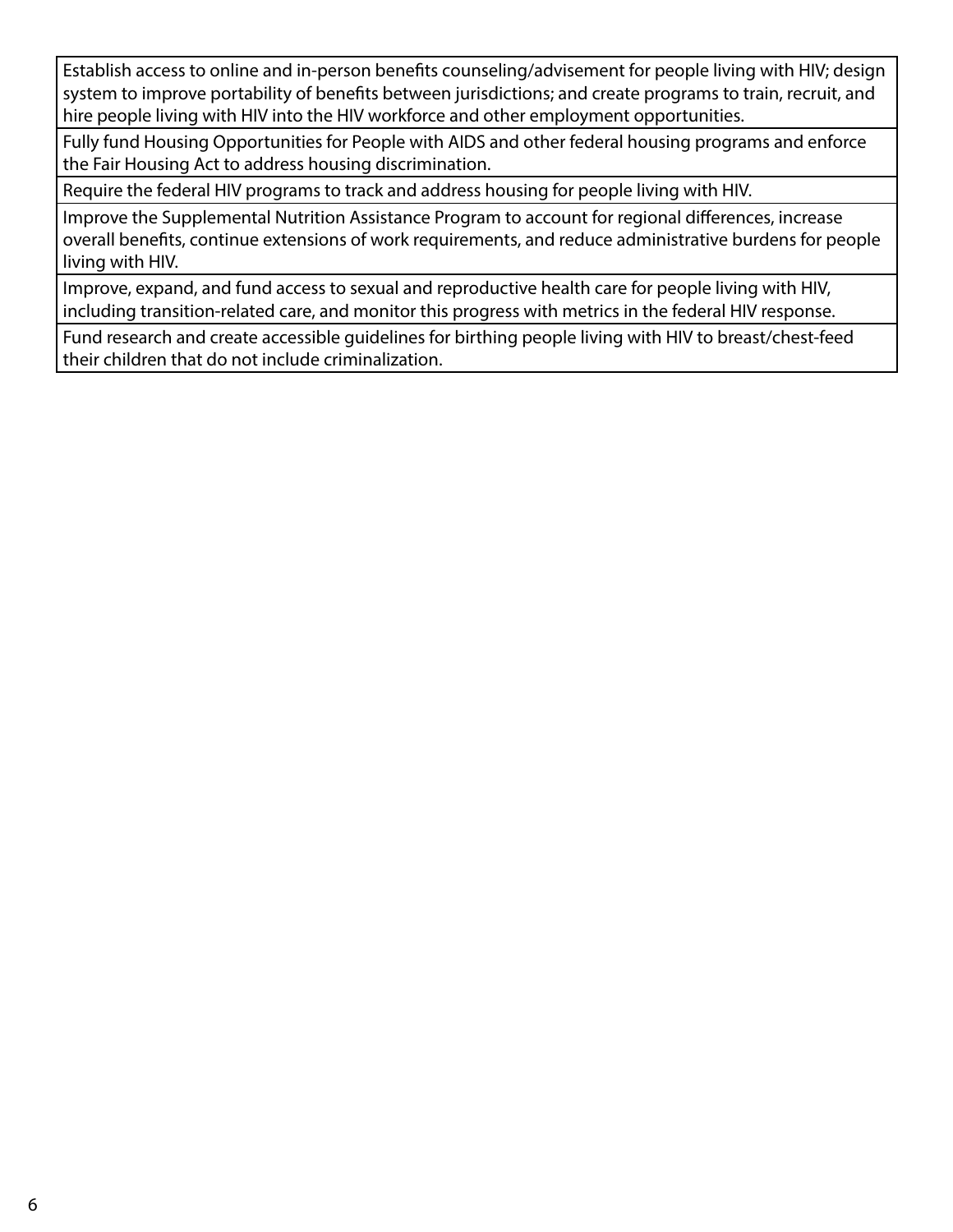| |
|---|
| Establish access to online and in-person benefits counseling/advisement for people living with HIV; design system to improve portability of benefits between jurisdictions; and create programs to train, recruit, and hire people living with HIV into the HIV workforce and other employment opportunities. |
| Fully fund Housing Opportunities for People with AIDS and other federal housing programs and enforce the Fair Housing Act to address housing discrimination. |
| Require the federal HIV programs to track and address housing for people living with HIV. |
| Improve the Supplemental Nutrition Assistance Program to account for regional differences, increase overall benefits, continue extensions of work requirements, and reduce administrative burdens for people living with HIV. |
| Improve, expand, and fund access to sexual and reproductive health care for people living with HIV, including transition-related care, and monitor this progress with metrics in the federal HIV response. |
| Fund research and create accessible guidelines for birthing people living with HIV to breast/chest-feed their children that do not include criminalization. |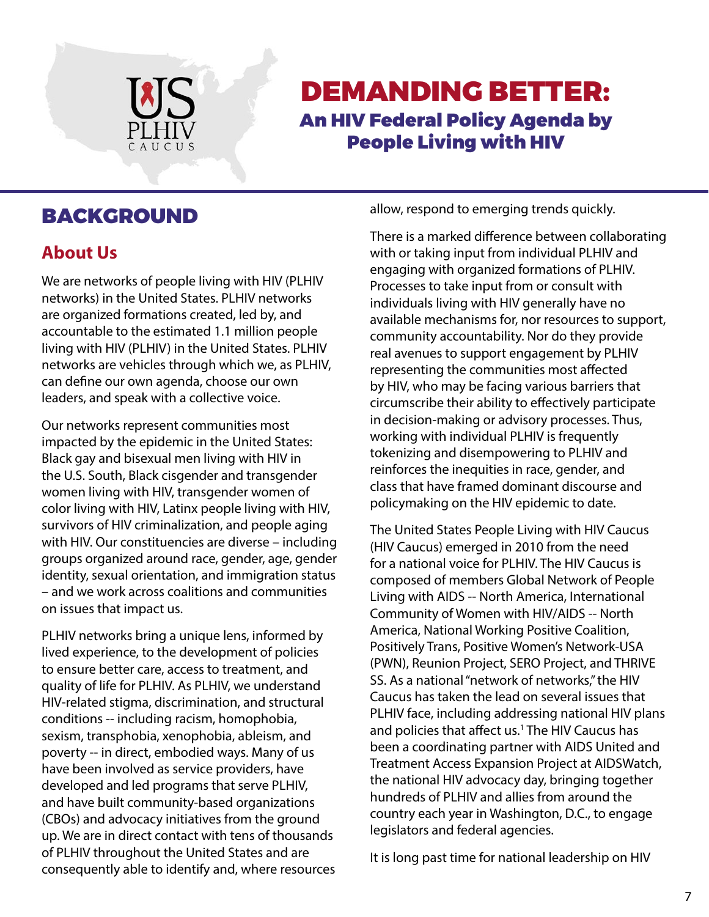# DEMANDING BETTER:

## An HIV Federal Policy Agenda by People Living with HIV

# BACKGROUND

## About Us

We are networks of people living with HIV (PLHIV networks) in the United States. PLHIV networks are organized formations created, led by, and accountable to the estimated 1.1 million people living with HIV (PLHIV) in the United States. PLHIV networks are vehicles through which we, as PLHIV, can define our own agenda, choose our own leaders, and speak with a collective voice.

Our networks represent communities most impacted by the epidemic in the United States: Black gay and bisexual men living with HIV in the U.S. South, Black cisgender and transgender women living with HIV, transgender women of color living with HIV, Latinx people living with HIV, survivors of HIV criminalization, and people aging with HIV. Our constituencies are diverse – including groups organized around race, gender, age, gender identity, sexual orientation, and immigration status – and we work across coalitions and communities on issues that impact us.

PLHIV networks bring a unique lens, informed by lived experience, to the development of policies to ensure better care, access to treatment, and quality of life for PLHIV. As PLHIV, we understand HIV-related stigma, discrimination, and structural conditions -- including racism, homophobia, sexism, transphobia, xenophobia, ableism, and poverty -- in direct, embodied ways. Many of us have been involved as service providers, have developed and led programs that serve PLHIV, and have built community-based organizations (CBOs) and advocacy initiatives from the ground up. We are in direct contact with tens of thousands of PLHIV throughout the United States and are consequently able to identify and, where resources allow, respond to emerging trends quickly.

There is a marked difference between collaborating with or taking input from individual PLHIV and engaging with organized formations of PLHIV. Processes to take input from or consult with individuals living with HIV generally have no available mechanisms for, nor resources to support, community accountability. Nor do they provide real avenues to support engagement by PLHIV representing the communities most affected by HIV, who may be facing various barriers that circumscribe their ability to effectively participate in decision-making or advisory processes. Thus, working with individual PLHIV is frequently tokenizing and disempowering to PLHIV and reinforces the inequities in race, gender, and class that have framed dominant discourse and policymaking on the HIV epidemic to date.

The United States People Living with HIV Caucus (HIV Caucus) emerged in 2010 from the need for a national voice for PLHIV. The HIV Caucus is composed of members Global Network of People Living with AIDS -- North America, International Community of Women with HIV/AIDS -- North America, National Working Positive Coalition, Positively Trans, Positive Women's Network-USA (PWN), Reunion Project, SERO Project, and THRIVE SS. As a national "network of networks," the HIV Caucus has taken the lead on several issues that PLHIV face, including addressing national HIV plans and policies that affect us.[1] The HIV Caucus has been a coordinating partner with AIDS United and Treatment Access Expansion Project at AIDSWatch, the national HIV advocacy day, bringing together hundreds of PLHIV and allies from around the country each year in Washington, D.C., to engage legislators and federal agencies.

It is long past time for national leadership on HIV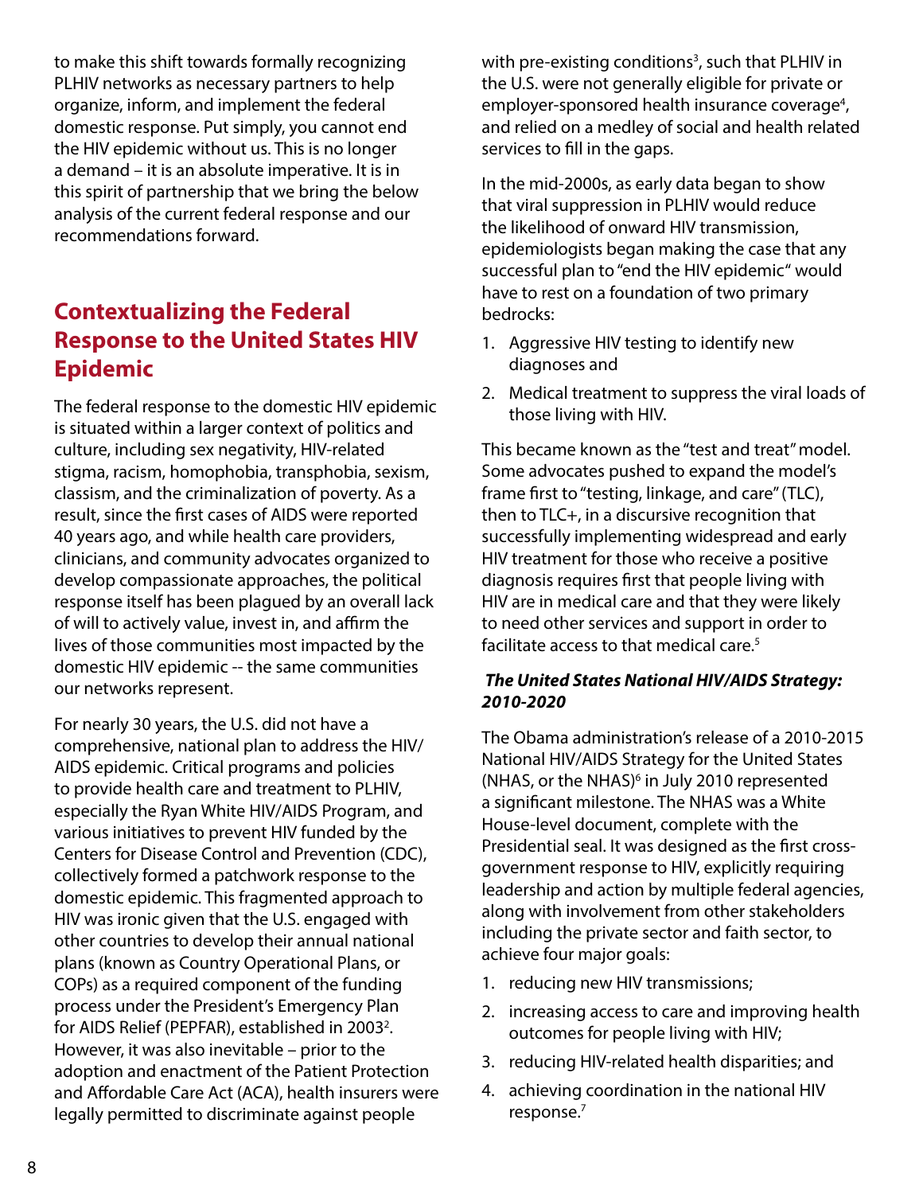to make this shift towards formally recognizing PLHIV networks as necessary partners to help organize, inform, and implement the federal domestic response. Put simply, you cannot end the HIV epidemic without us. This is no longer a demand – it is an absolute imperative. It is in this spirit of partnership that we bring the below analysis of the current federal response and our recommendations forward.

## Contextualizing the Federal Response to the United States HIV Epidemic

The federal response to the domestic HIV epidemic is situated within a larger context of politics and culture, including sex negativity, HIV-related stigma, racism, homophobia, transphobia, sexism, classism, and the criminalization of poverty. As a result, since the first cases of AIDS were reported 40 years ago, and while health care providers, clinicians, and community advocates organized to develop compassionate approaches, the political response itself has been plagued by an overall lack of will to actively value, invest in, and affirm the lives of those communities most impacted by the domestic HIV epidemic -- the same communities our networks represent.

For nearly 30 years, the U.S. did not have a comprehensive, national plan to address the HIV/AIDS epidemic. Critical programs and policies to provide health care and treatment to PLHIV, especially the Ryan White HIV/AIDS Program, and various initiatives to prevent HIV funded by the Centers for Disease Control and Prevention (CDC), collectively formed a patchwork response to the domestic epidemic. This fragmented approach to HIV was ironic given that the U.S. engaged with other countries to develop their annual national plans (known as Country Operational Plans, or COPs) as a required component of the funding process under the President's Emergency Plan for AIDS Relief (PEPFAR), established in 2003[2]. However, it was also inevitable – prior to the adoption and enactment of the Patient Protection and Affordable Care Act (ACA), health insurers were legally permitted to discriminate against people with pre-existing conditions[3], such that PLHIV in the U.S. were not generally eligible for private or employer-sponsored health insurance coverage[4], and relied on a medley of social and health related services to fill in the gaps.

In the mid-2000s, as early data began to show that viral suppression in PLHIV would reduce the likelihood of onward HIV transmission, epidemiologists began making the case that any successful plan to "end the HIV epidemic" would have to rest on a foundation of two primary bedrocks:

1. Aggressive HIV testing to identify new diagnoses and
2. Medical treatment to suppress the viral loads of those living with HIV.

This became known as the "test and treat" model. Some advocates pushed to expand the model's frame first to "testing, linkage, and care" (TLC), then to TLC+, in a discursive recognition that successfully implementing widespread and early HIV treatment for those who receive a positive diagnosis requires first that people living with HIV are in medical care and that they were likely to need other services and support in order to facilitate access to that medical care.[5]

### *The United States National HIV/AIDS Strategy: 2010-2020*

The Obama administration's release of a 2010-2015 National HIV/AIDS Strategy for the United States (NHAS, or the NHAS)[6] in July 2010 represented a significant milestone. The NHAS was a White House-level document, complete with the Presidential seal. It was designed as the first cross-government response to HIV, explicitly requiring leadership and action by multiple federal agencies, along with involvement from other stakeholders including the private sector and faith sector, to achieve four major goals:

1. reducing new HIV transmissions;
2. increasing access to care and improving health outcomes for people living with HIV;
3. reducing HIV-related health disparities; and
4. achieving coordination in the national HIV response.[7]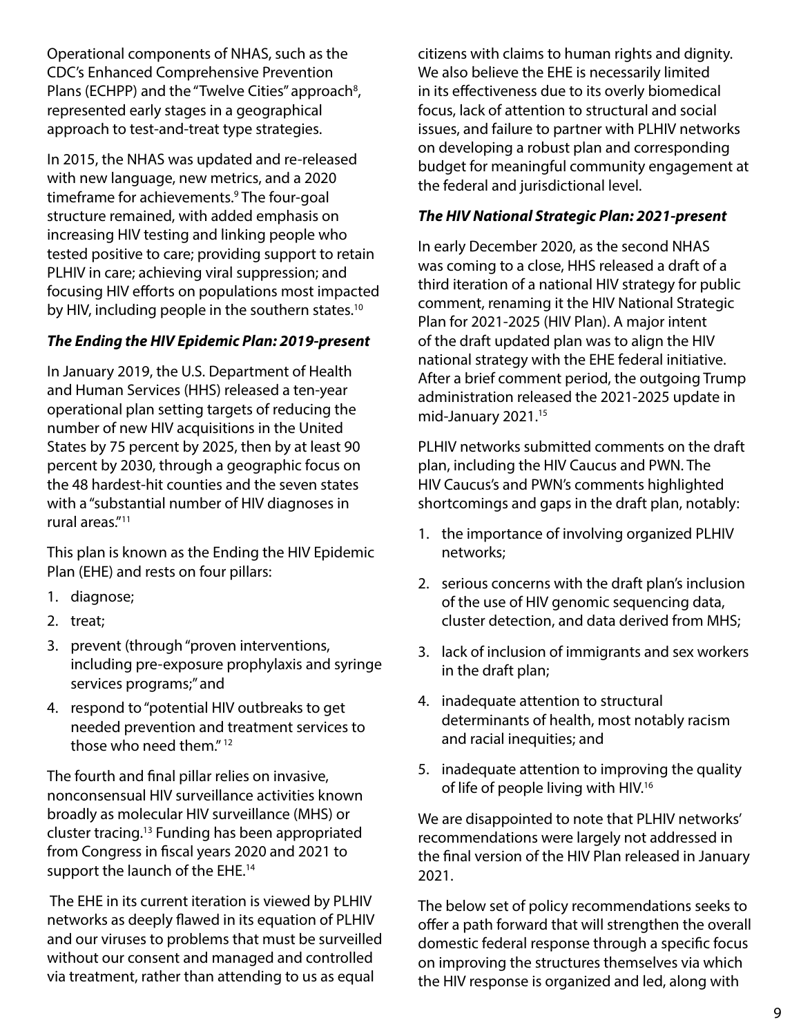Operational components of NHAS, such as the CDC's Enhanced Comprehensive Prevention Plans (ECHPP) and the "Twelve Cities" approach[8], represented early stages in a geographical approach to test-and-treat type strategies.

In 2015, the NHAS was updated and re-released with new language, new metrics, and a 2020 timeframe for achievements.[9] The four-goal structure remained, with added emphasis on increasing HIV testing and linking people who tested positive to care; providing support to retain PLHIV in care; achieving viral suppression; and focusing HIV efforts on populations most impacted by HIV, including people in the southern states.[10]

***The Ending the HIV Epidemic Plan: 2019-present***

In January 2019, the U.S. Department of Health and Human Services (HHS) released a ten-year operational plan setting targets of reducing the number of new HIV acquisitions in the United States by 75 percent by 2025, then by at least 90 percent by 2030, through a geographic focus on the 48 hardest-hit counties and the seven states with a "substantial number of HIV diagnoses in rural areas."[11]

This plan is known as the Ending the HIV Epidemic Plan (EHE) and rests on four pillars:

1. diagnose;
2. treat;
3. prevent (through "proven interventions, including pre-exposure prophylaxis and syringe services programs;" and
4. respond to "potential HIV outbreaks to get needed prevention and treatment services to those who need them." [12]

The fourth and final pillar relies on invasive, nonconsensual HIV surveillance activities known broadly as molecular HIV surveillance (MHS) or cluster tracing.[13] Funding has been appropriated from Congress in fiscal years 2020 and 2021 to support the launch of the EHE.[14]

The EHE in its current iteration is viewed by PLHIV networks as deeply flawed in its equation of PLHIV and our viruses to problems that must be surveilled without our consent and managed and controlled via treatment, rather than attending to us as equal citizens with claims to human rights and dignity. We also believe the EHE is necessarily limited in its effectiveness due to its overly biomedical focus, lack of attention to structural and social issues, and failure to partner with PLHIV networks on developing a robust plan and corresponding budget for meaningful community engagement at the federal and jurisdictional level.

***The HIV National Strategic Plan: 2021-present***

In early December 2020, as the second NHAS was coming to a close, HHS released a draft of a third iteration of a national HIV strategy for public comment, renaming it the HIV National Strategic Plan for 2021-2025 (HIV Plan). A major intent of the draft updated plan was to align the HIV national strategy with the EHE federal initiative. After a brief comment period, the outgoing Trump administration released the 2021-2025 update in mid-January 2021.[15]

PLHIV networks submitted comments on the draft plan, including the HIV Caucus and PWN. The HIV Caucus's and PWN's comments highlighted shortcomings and gaps in the draft plan, notably:

1. the importance of involving organized PLHIV networks;
2. serious concerns with the draft plan's inclusion of the use of HIV genomic sequencing data, cluster detection, and data derived from MHS;
3. lack of inclusion of immigrants and sex workers in the draft plan;
4. inadequate attention to structural determinants of health, most notably racism and racial inequities; and
5. inadequate attention to improving the quality of life of people living with HIV.[16]

We are disappointed to note that PLHIV networks' recommendations were largely not addressed in the final version of the HIV Plan released in January 2021.

The below set of policy recommendations seeks to offer a path forward that will strengthen the overall domestic federal response through a specific focus on improving the structures themselves via which the HIV response is organized and led, along with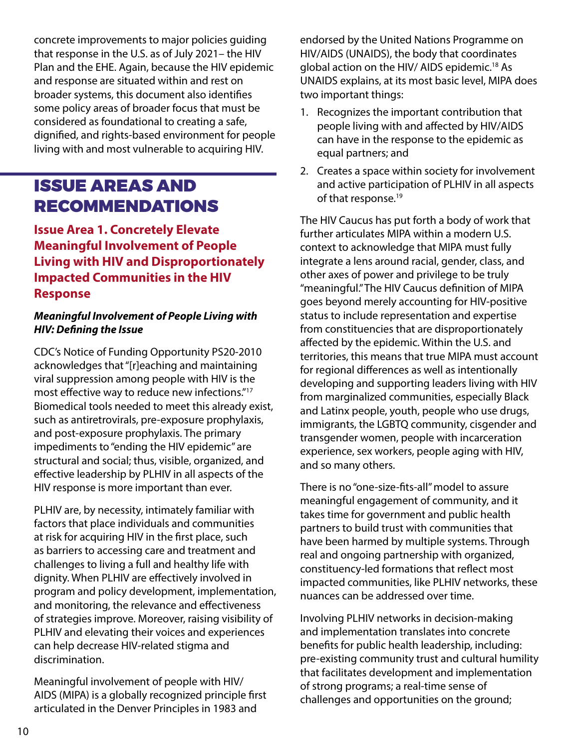concrete improvements to major policies guiding that response in the U.S. as of July 2021– the HIV Plan and the EHE. Again, because the HIV epidemic and response are situated within and rest on broader systems, this document also identifies some policy areas of broader focus that must be considered as foundational to creating a safe, dignified, and rights-based environment for people living with and most vulnerable to acquiring HIV.

# ISSUE AREAS AND RECOMMENDATIONS

## Issue Area 1. Concretely Elevate Meaningful Involvement of People Living with HIV and Disproportionately Impacted Communities in the HIV Response

### *Meaningful Involvement of People Living with HIV: Defining the Issue*

CDC's Notice of Funding Opportunity PS20-2010 acknowledges that "[r]eaching and maintaining viral suppression among people with HIV is the most effective way to reduce new infections."[17] Biomedical tools needed to meet this already exist, such as antiretrovirals, pre-exposure prophylaxis, and post-exposure prophylaxis. The primary impediments to "ending the HIV epidemic" are structural and social; thus, visible, organized, and effective leadership by PLHIV in all aspects of the HIV response is more important than ever.

PLHIV are, by necessity, intimately familiar with factors that place individuals and communities at risk for acquiring HIV in the first place, such as barriers to accessing care and treatment and challenges to living a full and healthy life with dignity. When PLHIV are effectively involved in program and policy development, implementation, and monitoring, the relevance and effectiveness of strategies improve. Moreover, raising visibility of PLHIV and elevating their voices and experiences can help decrease HIV-related stigma and discrimination.

Meaningful involvement of people with HIV/ AIDS (MIPA) is a globally recognized principle first articulated in the Denver Principles in 1983 and endorsed by the United Nations Programme on HIV/AIDS (UNAIDS), the body that coordinates global action on the HIV/ AIDS epidemic.[18] As UNAIDS explains, at its most basic level, MIPA does two important things:

1. Recognizes the important contribution that people living with and affected by HIV/AIDS can have in the response to the epidemic as equal partners; and
2. Creates a space within society for involvement and active participation of PLHIV in all aspects of that response.[19]

The HIV Caucus has put forth a body of work that further articulates MIPA within a modern U.S. context to acknowledge that MIPA must fully integrate a lens around racial, gender, class, and other axes of power and privilege to be truly "meaningful." The HIV Caucus definition of MIPA goes beyond merely accounting for HIV-positive status to include representation and expertise from constituencies that are disproportionately affected by the epidemic. Within the U.S. and territories, this means that true MIPA must account for regional differences as well as intentionally developing and supporting leaders living with HIV from marginalized communities, especially Black and Latinx people, youth, people who use drugs, immigrants, the LGBTQ community, cisgender and transgender women, people with incarceration experience, sex workers, people aging with HIV, and so many others.

There is no "one-size-fits-all" model to assure meaningful engagement of community, and it takes time for government and public health partners to build trust with communities that have been harmed by multiple systems. Through real and ongoing partnership with organized, constituency-led formations that reflect most impacted communities, like PLHIV networks, these nuances can be addressed over time.

Involving PLHIV networks in decision-making and implementation translates into concrete benefits for public health leadership, including: pre-existing community trust and cultural humility that facilitates development and implementation of strong programs; a real-time sense of challenges and opportunities on the ground;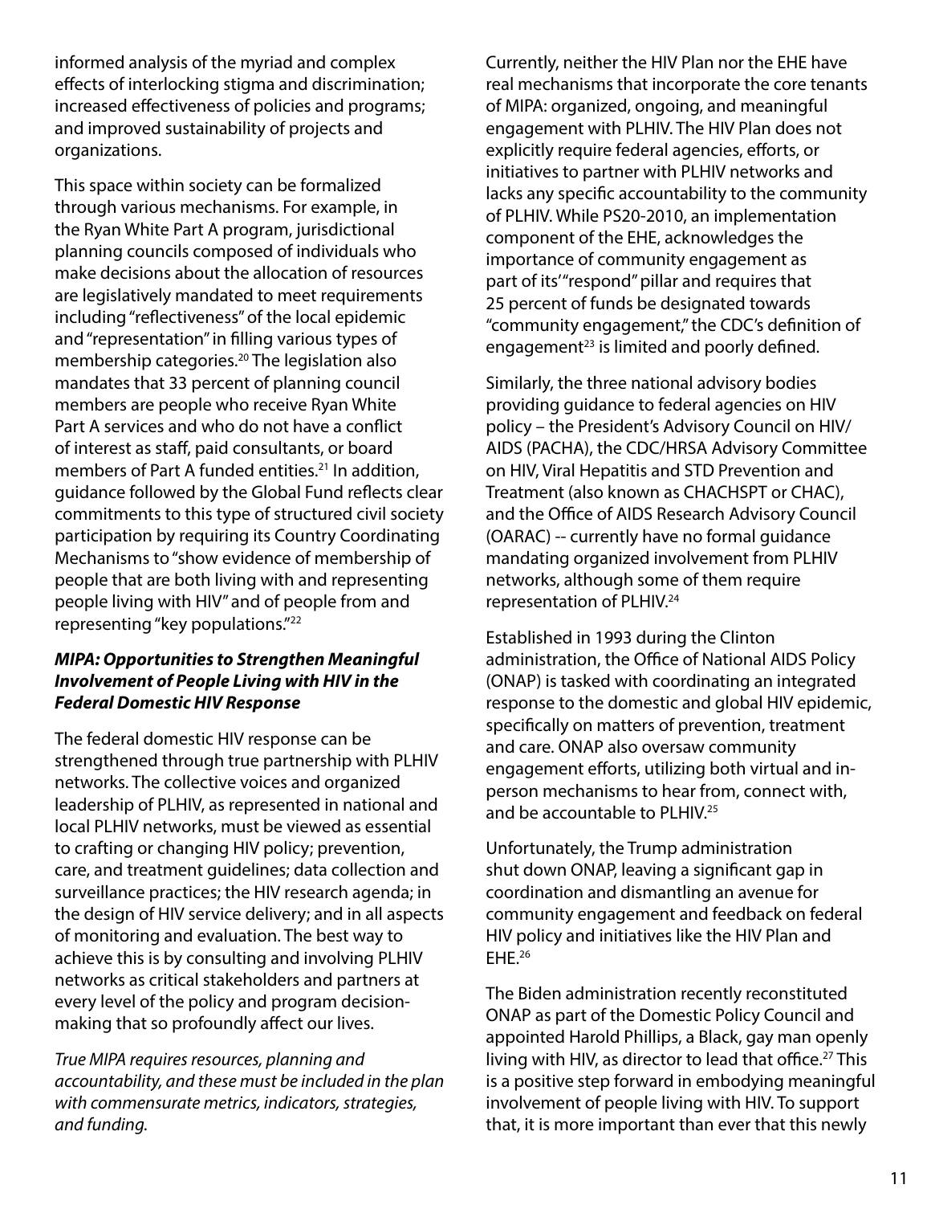informed analysis of the myriad and complex effects of interlocking stigma and discrimination; increased effectiveness of policies and programs; and improved sustainability of projects and organizations.

This space within society can be formalized through various mechanisms. For example, in the Ryan White Part A program, jurisdictional planning councils composed of individuals who make decisions about the allocation of resources are legislatively mandated to meet requirements including "reflectiveness" of the local epidemic and "representation" in filling various types of membership categories.[20] The legislation also mandates that 33 percent of planning council members are people who receive Ryan White Part A services and who do not have a conflict of interest as staff, paid consultants, or board members of Part A funded entities.[21] In addition, guidance followed by the Global Fund reflects clear commitments to this type of structured civil society participation by requiring its Country Coordinating Mechanisms to "show evidence of membership of people that are both living with and representing people living with HIV" and of people from and representing "key populations."[22]

***MIPA: Opportunities to Strengthen Meaningful Involvement of People Living with HIV in the Federal Domestic HIV Response***

The federal domestic HIV response can be strengthened through true partnership with PLHIV networks. The collective voices and organized leadership of PLHIV, as represented in national and local PLHIV networks, must be viewed as essential to crafting or changing HIV policy; prevention, care, and treatment guidelines; data collection and surveillance practices; the HIV research agenda; in the design of HIV service delivery; and in all aspects of monitoring and evaluation. The best way to achieve this is by consulting and involving PLHIV networks as critical stakeholders and partners at every level of the policy and program decision-making that so profoundly affect our lives.

*True MIPA requires resources, planning and accountability, and these must be included in the plan with commensurate metrics, indicators, strategies, and funding.*

Currently, neither the HIV Plan nor the EHE have real mechanisms that incorporate the core tenants of MIPA: organized, ongoing, and meaningful engagement with PLHIV. The HIV Plan does not explicitly require federal agencies, efforts, or initiatives to partner with PLHIV networks and lacks any specific accountability to the community of PLHIV. While PS20-2010, an implementation component of the EHE, acknowledges the importance of community engagement as part of its' "respond" pillar and requires that 25 percent of funds be designated towards "community engagement," the CDC's definition of engagement[23] is limited and poorly defined.

Similarly, the three national advisory bodies providing guidance to federal agencies on HIV policy – the President's Advisory Council on HIV/AIDS (PACHA), the CDC/HRSA Advisory Committee on HIV, Viral Hepatitis and STD Prevention and Treatment (also known as CHACHSPT or CHAC), and the Office of AIDS Research Advisory Council (OARAC) -- currently have no formal guidance mandating organized involvement from PLHIV networks, although some of them require representation of PLHIV.[24]

Established in 1993 during the Clinton administration, the Office of National AIDS Policy (ONAP) is tasked with coordinating an integrated response to the domestic and global HIV epidemic, specifically on matters of prevention, treatment and care. ONAP also oversaw community engagement efforts, utilizing both virtual and in-person mechanisms to hear from, connect with, and be accountable to PLHIV.[25]

Unfortunately, the Trump administration shut down ONAP, leaving a significant gap in coordination and dismantling an avenue for community engagement and feedback on federal HIV policy and initiatives like the HIV Plan and EHE.[26]

The Biden administration recently reconstituted ONAP as part of the Domestic Policy Council and appointed Harold Phillips, a Black, gay man openly living with HIV, as director to lead that office.[27] This is a positive step forward in embodying meaningful involvement of people living with HIV. To support that, it is more important than ever that this newly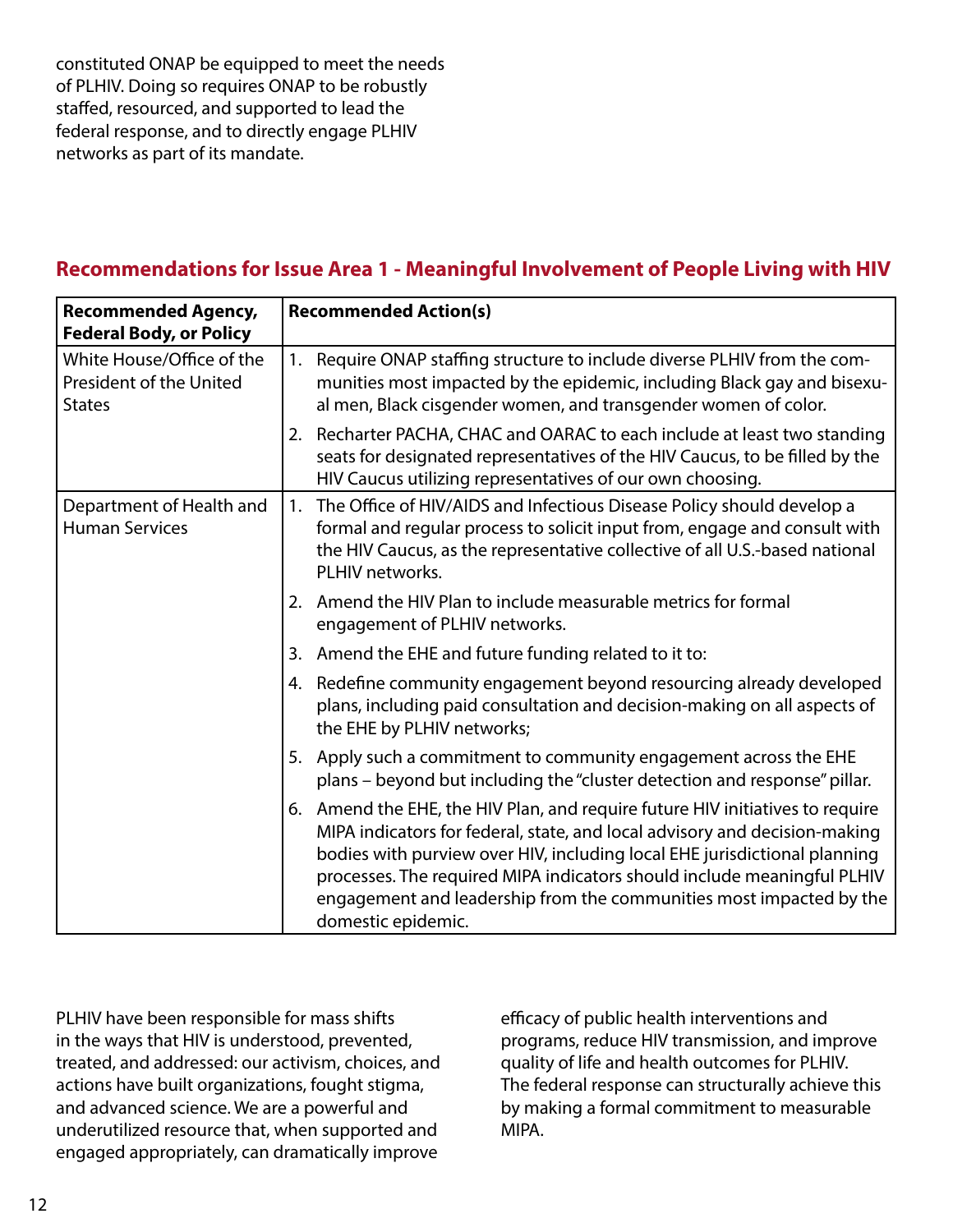constituted ONAP be equipped to meet the needs of PLHIV. Doing so requires ONAP to be robustly staffed, resourced, and supported to lead the federal response, and to directly engage PLHIV networks as part of its mandate.

## Recommendations for Issue Area 1 - Meaningful Involvement of People Living with HIV

| **Recommended Agency, Federal Body, or Policy** | **Recommended Action(s)** |
|---|---|
| White House/Office of the President of the United States | 1. Require ONAP staffing structure to include diverse PLHIV from the communities most impacted by the epidemic, including Black gay and bisexual men, Black cisgender women, and transgender women of color.<br>2. Recharter PACHA, CHAC and OARAC to each include at least two standing seats for designated representatives of the HIV Caucus, to be filled by the HIV Caucus utilizing representatives of our own choosing. |
| Department of Health and Human Services | 1. The Office of HIV/AIDS and Infectious Disease Policy should develop a formal and regular process to solicit input from, engage and consult with the HIV Caucus, as the representative collective of all U.S.-based national PLHIV networks.<br>2. Amend the HIV Plan to include measurable metrics for formal engagement of PLHIV networks.<br>3. Amend the EHE and future funding related to it to:<br>4. Redefine community engagement beyond resourcing already developed plans, including paid consultation and decision-making on all aspects of the EHE by PLHIV networks;<br>5. Apply such a commitment to community engagement across the EHE plans – beyond but including the "cluster detection and response" pillar.<br>6. Amend the EHE, the HIV Plan, and require future HIV initiatives to require MIPA indicators for federal, state, and local advisory and decision-making bodies with purview over HIV, including local EHE jurisdictional planning processes. The required MIPA indicators should include meaningful PLHIV engagement and leadership from the communities most impacted by the domestic epidemic. |

PLHIV have been responsible for mass shifts in the ways that HIV is understood, prevented, treated, and addressed: our activism, choices, and actions have built organizations, fought stigma, and advanced science. We are a powerful and underutilized resource that, when supported and engaged appropriately, can dramatically improve efficacy of public health interventions and programs, reduce HIV transmission, and improve quality of life and health outcomes for PLHIV. The federal response can structurally achieve this by making a formal commitment to measurable MIPA.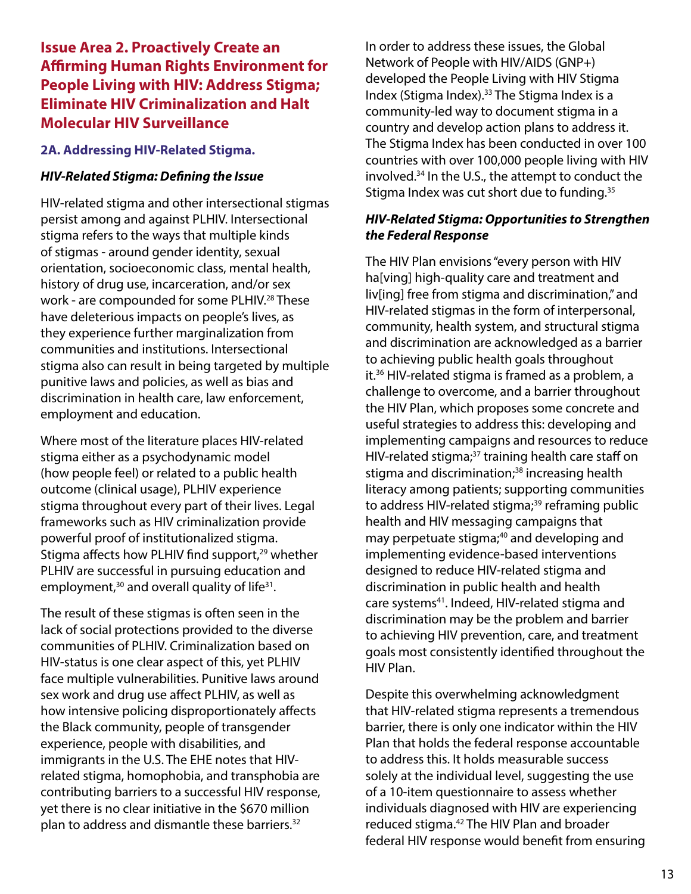## Issue Area 2. Proactively Create an Affirming Human Rights Environment for People Living with HIV: Address Stigma; Eliminate HIV Criminalization and Halt Molecular HIV Surveillance

### 2A. Addressing HIV-Related Stigma.

#### *HIV-Related Stigma: Defining the Issue*

HIV-related stigma and other intersectional stigmas persist among and against PLHIV. Intersectional stigma refers to the ways that multiple kinds of stigmas - around gender identity, sexual orientation, socioeconomic class, mental health, history of drug use, incarceration, and/or sex work - are compounded for some PLHIV.[28] These have deleterious impacts on people's lives, as they experience further marginalization from communities and institutions. Intersectional stigma also can result in being targeted by multiple punitive laws and policies, as well as bias and discrimination in health care, law enforcement, employment and education.

Where most of the literature places HIV-related stigma either as a psychodynamic model (how people feel) or related to a public health outcome (clinical usage), PLHIV experience stigma throughout every part of their lives. Legal frameworks such as HIV criminalization provide powerful proof of institutionalized stigma. Stigma affects how PLHIV find support,[29] whether PLHIV are successful in pursuing education and employment,[30] and overall quality of life[31].

The result of these stigmas is often seen in the lack of social protections provided to the diverse communities of PLHIV. Criminalization based on HIV-status is one clear aspect of this, yet PLHIV face multiple vulnerabilities. Punitive laws around sex work and drug use affect PLHIV, as well as how intensive policing disproportionately affects the Black community, people of transgender experience, people with disabilities, and immigrants in the U.S. The EHE notes that HIV-related stigma, homophobia, and transphobia are contributing barriers to a successful HIV response, yet there is no clear initiative in the $670 million plan to address and dismantle these barriers.[32]

In order to address these issues, the Global Network of People with HIV/AIDS (GNP+) developed the People Living with HIV Stigma Index (Stigma Index).[33] The Stigma Index is a community-led way to document stigma in a country and develop action plans to address it. The Stigma Index has been conducted in over 100 countries with over 100,000 people living with HIV involved.[34] In the U.S., the attempt to conduct the Stigma Index was cut short due to funding.[35]

#### *HIV-Related Stigma: Opportunities to Strengthen the Federal Response*

The HIV Plan envisions "every person with HIV ha[ving] high-quality care and treatment and liv[ing] free from stigma and discrimination," and HIV-related stigmas in the form of interpersonal, community, health system, and structural stigma and discrimination are acknowledged as a barrier to achieving public health goals throughout it.[36] HIV-related stigma is framed as a problem, a challenge to overcome, and a barrier throughout the HIV Plan, which proposes some concrete and useful strategies to address this: developing and implementing campaigns and resources to reduce HIV-related stigma;[37] training health care staff on stigma and discrimination;[38] increasing health literacy among patients; supporting communities to address HIV-related stigma;[39] reframing public health and HIV messaging campaigns that may perpetuate stigma;[40] and developing and implementing evidence-based interventions designed to reduce HIV-related stigma and discrimination in public health and health care systems[41]. Indeed, HIV-related stigma and discrimination may be the problem and barrier to achieving HIV prevention, care, and treatment goals most consistently identified throughout the HIV Plan.

Despite this overwhelming acknowledgment that HIV-related stigma represents a tremendous barrier, there is only one indicator within the HIV Plan that holds the federal response accountable to address this. It holds measurable success solely at the individual level, suggesting the use of a 10-item questionnaire to assess whether individuals diagnosed with HIV are experiencing reduced stigma.[42] The HIV Plan and broader federal HIV response would benefit from ensuring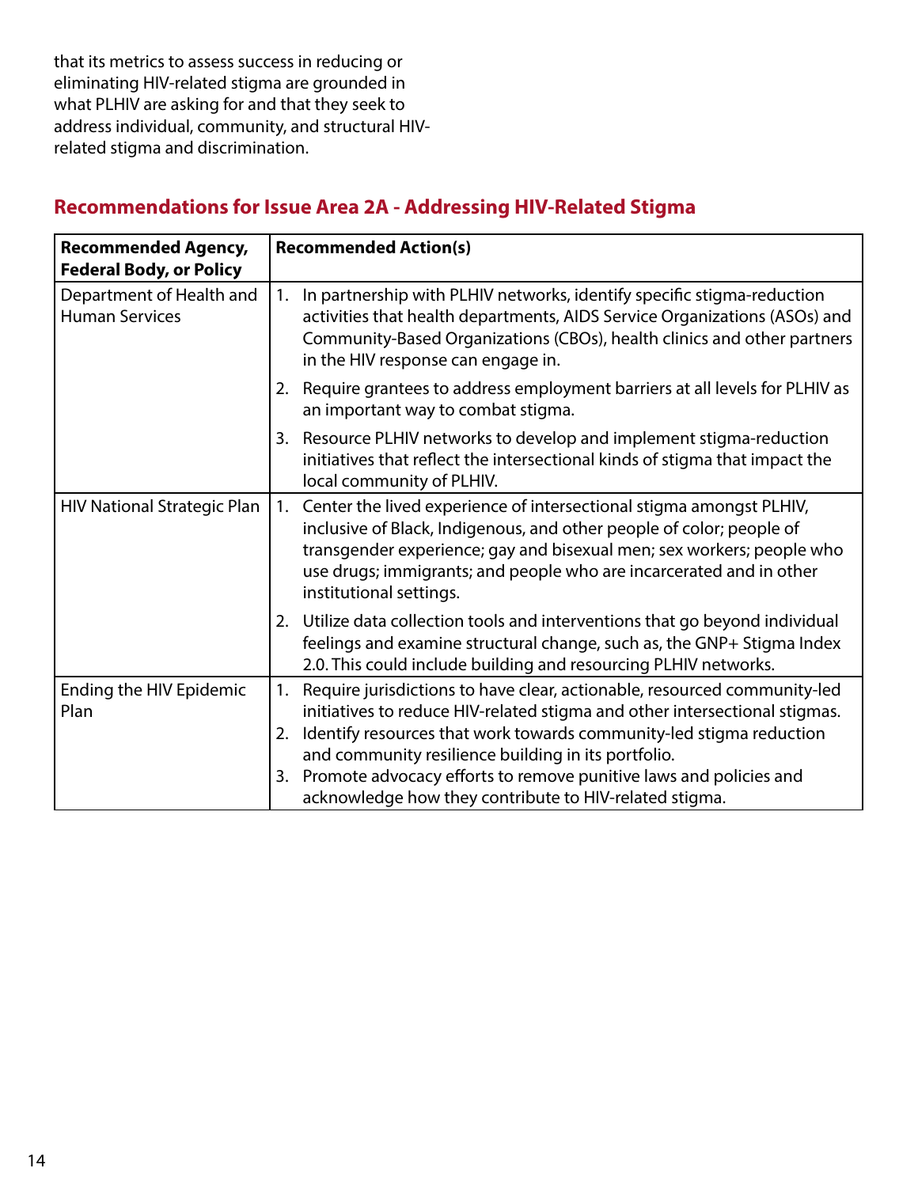that its metrics to assess success in reducing or eliminating HIV-related stigma are grounded in what PLHIV are asking for and that they seek to address individual, community, and structural HIV-related stigma and discrimination.

## Recommendations for Issue Area 2A - Addressing HIV-Related Stigma

| Recommended Agency, Federal Body, or Policy | Recommended Action(s) |
|---|---|
| Department of Health and Human Services | 1. In partnership with PLHIV networks, identify specific stigma-reduction activities that health departments, AIDS Service Organizations (ASOs) and Community-Based Organizations (CBOs), health clinics and other partners in the HIV response can engage in.<br>2. Require grantees to address employment barriers at all levels for PLHIV as an important way to combat stigma.<br>3. Resource PLHIV networks to develop and implement stigma-reduction initiatives that reflect the intersectional kinds of stigma that impact the local community of PLHIV. |
| HIV National Strategic Plan | 1. Center the lived experience of intersectional stigma amongst PLHIV, inclusive of Black, Indigenous, and other people of color; people of transgender experience; gay and bisexual men; sex workers; people who use drugs; immigrants; and people who are incarcerated and in other institutional settings.<br>2. Utilize data collection tools and interventions that go beyond individual feelings and examine structural change, such as, the GNP+ Stigma Index 2.0. This could include building and resourcing PLHIV networks. |
| Ending the HIV Epidemic Plan | 1. Require jurisdictions to have clear, actionable, resourced community-led initiatives to reduce HIV-related stigma and other intersectional stigmas.<br>2. Identify resources that work towards community-led stigma reduction and community resilience building in its portfolio.<br>3. Promote advocacy efforts to remove punitive laws and policies and acknowledge how they contribute to HIV-related stigma. |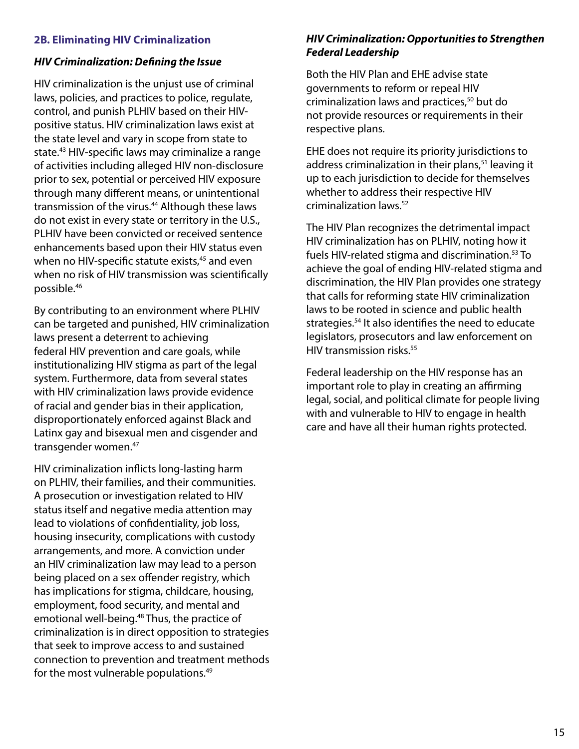## 2B. Eliminating HIV Criminalization

### *HIV Criminalization: Defining the Issue*

HIV criminalization is the unjust use of criminal laws, policies, and practices to police, regulate, control, and punish PLHIV based on their HIV-positive status. HIV criminalization laws exist at the state level and vary in scope from state to state.[43] HIV-specific laws may criminalize a range of activities including alleged HIV non-disclosure prior to sex, potential or perceived HIV exposure through many different means, or unintentional transmission of the virus.[44] Although these laws do not exist in every state or territory in the U.S., PLHIV have been convicted or received sentence enhancements based upon their HIV status even when no HIV-specific statute exists,[45] and even when no risk of HIV transmission was scientifically possible.[46]

By contributing to an environment where PLHIV can be targeted and punished, HIV criminalization laws present a deterrent to achieving federal HIV prevention and care goals, while institutionalizing HIV stigma as part of the legal system. Furthermore, data from several states with HIV criminalization laws provide evidence of racial and gender bias in their application, disproportionately enforced against Black and Latinx gay and bisexual men and cisgender and transgender women.[47]

HIV criminalization inflicts long-lasting harm on PLHIV, their families, and their communities. A prosecution or investigation related to HIV status itself and negative media attention may lead to violations of confidentiality, job loss, housing insecurity, complications with custody arrangements, and more. A conviction under an HIV criminalization law may lead to a person being placed on a sex offender registry, which has implications for stigma, childcare, housing, employment, food security, and mental and emotional well-being.[48] Thus, the practice of criminalization is in direct opposition to strategies that seek to improve access to and sustained connection to prevention and treatment methods for the most vulnerable populations.[49]

### *HIV Criminalization: Opportunities to Strengthen Federal Leadership*

Both the HIV Plan and EHE advise state governments to reform or repeal HIV criminalization laws and practices,[50] but do not provide resources or requirements in their respective plans.

EHE does not require its priority jurisdictions to address criminalization in their plans,[51] leaving it up to each jurisdiction to decide for themselves whether to address their respective HIV criminalization laws.[52]

The HIV Plan recognizes the detrimental impact HIV criminalization has on PLHIV, noting how it fuels HIV-related stigma and discrimination.[53] To achieve the goal of ending HIV-related stigma and discrimination, the HIV Plan provides one strategy that calls for reforming state HIV criminalization laws to be rooted in science and public health strategies.[54] It also identifies the need to educate legislators, prosecutors and law enforcement on HIV transmission risks.[55]

Federal leadership on the HIV response has an important role to play in creating an affirming legal, social, and political climate for people living with and vulnerable to HIV to engage in health care and have all their human rights protected.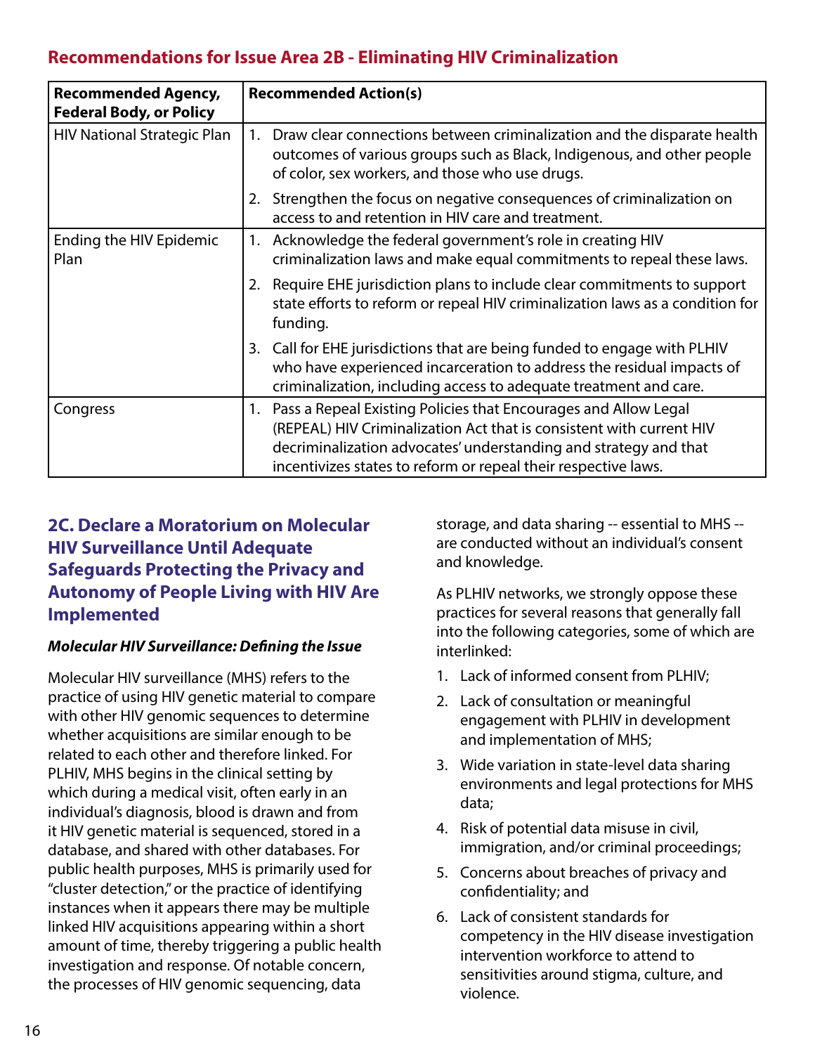### Recommendations for Issue Area 2B - Eliminating HIV Criminalization

| Recommended Agency, Federal Body, or Policy | Recommended Action(s) |
|---|---|
| HIV National Strategic Plan | 1. Draw clear connections between criminalization and the disparate health outcomes of various groups such as Black, Indigenous, and other people of color, sex workers, and those who use drugs.<br>2. Strengthen the focus on negative consequences of criminalization on access to and retention in HIV care and treatment. |
| Ending the HIV Epidemic Plan | 1. Acknowledge the federal government's role in creating HIV criminalization laws and make equal commitments to repeal these laws.<br>2. Require EHE jurisdiction plans to include clear commitments to support state efforts to reform or repeal HIV criminalization laws as a condition for funding.<br>3. Call for EHE jurisdictions that are being funded to engage with PLHIV who have experienced incarceration to address the residual impacts of criminalization, including access to adequate treatment and care. |
| Congress | 1. Pass a Repeal Existing Policies that Encourages and Allow Legal (REPEAL) HIV Criminalization Act that is consistent with current HIV decriminalization advocates' understanding and strategy and that incentivizes states to reform or repeal their respective laws. |

## 2C. Declare a Moratorium on Molecular HIV Surveillance Until Adequate Safeguards Protecting the Privacy and Autonomy of People Living with HIV Are Implemented

***Molecular HIV Surveillance: Defining the Issue***

Molecular HIV surveillance (MHS) refers to the practice of using HIV genetic material to compare with other HIV genomic sequences to determine whether acquisitions are similar enough to be related to each other and therefore linked. For PLHIV, MHS begins in the clinical setting by which during a medical visit, often early in an individual's diagnosis, blood is drawn and from it HIV genetic material is sequenced, stored in a database, and shared with other databases. For public health purposes, MHS is primarily used for "cluster detection," or the practice of identifying instances when it appears there may be multiple linked HIV acquisitions appearing within a short amount of time, thereby triggering a public health investigation and response. Of notable concern, the processes of HIV genomic sequencing, data storage, and data sharing -- essential to MHS -- are conducted without an individual's consent and knowledge.

As PLHIV networks, we strongly oppose these practices for several reasons that generally fall into the following categories, some of which are interlinked:

1. Lack of informed consent from PLHIV;
2. Lack of consultation or meaningful engagement with PLHIV in development and implementation of MHS;
3. Wide variation in state-level data sharing environments and legal protections for MHS data;
4. Risk of potential data misuse in civil, immigration, and/or criminal proceedings;
5. Concerns about breaches of privacy and confidentiality; and
6. Lack of consistent standards for competency in the HIV disease investigation intervention workforce to attend to sensitivities around stigma, culture, and violence.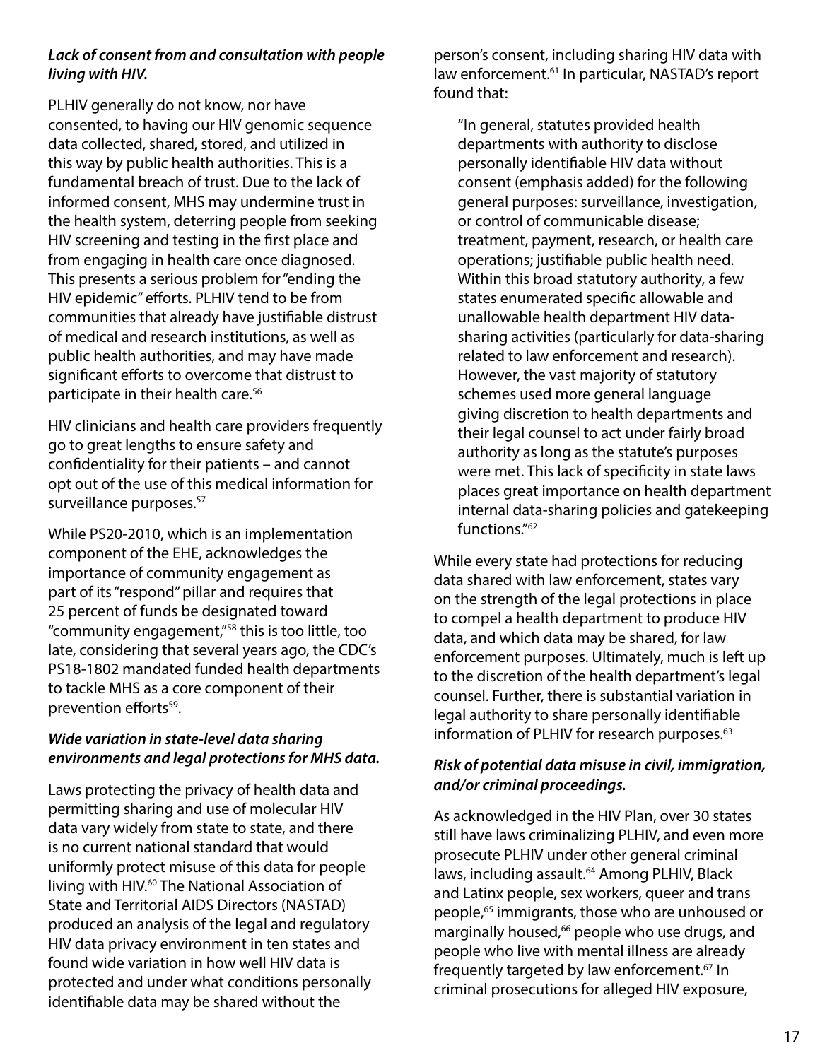***Lack of consent from and consultation with people living with HIV.***

PLHIV generally do not know, nor have consented, to having our HIV genomic sequence data collected, shared, stored, and utilized in this way by public health authorities. This is a fundamental breach of trust. Due to the lack of informed consent, MHS may undermine trust in the health system, deterring people from seeking HIV screening and testing in the first place and from engaging in health care once diagnosed. This presents a serious problem for "ending the HIV epidemic" efforts. PLHIV tend to be from communities that already have justifiable distrust of medical and research institutions, as well as public health authorities, and may have made significant efforts to overcome that distrust to participate in their health care.[56]

HIV clinicians and health care providers frequently go to great lengths to ensure safety and confidentiality for their patients – and cannot opt out of the use of this medical information for surveillance purposes.[57]

While PS20-2010, which is an implementation component of the EHE, acknowledges the importance of community engagement as part of its "respond" pillar and requires that 25 percent of funds be designated toward "community engagement,"[58] this is too little, too late, considering that several years ago, the CDC's PS18-1802 mandated funded health departments to tackle MHS as a core component of their prevention efforts[59].

***Wide variation in state-level data sharing environments and legal protections for MHS data.***

Laws protecting the privacy of health data and permitting sharing and use of molecular HIV data vary widely from state to state, and there is no current national standard that would uniformly protect misuse of this data for people living with HIV.[60] The National Association of State and Territorial AIDS Directors (NASTAD) produced an analysis of the legal and regulatory HIV data privacy environment in ten states and found wide variation in how well HIV data is protected and under what conditions personally identifiable data may be shared without the person's consent, including sharing HIV data with law enforcement.[61] In particular, NASTAD's report found that:

> "In general, statutes provided health departments with authority to disclose personally identifiable HIV data without consent (emphasis added) for the following general purposes: surveillance, investigation, or control of communicable disease; treatment, payment, research, or health care operations; justifiable public health need. Within this broad statutory authority, a few states enumerated specific allowable and unallowable health department HIV data-sharing activities (particularly for data-sharing related to law enforcement and research). However, the vast majority of statutory schemes used more general language giving discretion to health departments and their legal counsel to act under fairly broad authority as long as the statute's purposes were met. This lack of specificity in state laws places great importance on health department internal data-sharing policies and gatekeeping functions."[62]

While every state had protections for reducing data shared with law enforcement, states vary on the strength of the legal protections in place to compel a health department to produce HIV data, and which data may be shared, for law enforcement purposes. Ultimately, much is left up to the discretion of the health department's legal counsel. Further, there is substantial variation in legal authority to share personally identifiable information of PLHIV for research purposes.[63]

***Risk of potential data misuse in civil, immigration, and/or criminal proceedings.***

As acknowledged in the HIV Plan, over 30 states still have laws criminalizing PLHIV, and even more prosecute PLHIV under other general criminal laws, including assault.[64] Among PLHIV, Black and Latinx people, sex workers, queer and trans people,[65] immigrants, those who are unhoused or marginally housed,[66] people who use drugs, and people who live with mental illness are already frequently targeted by law enforcement.[67] In criminal prosecutions for alleged HIV exposure,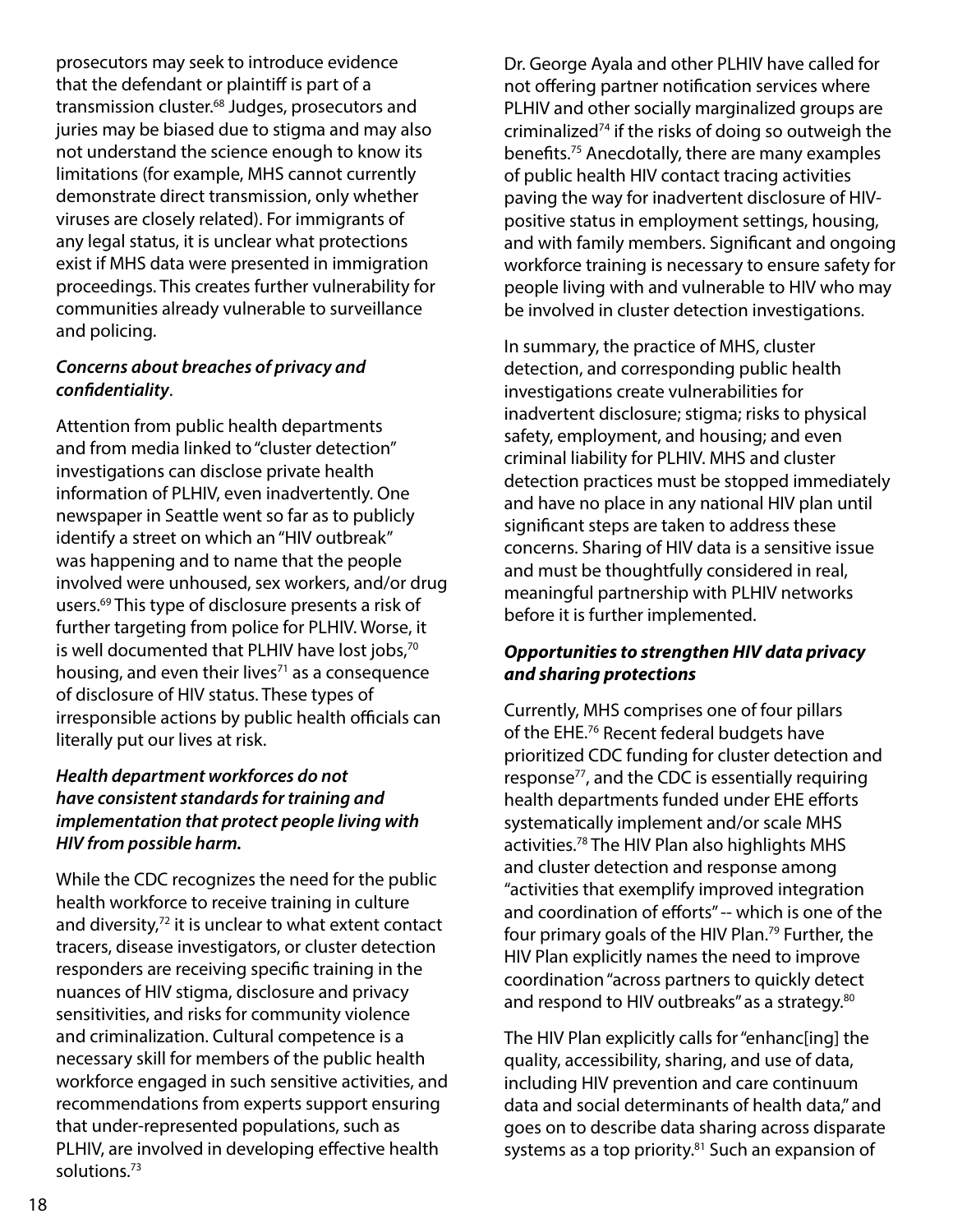prosecutors may seek to introduce evidence that the defendant or plaintiff is part of a transmission cluster.[68] Judges, prosecutors and juries may be biased due to stigma and may also not understand the science enough to know its limitations (for example, MHS cannot currently demonstrate direct transmission, only whether viruses are closely related). For immigrants of any legal status, it is unclear what protections exist if MHS data were presented in immigration proceedings. This creates further vulnerability for communities already vulnerable to surveillance and policing.

***Concerns about breaches of privacy and confidentiality***.

Attention from public health departments and from media linked to "cluster detection" investigations can disclose private health information of PLHIV, even inadvertently. One newspaper in Seattle went so far as to publicly identify a street on which an "HIV outbreak" was happening and to name that the people involved were unhoused, sex workers, and/or drug users.[69] This type of disclosure presents a risk of further targeting from police for PLHIV. Worse, it is well documented that PLHIV have lost jobs,[70] housing, and even their lives[71] as a consequence of disclosure of HIV status. These types of irresponsible actions by public health officials can literally put our lives at risk.

***Health department workforces do not have consistent standards for training and implementation that protect people living with HIV from possible harm.***

While the CDC recognizes the need for the public health workforce to receive training in culture and diversity,[72] it is unclear to what extent contact tracers, disease investigators, or cluster detection responders are receiving specific training in the nuances of HIV stigma, disclosure and privacy sensitivities, and risks for community violence and criminalization. Cultural competence is a necessary skill for members of the public health workforce engaged in such sensitive activities, and recommendations from experts support ensuring that under-represented populations, such as PLHIV, are involved in developing effective health solutions.[73]

Dr. George Ayala and other PLHIV have called for not offering partner notification services where PLHIV and other socially marginalized groups are criminalized[74] if the risks of doing so outweigh the benefits.[75] Anecdotally, there are many examples of public health HIV contact tracing activities paving the way for inadvertent disclosure of HIV-positive status in employment settings, housing, and with family members. Significant and ongoing workforce training is necessary to ensure safety for people living with and vulnerable to HIV who may be involved in cluster detection investigations.

In summary, the practice of MHS, cluster detection, and corresponding public health investigations create vulnerabilities for inadvertent disclosure; stigma; risks to physical safety, employment, and housing; and even criminal liability for PLHIV. MHS and cluster detection practices must be stopped immediately and have no place in any national HIV plan until significant steps are taken to address these concerns. Sharing of HIV data is a sensitive issue and must be thoughtfully considered in real, meaningful partnership with PLHIV networks before it is further implemented.

***Opportunities to strengthen HIV data privacy and sharing protections***

Currently, MHS comprises one of four pillars of the EHE.[76] Recent federal budgets have prioritized CDC funding for cluster detection and response[77], and the CDC is essentially requiring health departments funded under EHE efforts systematically implement and/or scale MHS activities.[78] The HIV Plan also highlights MHS and cluster detection and response among "activities that exemplify improved integration and coordination of efforts" -- which is one of the four primary goals of the HIV Plan.[79] Further, the HIV Plan explicitly names the need to improve coordination "across partners to quickly detect and respond to HIV outbreaks" as a strategy.[80]

The HIV Plan explicitly calls for "enhanc[ing] the quality, accessibility, sharing, and use of data, including HIV prevention and care continuum data and social determinants of health data," and goes on to describe data sharing across disparate systems as a top priority.[81] Such an expansion of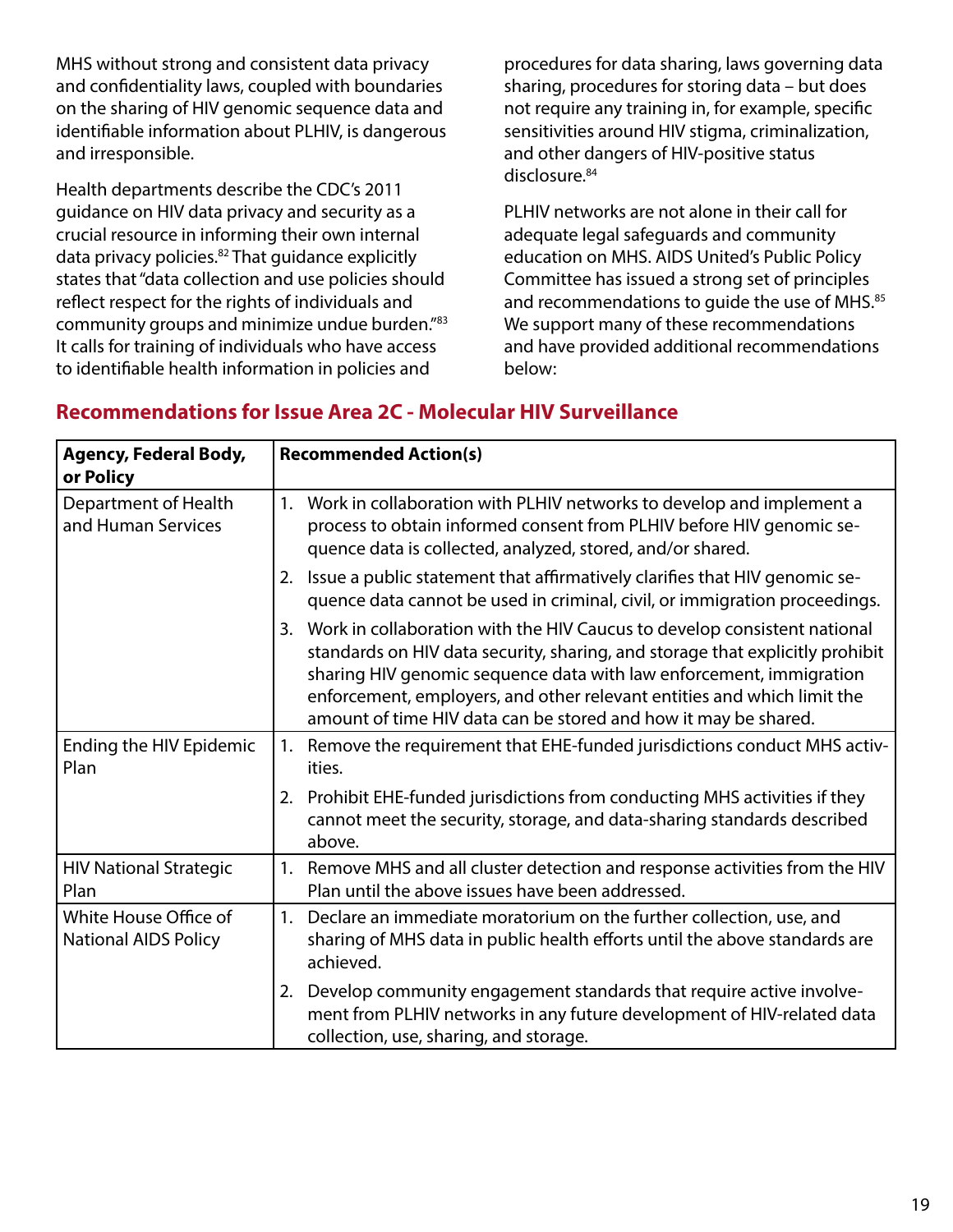MHS without strong and consistent data privacy and confidentiality laws, coupled with boundaries on the sharing of HIV genomic sequence data and identifiable information about PLHIV, is dangerous and irresponsible.

Health departments describe the CDC's 2011 guidance on HIV data privacy and security as a crucial resource in informing their own internal data privacy policies.[82] That guidance explicitly states that "data collection and use policies should reflect respect for the rights of individuals and community groups and minimize undue burden."[83] It calls for training of individuals who have access to identifiable health information in policies and procedures for data sharing, laws governing data sharing, procedures for storing data – but does not require any training in, for example, specific sensitivities around HIV stigma, criminalization, and other dangers of HIV-positive status disclosure.[84]

PLHIV networks are not alone in their call for adequate legal safeguards and community education on MHS. AIDS United's Public Policy Committee has issued a strong set of principles and recommendations to guide the use of MHS.[85] We support many of these recommendations and have provided additional recommendations below:

## Recommendations for Issue Area 2C - Molecular HIV Surveillance

| Agency, Federal Body, or Policy | Recommended Action(s) |
|---|---|
| Department of Health and Human Services | 1. Work in collaboration with PLHIV networks to develop and implement a process to obtain informed consent from PLHIV before HIV genomic sequence data is collected, analyzed, stored, and/or shared. |
| | 2. Issue a public statement that affirmatively clarifies that HIV genomic sequence data cannot be used in criminal, civil, or immigration proceedings. |
| | 3. Work in collaboration with the HIV Caucus to develop consistent national standards on HIV data security, sharing, and storage that explicitly prohibit sharing HIV genomic sequence data with law enforcement, immigration enforcement, employers, and other relevant entities and which limit the amount of time HIV data can be stored and how it may be shared. |
| Ending the HIV Epidemic Plan | 1. Remove the requirement that EHE-funded jurisdictions conduct MHS activities. |
| | 2. Prohibit EHE-funded jurisdictions from conducting MHS activities if they cannot meet the security, storage, and data-sharing standards described above. |
| HIV National Strategic Plan | 1. Remove MHS and all cluster detection and response activities from the HIV Plan until the above issues have been addressed. |
| White House Office of National AIDS Policy | 1. Declare an immediate moratorium on the further collection, use, and sharing of MHS data in public health efforts until the above standards are achieved. |
| | 2. Develop community engagement standards that require active involvement from PLHIV networks in any future development of HIV-related data collection, use, sharing, and storage. |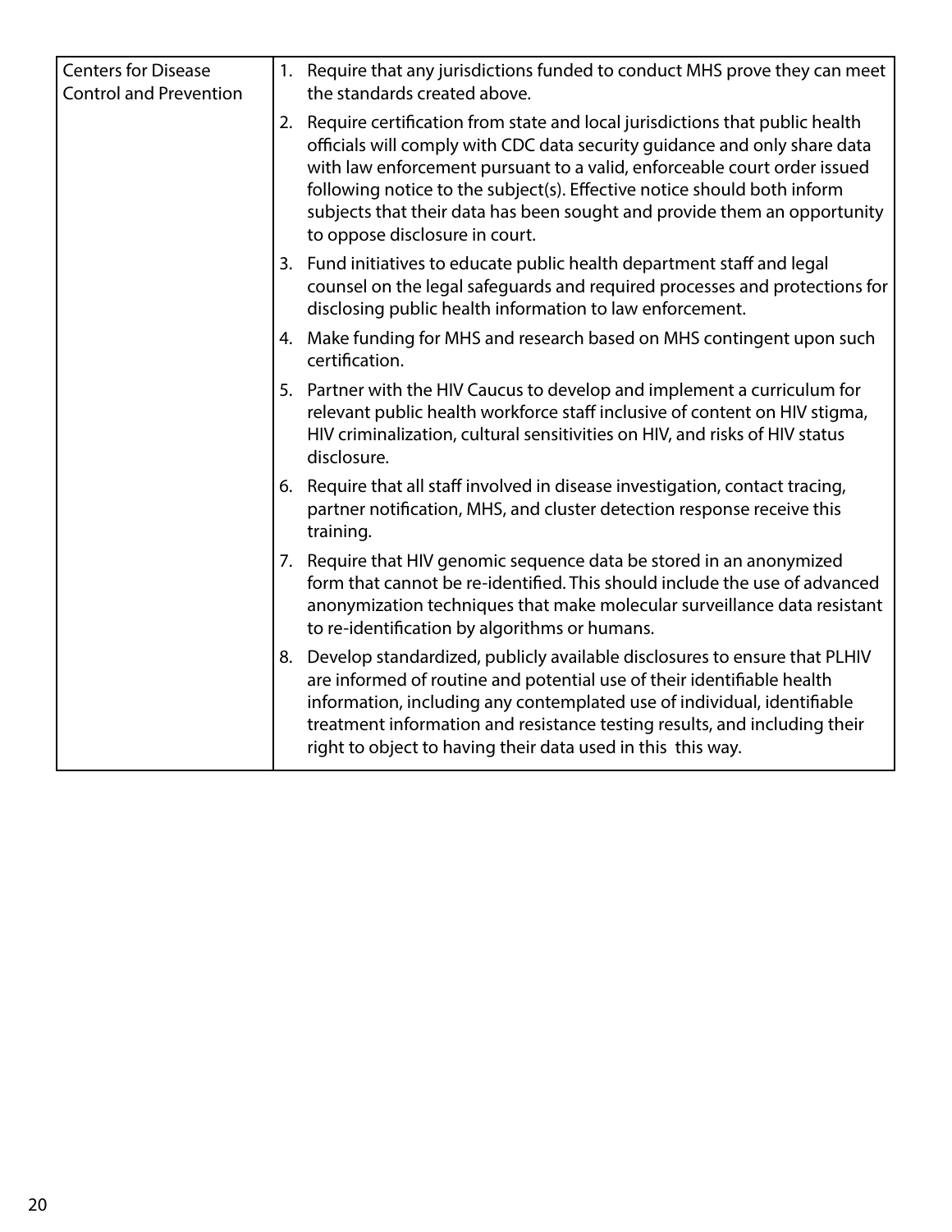| | |
|---|---|
| Centers for Disease Control and Prevention | 1. Require that any jurisdictions funded to conduct MHS prove they can meet the standards created above.<br>2. Require certification from state and local jurisdictions that public health officials will comply with CDC data security guidance and only share data with law enforcement pursuant to a valid, enforceable court order issued following notice to the subject(s). Effective notice should both inform subjects that their data has been sought and provide them an opportunity to oppose disclosure in court.<br>3. Fund initiatives to educate public health department staff and legal counsel on the legal safeguards and required processes and protections for disclosing public health information to law enforcement.<br>4. Make funding for MHS and research based on MHS contingent upon such certification.<br>5. Partner with the HIV Caucus to develop and implement a curriculum for relevant public health workforce staff inclusive of content on HIV stigma, HIV criminalization, cultural sensitivities on HIV, and risks of HIV status disclosure.<br>6. Require that all staff involved in disease investigation, contact tracing, partner notification, MHS, and cluster detection response receive this training.<br>7. Require that HIV genomic sequence data be stored in an anonymized form that cannot be re-identified. This should include the use of advanced anonymization techniques that make molecular surveillance data resistant to re-identification by algorithms or humans.<br>8. Develop standardized, publicly available disclosures to ensure that PLHIV are informed of routine and potential use of their identifiable health information, including any contemplated use of individual, identifiable treatment information and resistance testing results, and including their right to object to having their data used in this this way. |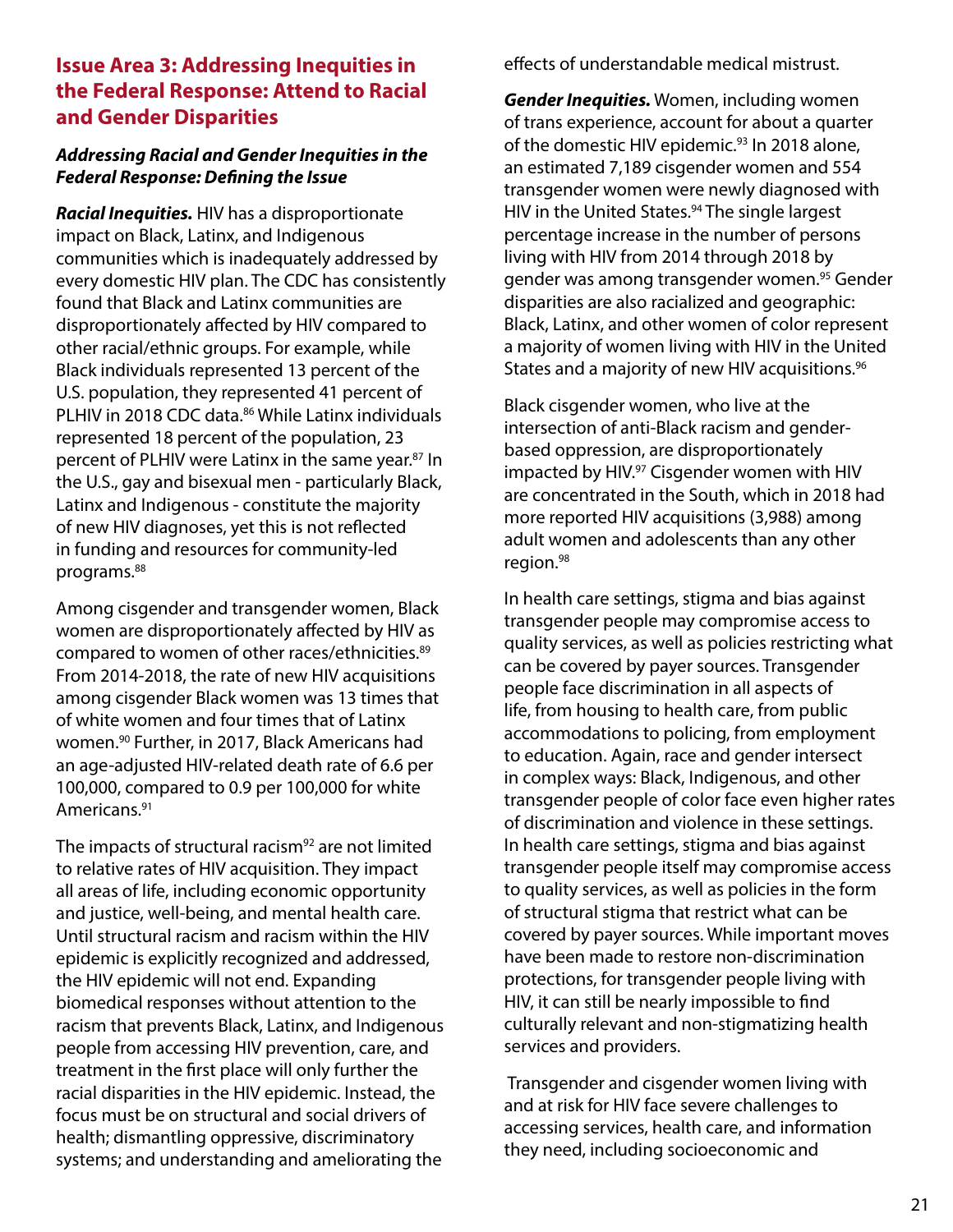## Issue Area 3: Addressing Inequities in the Federal Response: Attend to Racial and Gender Disparities

### *Addressing Racial and Gender Inequities in the Federal Response: Defining the Issue*

***Racial Inequities.*** HIV has a disproportionate impact on Black, Latinx, and Indigenous communities which is inadequately addressed by every domestic HIV plan. The CDC has consistently found that Black and Latinx communities are disproportionately affected by HIV compared to other racial/ethnic groups. For example, while Black individuals represented 13 percent of the U.S. population, they represented 41 percent of PLHIV in 2018 CDC data.[86] While Latinx individuals represented 18 percent of the population, 23 percent of PLHIV were Latinx in the same year.[87] In the U.S., gay and bisexual men - particularly Black, Latinx and Indigenous - constitute the majority of new HIV diagnoses, yet this is not reflected in funding and resources for community-led programs.[88]

Among cisgender and transgender women, Black women are disproportionately affected by HIV as compared to women of other races/ethnicities.[89] From 2014-2018, the rate of new HIV acquisitions among cisgender Black women was 13 times that of white women and four times that of Latinx women.[90] Further, in 2017, Black Americans had an age-adjusted HIV-related death rate of 6.6 per 100,000, compared to 0.9 per 100,000 for white Americans.[91]

The impacts of structural racism[92] are not limited to relative rates of HIV acquisition. They impact all areas of life, including economic opportunity and justice, well-being, and mental health care. Until structural racism and racism within the HIV epidemic is explicitly recognized and addressed, the HIV epidemic will not end. Expanding biomedical responses without attention to the racism that prevents Black, Latinx, and Indigenous people from accessing HIV prevention, care, and treatment in the first place will only further the racial disparities in the HIV epidemic. Instead, the focus must be on structural and social drivers of health; dismantling oppressive, discriminatory systems; and understanding and ameliorating the effects of understandable medical mistrust.

***Gender Inequities.*** Women, including women of trans experience, account for about a quarter of the domestic HIV epidemic.[93] In 2018 alone, an estimated 7,189 cisgender women and 554 transgender women were newly diagnosed with HIV in the United States.[94] The single largest percentage increase in the number of persons living with HIV from 2014 through 2018 by gender was among transgender women.[95] Gender disparities are also racialized and geographic: Black, Latinx, and other women of color represent a majority of women living with HIV in the United States and a majority of new HIV acquisitions.[96]

Black cisgender women, who live at the intersection of anti-Black racism and gender-based oppression, are disproportionately impacted by HIV.[97] Cisgender women with HIV are concentrated in the South, which in 2018 had more reported HIV acquisitions (3,988) among adult women and adolescents than any other region.[98]

In health care settings, stigma and bias against transgender people may compromise access to quality services, as well as policies restricting what can be covered by payer sources. Transgender people face discrimination in all aspects of life, from housing to health care, from public accommodations to policing, from employment to education. Again, race and gender intersect in complex ways: Black, Indigenous, and other transgender people of color face even higher rates of discrimination and violence in these settings. In health care settings, stigma and bias against transgender people itself may compromise access to quality services, as well as policies in the form of structural stigma that restrict what can be covered by payer sources. While important moves have been made to restore non-discrimination protections, for transgender people living with HIV, it can still be nearly impossible to find culturally relevant and non-stigmatizing health services and providers.

Transgender and cisgender women living with and at risk for HIV face severe challenges to accessing services, health care, and information they need, including socioeconomic and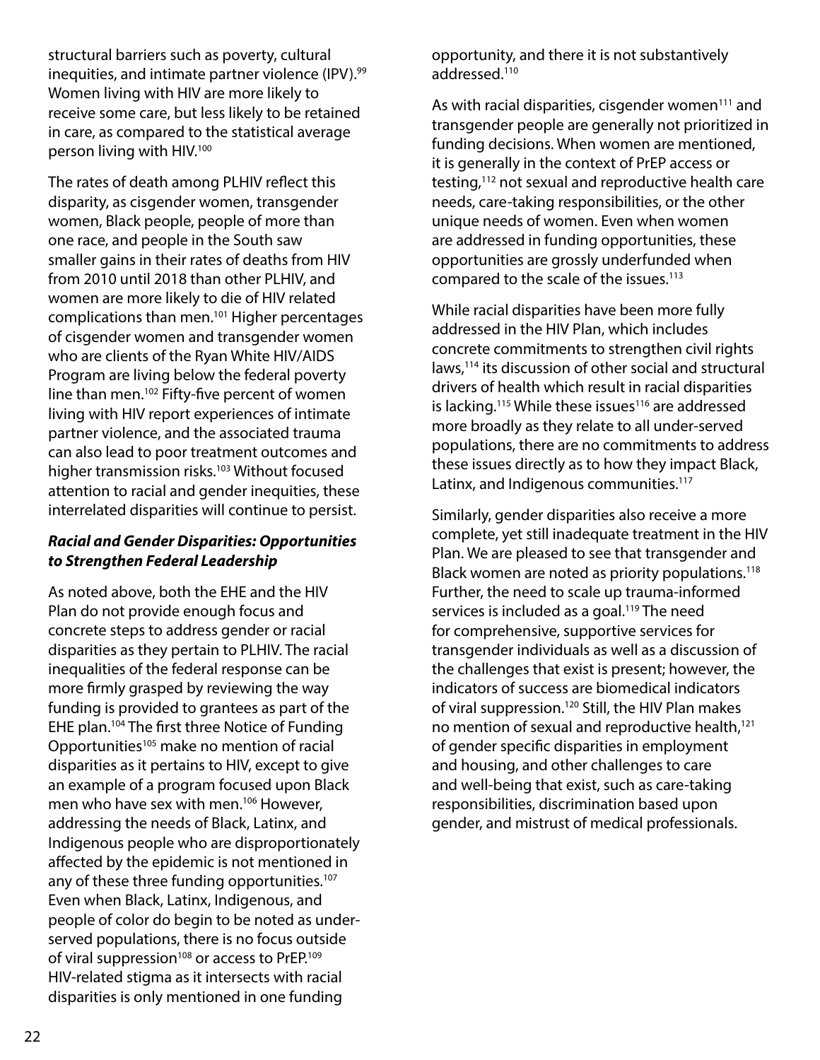structural barriers such as poverty, cultural inequities, and intimate partner violence (IPV).[99] Women living with HIV are more likely to receive some care, but less likely to be retained in care, as compared to the statistical average person living with HIV.[100]

The rates of death among PLHIV reflect this disparity, as cisgender women, transgender women, Black people, people of more than one race, and people in the South saw smaller gains in their rates of deaths from HIV from 2010 until 2018 than other PLHIV, and women are more likely to die of HIV related complications than men.[101] Higher percentages of cisgender women and transgender women who are clients of the Ryan White HIV/AIDS Program are living below the federal poverty line than men.[102] Fifty-five percent of women living with HIV report experiences of intimate partner violence, and the associated trauma can also lead to poor treatment outcomes and higher transmission risks.[103] Without focused attention to racial and gender inequities, these interrelated disparities will continue to persist.

### *Racial and Gender Disparities: Opportunities to Strengthen Federal Leadership*

As noted above, both the EHE and the HIV Plan do not provide enough focus and concrete steps to address gender or racial disparities as they pertain to PLHIV. The racial inequalities of the federal response can be more firmly grasped by reviewing the way funding is provided to grantees as part of the EHE plan.[104] The first three Notice of Funding Opportunities[105] make no mention of racial disparities as it pertains to HIV, except to give an example of a program focused upon Black men who have sex with men.[106] However, addressing the needs of Black, Latinx, and Indigenous people who are disproportionately affected by the epidemic is not mentioned in any of these three funding opportunities.[107] Even when Black, Latinx, Indigenous, and people of color do begin to be noted as under-served populations, there is no focus outside of viral suppression[108] or access to PrEP.[109] HIV-related stigma as it intersects with racial disparities is only mentioned in one funding opportunity, and there it is not substantively addressed.[110]

As with racial disparities, cisgender women[111] and transgender people are generally not prioritized in funding decisions. When women are mentioned, it is generally in the context of PrEP access or testing,[112] not sexual and reproductive health care needs, care-taking responsibilities, or the other unique needs of women. Even when women are addressed in funding opportunities, these opportunities are grossly underfunded when compared to the scale of the issues.[113]

While racial disparities have been more fully addressed in the HIV Plan, which includes concrete commitments to strengthen civil rights laws,[114] its discussion of other social and structural drivers of health which result in racial disparities is lacking.[115] While these issues[116] are addressed more broadly as they relate to all under-served populations, there are no commitments to address these issues directly as to how they impact Black, Latinx, and Indigenous communities.[117]

Similarly, gender disparities also receive a more complete, yet still inadequate treatment in the HIV Plan. We are pleased to see that transgender and Black women are noted as priority populations.[118] Further, the need to scale up trauma-informed services is included as a goal.[119] The need for comprehensive, supportive services for transgender individuals as well as a discussion of the challenges that exist is present; however, the indicators of success are biomedical indicators of viral suppression.[120] Still, the HIV Plan makes no mention of sexual and reproductive health,[121] of gender specific disparities in employment and housing, and other challenges to care and well-being that exist, such as care-taking responsibilities, discrimination based upon gender, and mistrust of medical professionals.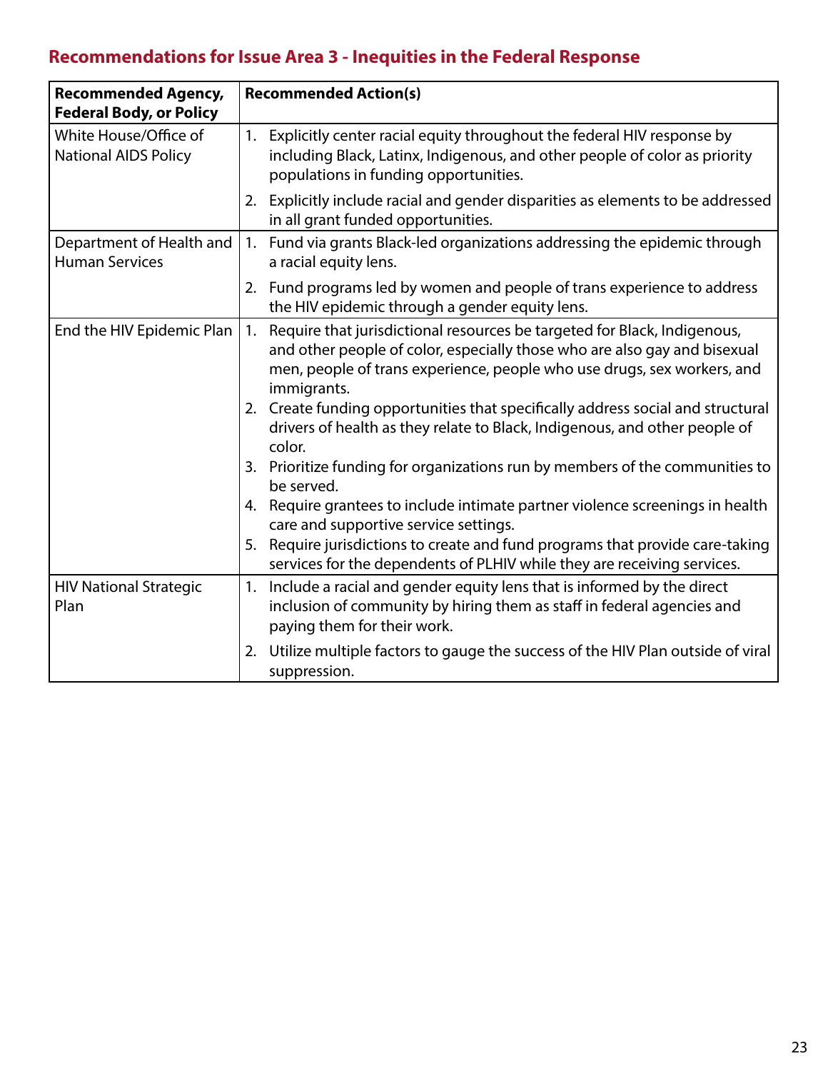## Recommendations for Issue Area 3 - Inequities in the Federal Response

| Recommended Agency, Federal Body, or Policy | Recommended Action(s) |
| --- | --- |
| White House/Office of National AIDS Policy | 1. Explicitly center racial equity throughout the federal HIV response by including Black, Latinx, Indigenous, and other people of color as priority populations in funding opportunities.<br>2. Explicitly include racial and gender disparities as elements to be addressed in all grant funded opportunities. |
| Department of Health and Human Services | 1. Fund via grants Black-led organizations addressing the epidemic through a racial equity lens.<br>2. Fund programs led by women and people of trans experience to address the HIV epidemic through a gender equity lens. |
| End the HIV Epidemic Plan | 1. Require that jurisdictional resources be targeted for Black, Indigenous, and other people of color, especially those who are also gay and bisexual men, people of trans experience, people who use drugs, sex workers, and immigrants.<br>2. Create funding opportunities that specifically address social and structural drivers of health as they relate to Black, Indigenous, and other people of color.<br>3. Prioritize funding for organizations run by members of the communities to be served.<br>4. Require grantees to include intimate partner violence screenings in health care and supportive service settings.<br>5. Require jurisdictions to create and fund programs that provide care-taking services for the dependents of PLHIV while they are receiving services. |
| HIV National Strategic Plan | 1. Include a racial and gender equity lens that is informed by the direct inclusion of community by hiring them as staff in federal agencies and paying them for their work.<br>2. Utilize multiple factors to gauge the success of the HIV Plan outside of viral suppression. |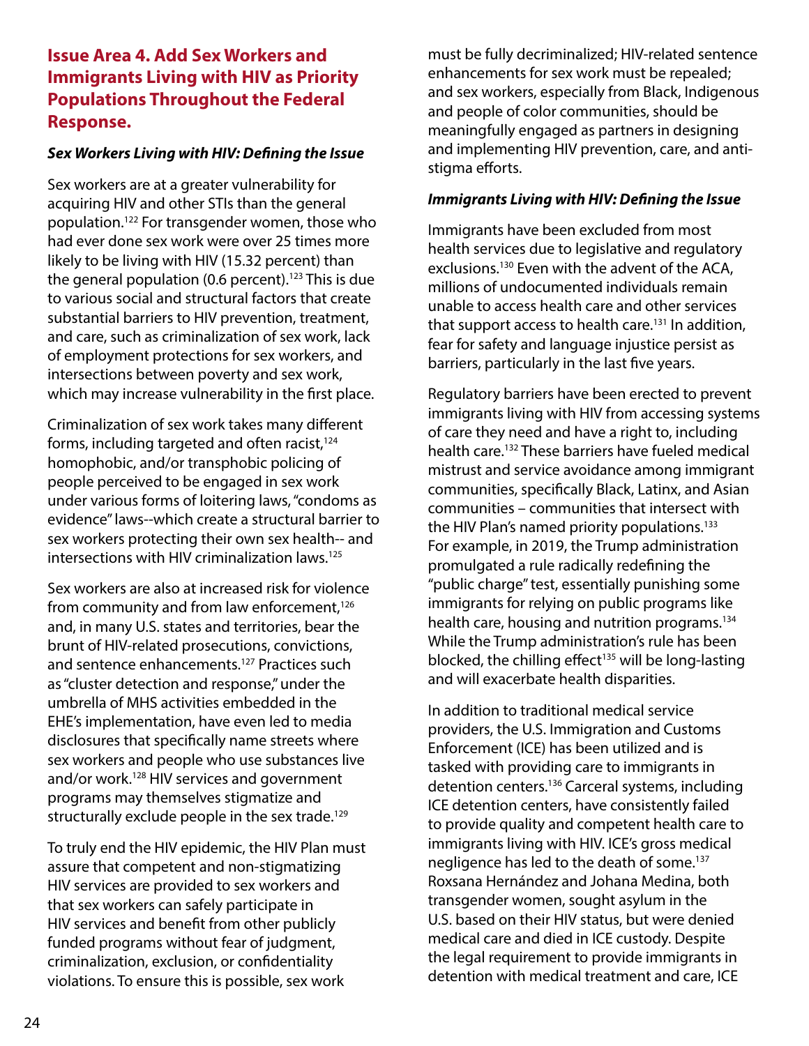## Issue Area 4. Add Sex Workers and Immigrants Living with HIV as Priority Populations Throughout the Federal Response.

### *Sex Workers Living with HIV: Defining the Issue*

Sex workers are at a greater vulnerability for acquiring HIV and other STIs than the general population.[122] For transgender women, those who had ever done sex work were over 25 times more likely to be living with HIV (15.32 percent) than the general population (0.6 percent).[123] This is due to various social and structural factors that create substantial barriers to HIV prevention, treatment, and care, such as criminalization of sex work, lack of employment protections for sex workers, and intersections between poverty and sex work, which may increase vulnerability in the first place.

Criminalization of sex work takes many different forms, including targeted and often racist,[124] homophobic, and/or transphobic policing of people perceived to be engaged in sex work under various forms of loitering laws, "condoms as evidence" laws--which create a structural barrier to sex workers protecting their own sex health-- and intersections with HIV criminalization laws.[125]

Sex workers are also at increased risk for violence from community and from law enforcement,[126] and, in many U.S. states and territories, bear the brunt of HIV-related prosecutions, convictions, and sentence enhancements.[127] Practices such as "cluster detection and response," under the umbrella of MHS activities embedded in the EHE's implementation, have even led to media disclosures that specifically name streets where sex workers and people who use substances live and/or work.[128] HIV services and government programs may themselves stigmatize and structurally exclude people in the sex trade.[129]

To truly end the HIV epidemic, the HIV Plan must assure that competent and non-stigmatizing HIV services are provided to sex workers and that sex workers can safely participate in HIV services and benefit from other publicly funded programs without fear of judgment, criminalization, exclusion, or confidentiality violations. To ensure this is possible, sex work must be fully decriminalized; HIV-related sentence enhancements for sex work must be repealed; and sex workers, especially from Black, Indigenous and people of color communities, should be meaningfully engaged as partners in designing and implementing HIV prevention, care, and anti-stigma efforts.

### *Immigrants Living with HIV: Defining the Issue*

Immigrants have been excluded from most health services due to legislative and regulatory exclusions.[130] Even with the advent of the ACA, millions of undocumented individuals remain unable to access health care and other services that support access to health care.[131] In addition, fear for safety and language injustice persist as barriers, particularly in the last five years.

Regulatory barriers have been erected to prevent immigrants living with HIV from accessing systems of care they need and have a right to, including health care.[132] These barriers have fueled medical mistrust and service avoidance among immigrant communities, specifically Black, Latinx, and Asian communities – communities that intersect with the HIV Plan's named priority populations.[133] For example, in 2019, the Trump administration promulgated a rule radically redefining the "public charge" test, essentially punishing some immigrants for relying on public programs like health care, housing and nutrition programs.[134] While the Trump administration's rule has been blocked, the chilling effect[135] will be long-lasting and will exacerbate health disparities.

In addition to traditional medical service providers, the U.S. Immigration and Customs Enforcement (ICE) has been utilized and is tasked with providing care to immigrants in detention centers.[136] Carceral systems, including ICE detention centers, have consistently failed to provide quality and competent health care to immigrants living with HIV. ICE's gross medical negligence has led to the death of some.[137] Roxsana Hernández and Johana Medina, both transgender women, sought asylum in the U.S. based on their HIV status, but were denied medical care and died in ICE custody. Despite the legal requirement to provide immigrants in detention with medical treatment and care, ICE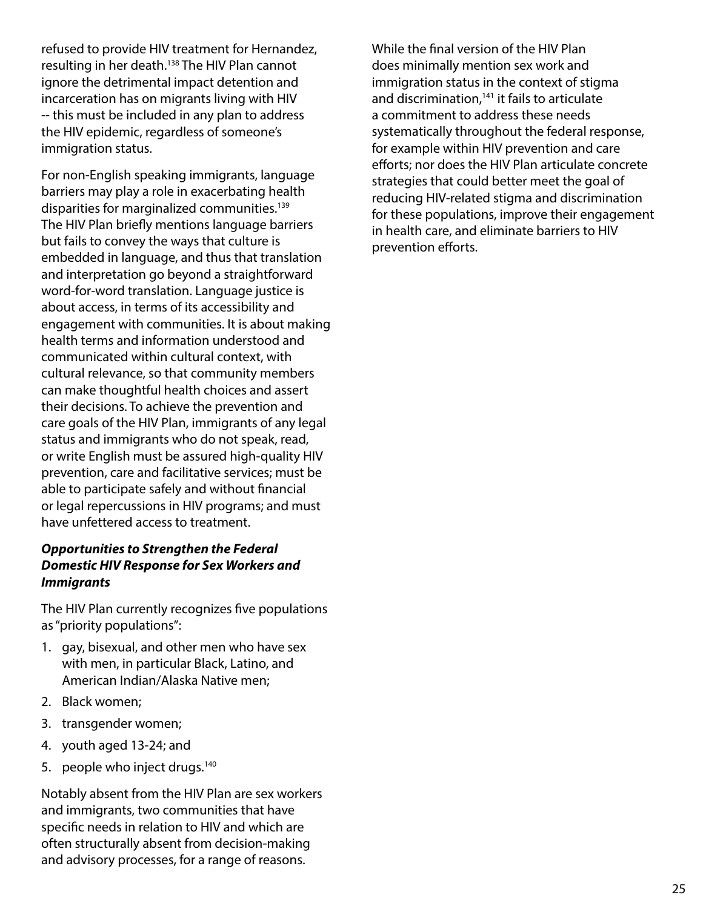refused to provide HIV treatment for Hernandez, resulting in her death.[138] The HIV Plan cannot ignore the detrimental impact detention and incarceration has on migrants living with HIV -- this must be included in any plan to address the HIV epidemic, regardless of someone's immigration status.

For non-English speaking immigrants, language barriers may play a role in exacerbating health disparities for marginalized communities.[139] The HIV Plan briefly mentions language barriers but fails to convey the ways that culture is embedded in language, and thus that translation and interpretation go beyond a straightforward word-for-word translation. Language justice is about access, in terms of its accessibility and engagement with communities. It is about making health terms and information understood and communicated within cultural context, with cultural relevance, so that community members can make thoughtful health choices and assert their decisions. To achieve the prevention and care goals of the HIV Plan, immigrants of any legal status and immigrants who do not speak, read, or write English must be assured high-quality HIV prevention, care and facilitative services; must be able to participate safely and without financial or legal repercussions in HIV programs; and must have unfettered access to treatment.

***Opportunities to Strengthen the Federal Domestic HIV Response for Sex Workers and Immigrants***

The HIV Plan currently recognizes five populations as "priority populations":

1. gay, bisexual, and other men who have sex with men, in particular Black, Latino, and American Indian/Alaska Native men;
2. Black women;
3. transgender women;
4. youth aged 13-24; and
5. people who inject drugs.[140]

Notably absent from the HIV Plan are sex workers and immigrants, two communities that have specific needs in relation to HIV and which are often structurally absent from decision-making and advisory processes, for a range of reasons.

While the final version of the HIV Plan does minimally mention sex work and immigration status in the context of stigma and discrimination,[141] it fails to articulate a commitment to address these needs systematically throughout the federal response, for example within HIV prevention and care efforts; nor does the HIV Plan articulate concrete strategies that could better meet the goal of reducing HIV-related stigma and discrimination for these populations, improve their engagement in health care, and eliminate barriers to HIV prevention efforts.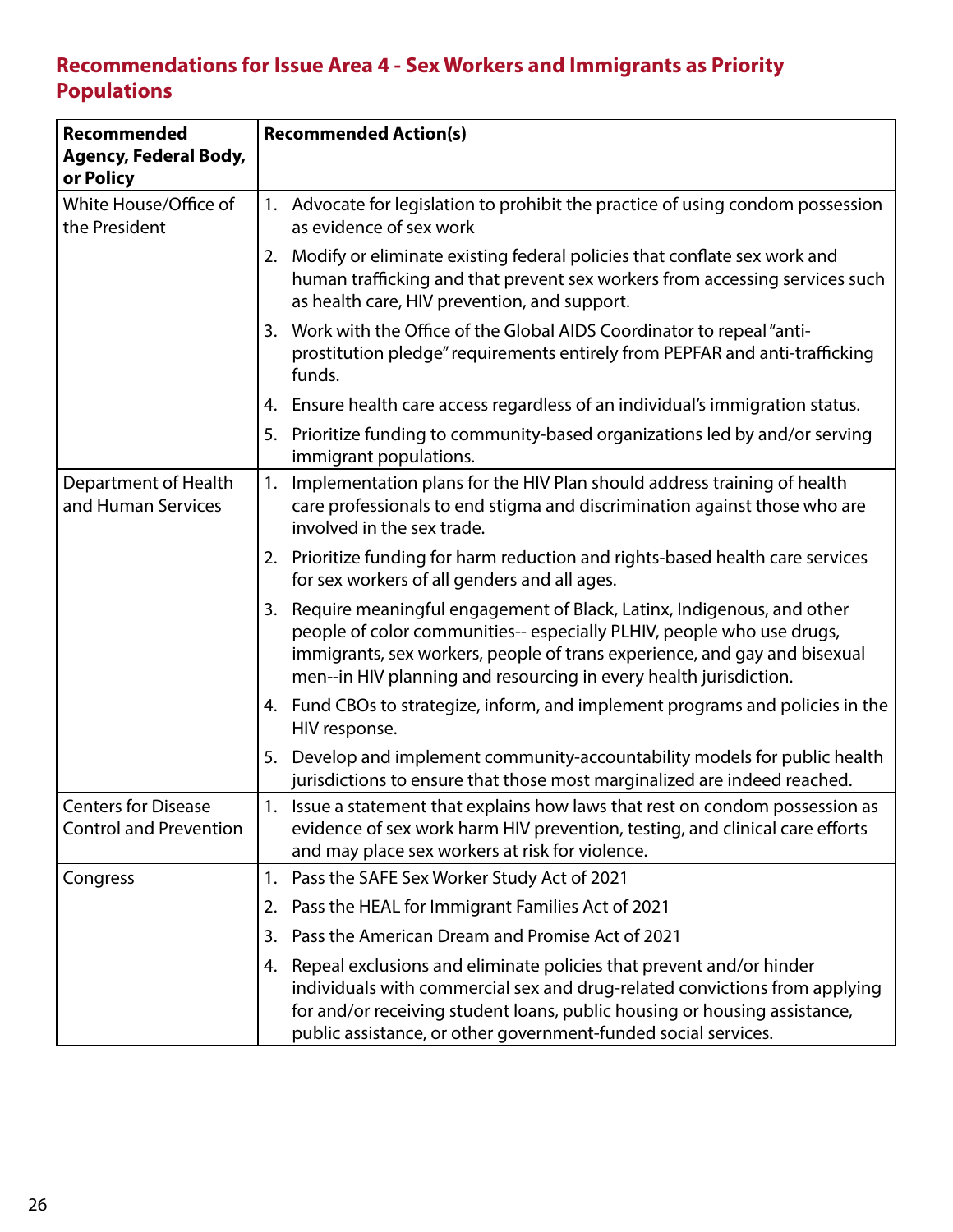## Recommendations for Issue Area 4 - Sex Workers and Immigrants as Priority Populations

| Recommended Agency, Federal Body, or Policy | Recommended Action(s) |
|---|---|
| White House/Office of the President | 1. Advocate for legislation to prohibit the practice of using condom possession as evidence of sex work |
| | 2. Modify or eliminate existing federal policies that conflate sex work and human trafficking and that prevent sex workers from accessing services such as health care, HIV prevention, and support. |
| | 3. Work with the Office of the Global AIDS Coordinator to repeal "anti-prostitution pledge" requirements entirely from PEPFAR and anti-trafficking funds. |
| | 4. Ensure health care access regardless of an individual's immigration status. |
| | 5. Prioritize funding to community-based organizations led by and/or serving immigrant populations. |
| Department of Health and Human Services | 1. Implementation plans for the HIV Plan should address training of health care professionals to end stigma and discrimination against those who are involved in the sex trade. |
| | 2. Prioritize funding for harm reduction and rights-based health care services for sex workers of all genders and all ages. |
| | 3. Require meaningful engagement of Black, Latinx, Indigenous, and other people of color communities-- especially PLHIV, people who use drugs, immigrants, sex workers, people of trans experience, and gay and bisexual men--in HIV planning and resourcing in every health jurisdiction. |
| | 4. Fund CBOs to strategize, inform, and implement programs and policies in the HIV response. |
| | 5. Develop and implement community-accountability models for public health jurisdictions to ensure that those most marginalized are indeed reached. |
| Centers for Disease Control and Prevention | 1. Issue a statement that explains how laws that rest on condom possession as evidence of sex work harm HIV prevention, testing, and clinical care efforts and may place sex workers at risk for violence. |
| Congress | 1. Pass the SAFE Sex Worker Study Act of 2021 |
| | 2. Pass the HEAL for Immigrant Families Act of 2021 |
| | 3. Pass the American Dream and Promise Act of 2021 |
| | 4. Repeal exclusions and eliminate policies that prevent and/or hinder individuals with commercial sex and drug-related convictions from applying for and/or receiving student loans, public housing or housing assistance, public assistance, or other government-funded social services. |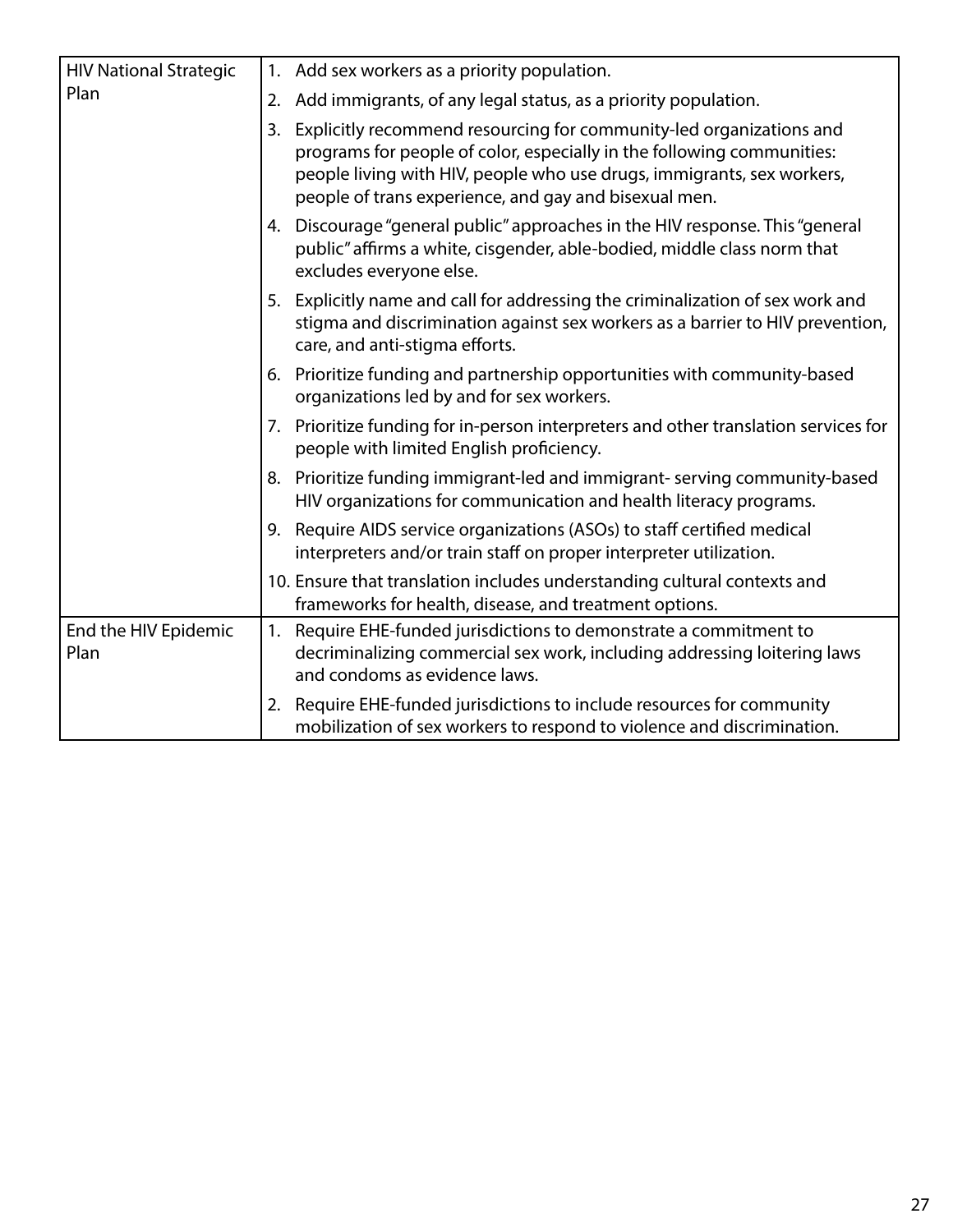| | |
|---|---|
| HIV National Strategic Plan | 1. Add sex workers as a priority population. |
| | 2. Add immigrants, of any legal status, as a priority population. |
| | 3. Explicitly recommend resourcing for community-led organizations and programs for people of color, especially in the following communities: people living with HIV, people who use drugs, immigrants, sex workers, people of trans experience, and gay and bisexual men. |
| | 4. Discourage "general public" approaches in the HIV response. This "general public" affirms a white, cisgender, able-bodied, middle class norm that excludes everyone else. |
| | 5. Explicitly name and call for addressing the criminalization of sex work and stigma and discrimination against sex workers as a barrier to HIV prevention, care, and anti-stigma efforts. |
| | 6. Prioritize funding and partnership opportunities with community-based organizations led by and for sex workers. |
| | 7. Prioritize funding for in-person interpreters and other translation services for people with limited English proficiency. |
| | 8. Prioritize funding immigrant-led and immigrant- serving community-based HIV organizations for communication and health literacy programs. |
| | 9. Require AIDS service organizations (ASOs) to staff certified medical interpreters and/or train staff on proper interpreter utilization. |
| | 10. Ensure that translation includes understanding cultural contexts and frameworks for health, disease, and treatment options. |
| End the HIV Epidemic Plan | 1. Require EHE-funded jurisdictions to demonstrate a commitment to decriminalizing commercial sex work, including addressing loitering laws and condoms as evidence laws. |
| | 2. Require EHE-funded jurisdictions to include resources for community mobilization of sex workers to respond to violence and discrimination. |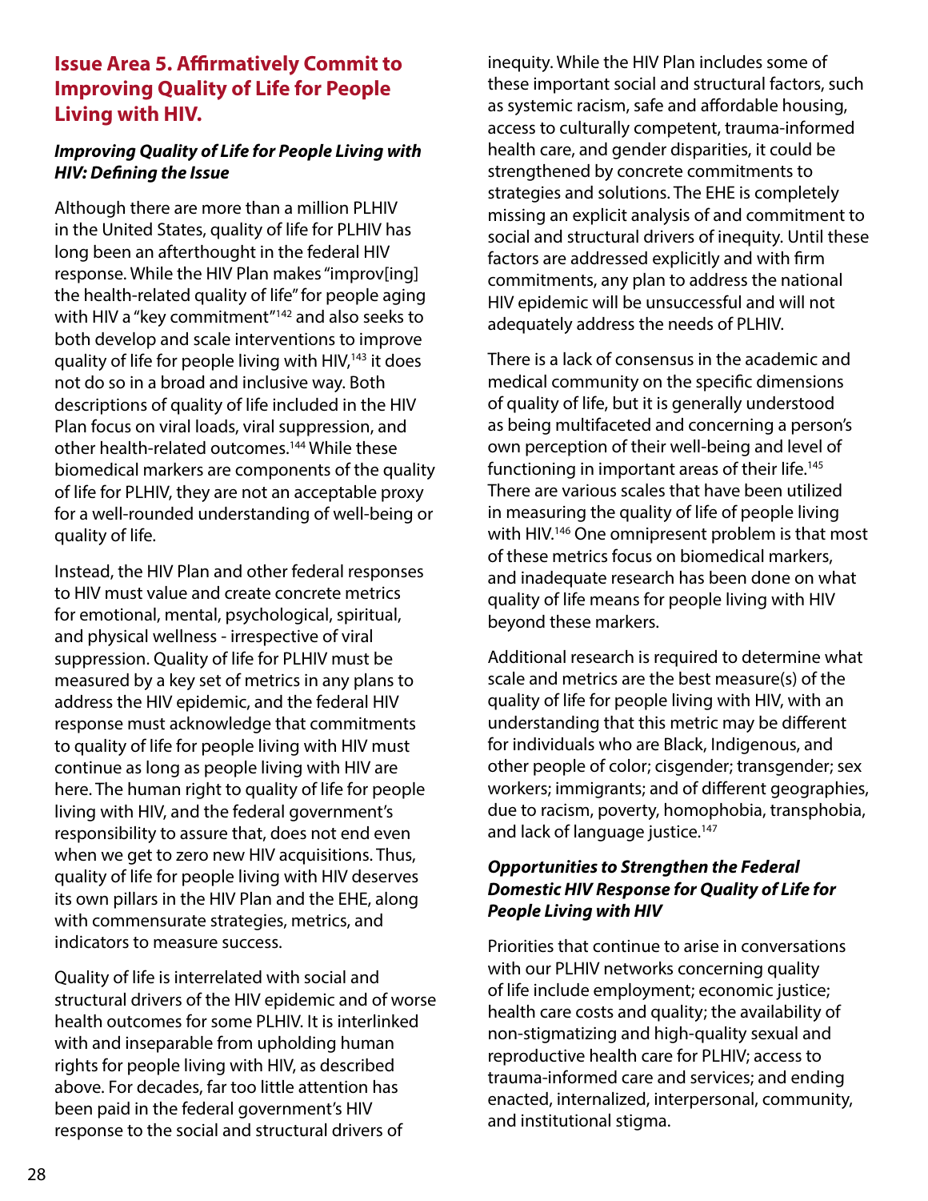## Issue Area 5. Affirmatively Commit to Improving Quality of Life for People Living with HIV.

### *Improving Quality of Life for People Living with HIV: Defining the Issue*

Although there are more than a million PLHIV in the United States, quality of life for PLHIV has long been an afterthought in the federal HIV response. While the HIV Plan makes "improv[ing] the health-related quality of life" for people aging with HIV a "key commitment"[142] and also seeks to both develop and scale interventions to improve quality of life for people living with HIV,[143] it does not do so in a broad and inclusive way. Both descriptions of quality of life included in the HIV Plan focus on viral loads, viral suppression, and other health-related outcomes.[144] While these biomedical markers are components of the quality of life for PLHIV, they are not an acceptable proxy for a well-rounded understanding of well-being or quality of life.

Instead, the HIV Plan and other federal responses to HIV must value and create concrete metrics for emotional, mental, psychological, spiritual, and physical wellness - irrespective of viral suppression. Quality of life for PLHIV must be measured by a key set of metrics in any plans to address the HIV epidemic, and the federal HIV response must acknowledge that commitments to quality of life for people living with HIV must continue as long as people living with HIV are here. The human right to quality of life for people living with HIV, and the federal government's responsibility to assure that, does not end even when we get to zero new HIV acquisitions. Thus, quality of life for people living with HIV deserves its own pillars in the HIV Plan and the EHE, along with commensurate strategies, metrics, and indicators to measure success.

Quality of life is interrelated with social and structural drivers of the HIV epidemic and of worse health outcomes for some PLHIV. It is interlinked with and inseparable from upholding human rights for people living with HIV, as described above. For decades, far too little attention has been paid in the federal government's HIV response to the social and structural drivers of inequity. While the HIV Plan includes some of these important social and structural factors, such as systemic racism, safe and affordable housing, access to culturally competent, trauma-informed health care, and gender disparities, it could be strengthened by concrete commitments to strategies and solutions. The EHE is completely missing an explicit analysis of and commitment to social and structural drivers of inequity. Until these factors are addressed explicitly and with firm commitments, any plan to address the national HIV epidemic will be unsuccessful and will not adequately address the needs of PLHIV.

There is a lack of consensus in the academic and medical community on the specific dimensions of quality of life, but it is generally understood as being multifaceted and concerning a person's own perception of their well-being and level of functioning in important areas of their life.[145] There are various scales that have been utilized in measuring the quality of life of people living with HIV.[146] One omnipresent problem is that most of these metrics focus on biomedical markers, and inadequate research has been done on what quality of life means for people living with HIV beyond these markers.

Additional research is required to determine what scale and metrics are the best measure(s) of the quality of life for people living with HIV, with an understanding that this metric may be different for individuals who are Black, Indigenous, and other people of color; cisgender; transgender; sex workers; immigrants; and of different geographies, due to racism, poverty, homophobia, transphobia, and lack of language justice.[147]

### *Opportunities to Strengthen the Federal Domestic HIV Response for Quality of Life for People Living with HIV*

Priorities that continue to arise in conversations with our PLHIV networks concerning quality of life include employment; economic justice; health care costs and quality; the availability of non-stigmatizing and high-quality sexual and reproductive health care for PLHIV; access to trauma-informed care and services; and ending enacted, internalized, interpersonal, community, and institutional stigma.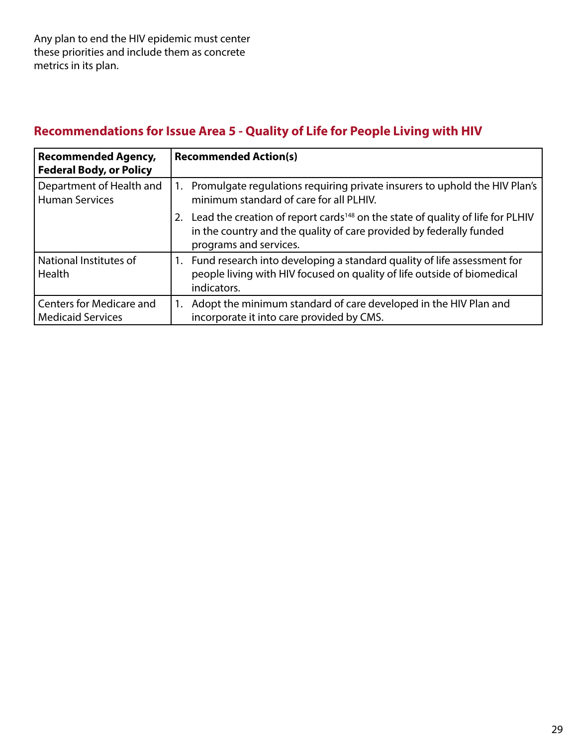Any plan to end the HIV epidemic must center these priorities and include them as concrete metrics in its plan.

## Recommendations for Issue Area 5 - Quality of Life for People Living with HIV

| Recommended Agency, Federal Body, or Policy | Recommended Action(s) |
|---|---|
| Department of Health and Human Services | 1. Promulgate regulations requiring private insurers to uphold the HIV Plan's minimum standard of care for all PLHIV.<br>2. Lead the creation of report cards[148] on the state of quality of life for PLHIV in the country and the quality of care provided by federally funded programs and services. |
| National Institutes of Health | 1. Fund research into developing a standard quality of life assessment for people living with HIV focused on quality of life outside of biomedical indicators. |
| Centers for Medicare and Medicaid Services | 1. Adopt the minimum standard of care developed in the HIV Plan and incorporate it into care provided by CMS. |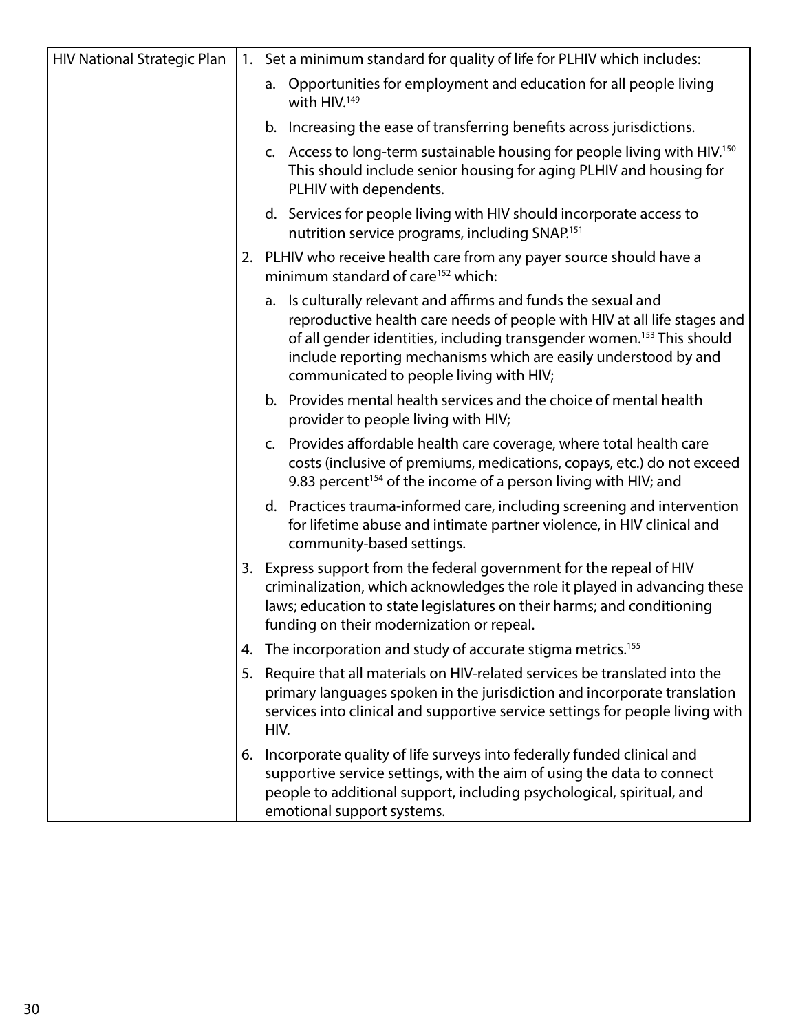| HIV National Strategic Plan | 1. Set a minimum standard for quality of life for PLHIV which includes:<br>a. Opportunities for employment and education for all people living with HIV.[149]<br>b. Increasing the ease of transferring benefits across jurisdictions.<br>c. Access to long-term sustainable housing for people living with HIV.[150] This should include senior housing for aging PLHIV and housing for PLHIV with dependents.<br>d. Services for people living with HIV should incorporate access to nutrition service programs, including SNAP.[151]<br>2. PLHIV who receive health care from any payer source should have a minimum standard of care[152] which:<br>a. Is culturally relevant and affirms and funds the sexual and reproductive health care needs of people with HIV at all life stages and of all gender identities, including transgender women.[153] This should include reporting mechanisms which are easily understood by and communicated to people living with HIV;<br>b. Provides mental health services and the choice of mental health provider to people living with HIV;<br>c. Provides affordable health care coverage, where total health care costs (inclusive of premiums, medications, copays, etc.) do not exceed 9.83 percent[154] of the income of a person living with HIV; and<br>d. Practices trauma-informed care, including screening and intervention for lifetime abuse and intimate partner violence, in HIV clinical and community-based settings.<br>3. Express support from the federal government for the repeal of HIV criminalization, which acknowledges the role it played in advancing these laws; education to state legislatures on their harms; and conditioning funding on their modernization or repeal.<br>4. The incorporation and study of accurate stigma metrics.[155]<br>5. Require that all materials on HIV-related services be translated into the primary languages spoken in the jurisdiction and incorporate translation services into clinical and supportive service settings for people living with HIV.<br>6. Incorporate quality of life surveys into federally funded clinical and supportive service settings, with the aim of using the data to connect people to additional support, including psychological, spiritual, and emotional support systems. |
|---|---|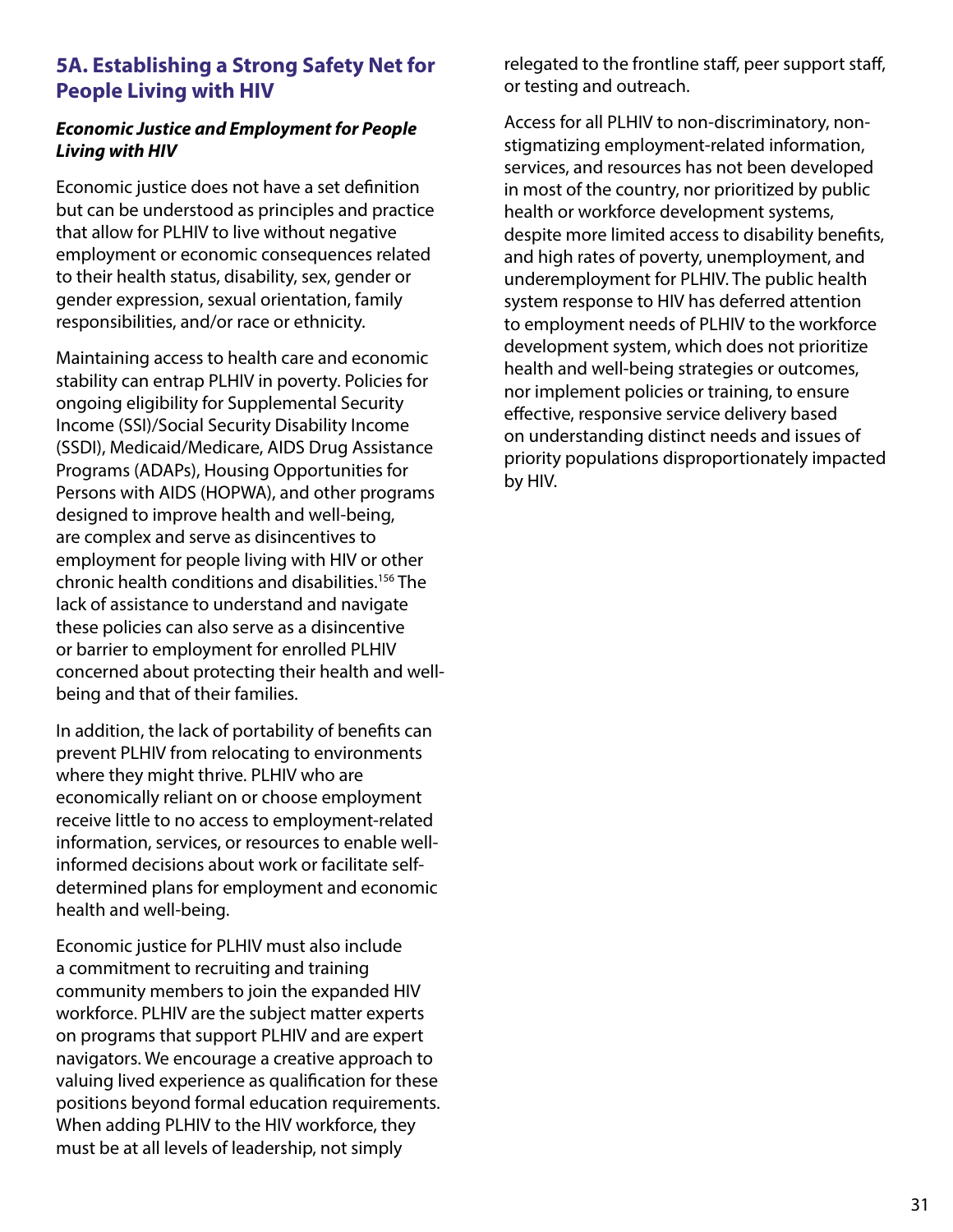## 5A. Establishing a Strong Safety Net for People Living with HIV

### *Economic Justice and Employment for People Living with HIV*

Economic justice does not have a set definition but can be understood as principles and practice that allow for PLHIV to live without negative employment or economic consequences related to their health status, disability, sex, gender or gender expression, sexual orientation, family responsibilities, and/or race or ethnicity.

Maintaining access to health care and economic stability can entrap PLHIV in poverty. Policies for ongoing eligibility for Supplemental Security Income (SSI)/Social Security Disability Income (SSDI), Medicaid/Medicare, AIDS Drug Assistance Programs (ADAPs), Housing Opportunities for Persons with AIDS (HOPWA), and other programs designed to improve health and well-being, are complex and serve as disincentives to employment for people living with HIV or other chronic health conditions and disabilities.[156] The lack of assistance to understand and navigate these policies can also serve as a disincentive or barrier to employment for enrolled PLHIV concerned about protecting their health and well-being and that of their families.

In addition, the lack of portability of benefits can prevent PLHIV from relocating to environments where they might thrive. PLHIV who are economically reliant on or choose employment receive little to no access to employment-related information, services, or resources to enable well-informed decisions about work or facilitate self-determined plans for employment and economic health and well-being.

Economic justice for PLHIV must also include a commitment to recruiting and training community members to join the expanded HIV workforce. PLHIV are the subject matter experts on programs that support PLHIV and are expert navigators. We encourage a creative approach to valuing lived experience as qualification for these positions beyond formal education requirements. When adding PLHIV to the HIV workforce, they must be at all levels of leadership, not simply relegated to the frontline staff, peer support staff, or testing and outreach.

Access for all PLHIV to non-discriminatory, non-stigmatizing employment-related information, services, and resources has not been developed in most of the country, nor prioritized by public health or workforce development systems, despite more limited access to disability benefits, and high rates of poverty, unemployment, and underemployment for PLHIV. The public health system response to HIV has deferred attention to employment needs of PLHIV to the workforce development system, which does not prioritize health and well-being strategies or outcomes, nor implement policies or training, to ensure effective, responsive service delivery based on understanding distinct needs and issues of priority populations disproportionately impacted by HIV.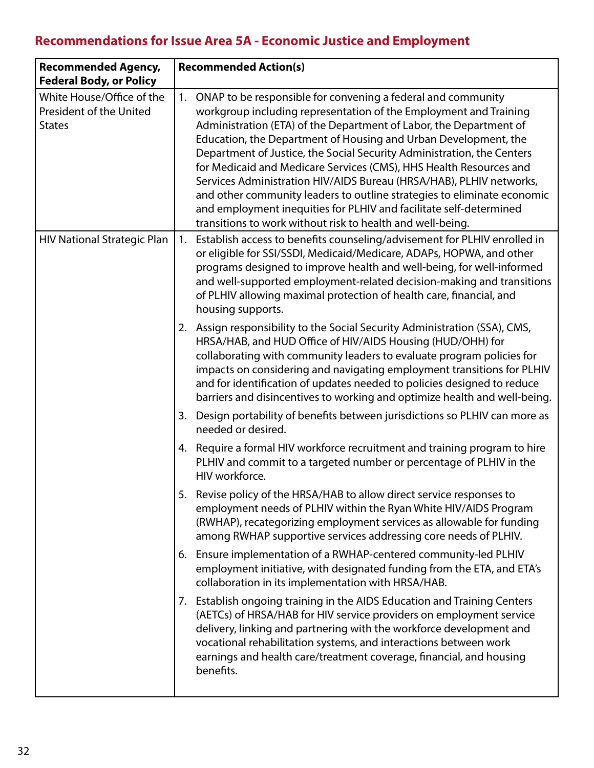## Recommendations for Issue Area 5A - Economic Justice and Employment

| Recommended Agency, Federal Body, or Policy | Recommended Action(s) |
|---|---|
| White House/Office of the President of the United States | 1. ONAP to be responsible for convening a federal and community workgroup including representation of the Employment and Training Administration (ETA) of the Department of Labor, the Department of Education, the Department of Housing and Urban Development, the Department of Justice, the Social Security Administration, the Centers for Medicaid and Medicare Services (CMS), HHS Health Resources and Services Administration HIV/AIDS Bureau (HRSA/HAB), PLHIV networks, and other community leaders to outline strategies to eliminate economic and employment inequities for PLHIV and facilitate self-determined transitions to work without risk to health and well-being. |
| HIV National Strategic Plan | 1. Establish access to benefits counseling/advisement for PLHIV enrolled in or eligible for SSI/SSDI, Medicaid/Medicare, ADAPs, HOPWA, and other programs designed to improve health and well-being, for well-informed and well-supported employment-related decision-making and transitions of PLHIV allowing maximal protection of health care, financial, and housing supports.<br><br>2. Assign responsibility to the Social Security Administration (SSA), CMS, HRSA/HAB, and HUD Office of HIV/AIDS Housing (HUD/OHH) for collaborating with community leaders to evaluate program policies for impacts on considering and navigating employment transitions for PLHIV and for identification of updates needed to policies designed to reduce barriers and disincentives to working and optimize health and well-being.<br><br>3. Design portability of benefits between jurisdictions so PLHIV can more as needed or desired.<br><br>4. Require a formal HIV workforce recruitment and training program to hire PLHIV and commit to a targeted number or percentage of PLHIV in the HIV workforce.<br><br>5. Revise policy of the HRSA/HAB to allow direct service responses to employment needs of PLHIV within the Ryan White HIV/AIDS Program (RWHAP), recategorizing employment services as allowable for funding among RWHAP supportive services addressing core needs of PLHIV.<br><br>6. Ensure implementation of a RWHAP-centered community-led PLHIV employment initiative, with designated funding from the ETA, and ETA's collaboration in its implementation with HRSA/HAB.<br><br>7. Establish ongoing training in the AIDS Education and Training Centers (AETCs) of HRSA/HAB for HIV service providers on employment service delivery, linking and partnering with the workforce development and vocational rehabilitation systems, and interactions between work earnings and health care/treatment coverage, financial, and housing benefits. |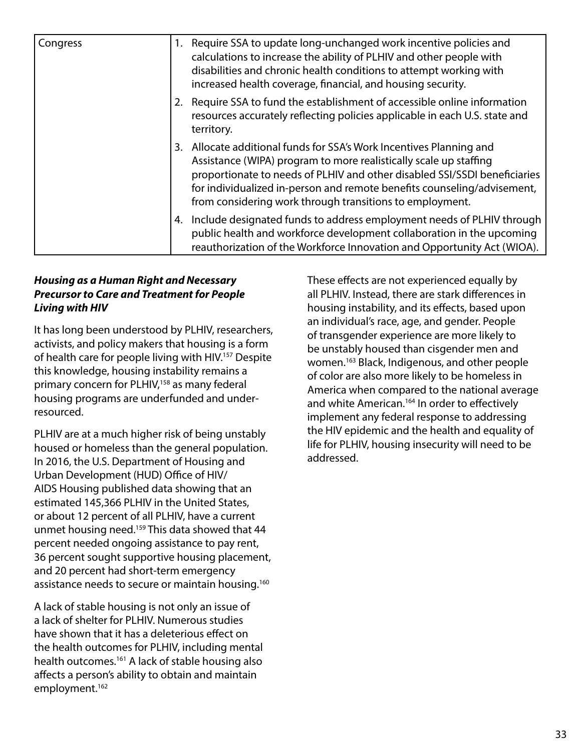| Congress | 1. Require SSA to update long-unchanged work incentive policies and calculations to increase the ability of PLHIV and other people with disabilities and chronic health conditions to attempt working with increased health coverage, financial, and housing security. |
|---|---|
| | 2. Require SSA to fund the establishment of accessible online information resources accurately reflecting policies applicable in each U.S. state and territory. |
| | 3. Allocate additional funds for SSA's Work Incentives Planning and Assistance (WIPA) program to more realistically scale up staffing proportionate to needs of PLHIV and other disabled SSI/SSDI beneficiaries for individualized in-person and remote benefits counseling/advisement, from considering work through transitions to employment. |
| | 4. Include designated funds to address employment needs of PLHIV through public health and workforce development collaboration in the upcoming reauthorization of the Workforce Innovation and Opportunity Act (WIOA). |

***Housing as a Human Right and Necessary Precursor to Care and Treatment for People Living with HIV***

It has long been understood by PLHIV, researchers, activists, and policy makers that housing is a form of health care for people living with HIV.[157] Despite this knowledge, housing instability remains a primary concern for PLHIV,[158] as many federal housing programs are underfunded and under-resourced.

PLHIV are at a much higher risk of being unstably housed or homeless than the general population. In 2016, the U.S. Department of Housing and Urban Development (HUD) Office of HIV/AIDS Housing published data showing that an estimated 145,366 PLHIV in the United States, or about 12 percent of all PLHIV, have a current unmet housing need.[159] This data showed that 44 percent needed ongoing assistance to pay rent, 36 percent sought supportive housing placement, and 20 percent had short-term emergency assistance needs to secure or maintain housing.[160]

A lack of stable housing is not only an issue of a lack of shelter for PLHIV. Numerous studies have shown that it has a deleterious effect on the health outcomes for PLHIV, including mental health outcomes.[161] A lack of stable housing also affects a person's ability to obtain and maintain employment.[162]

These effects are not experienced equally by all PLHIV. Instead, there are stark differences in housing instability, and its effects, based upon an individual's race, age, and gender. People of transgender experience are more likely to be unstably housed than cisgender men and women.[163] Black, Indigenous, and other people of color are also more likely to be homeless in America when compared to the national average and white American.[164] In order to effectively implement any federal response to addressing the HIV epidemic and the health and equality of life for PLHIV, housing insecurity will need to be addressed.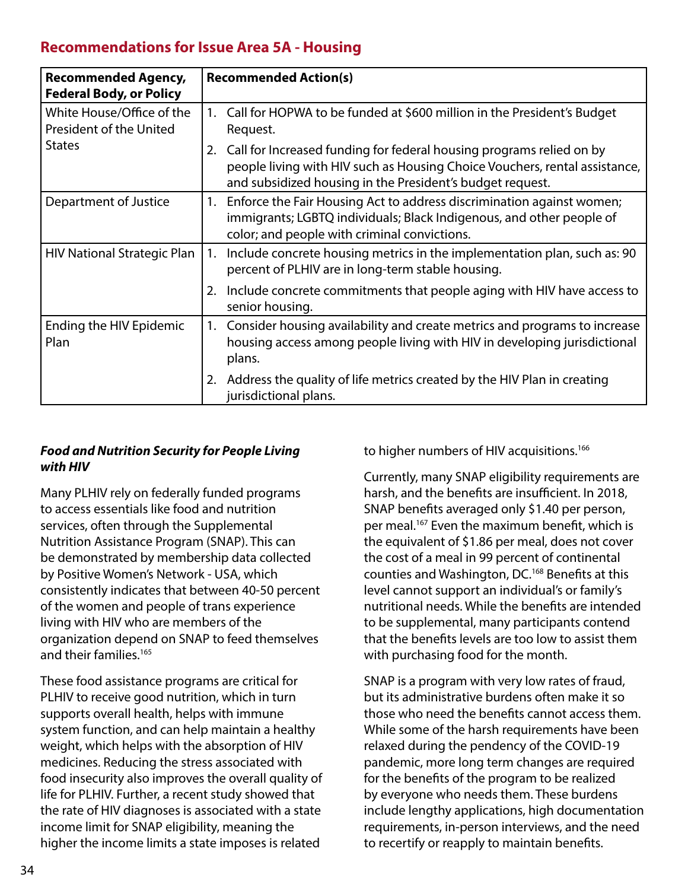## Recommendations for Issue Area 5A - Housing

| Recommended Agency, Federal Body, or Policy | Recommended Action(s) |
|---|---|
| White House/Office of the President of the United States | 1. Call for HOPWA to be funded at $600 million in the President's Budget Request.<br>2. Call for Increased funding for federal housing programs relied on by people living with HIV such as Housing Choice Vouchers, rental assistance, and subsidized housing in the President's budget request. |
| Department of Justice | 1. Enforce the Fair Housing Act to address discrimination against women; immigrants; LGBTQ individuals; Black Indigenous, and other people of color; and people with criminal convictions. |
| HIV National Strategic Plan | 1. Include concrete housing metrics in the implementation plan, such as: 90 percent of PLHIV are in long-term stable housing.<br>2. Include concrete commitments that people aging with HIV have access to senior housing. |
| Ending the HIV Epidemic Plan | 1. Consider housing availability and create metrics and programs to increase housing access among people living with HIV in developing jurisdictional plans.<br>2. Address the quality of life metrics created by the HIV Plan in creating jurisdictional plans. |

***Food and Nutrition Security for People Living with HIV***

Many PLHIV rely on federally funded programs to access essentials like food and nutrition services, often through the Supplemental Nutrition Assistance Program (SNAP). This can be demonstrated by membership data collected by Positive Women's Network - USA, which consistently indicates that between 40-50 percent of the women and people of trans experience living with HIV who are members of the organization depend on SNAP to feed themselves and their families.[165]

These food assistance programs are critical for PLHIV to receive good nutrition, which in turn supports overall health, helps with immune system function, and can help maintain a healthy weight, which helps with the absorption of HIV medicines. Reducing the stress associated with food insecurity also improves the overall quality of life for PLHIV. Further, a recent study showed that the rate of HIV diagnoses is associated with a state income limit for SNAP eligibility, meaning the higher the income limits a state imposes is related to higher numbers of HIV acquisitions.[166]

Currently, many SNAP eligibility requirements are harsh, and the benefits are insufficient. In 2018, SNAP benefits averaged only $1.40 per person, per meal.[167] Even the maximum benefit, which is the equivalent of $1.86 per meal, does not cover the cost of a meal in 99 percent of continental counties and Washington, DC.[168] Benefits at this level cannot support an individual's or family's nutritional needs. While the benefits are intended to be supplemental, many participants contend that the benefits levels are too low to assist them with purchasing food for the month.

SNAP is a program with very low rates of fraud, but its administrative burdens often make it so those who need the benefits cannot access them. While some of the harsh requirements have been relaxed during the pendency of the COVID-19 pandemic, more long term changes are required for the benefits of the program to be realized by everyone who needs them. These burdens include lengthy applications, high documentation requirements, in-person interviews, and the need to recertify or reapply to maintain benefits.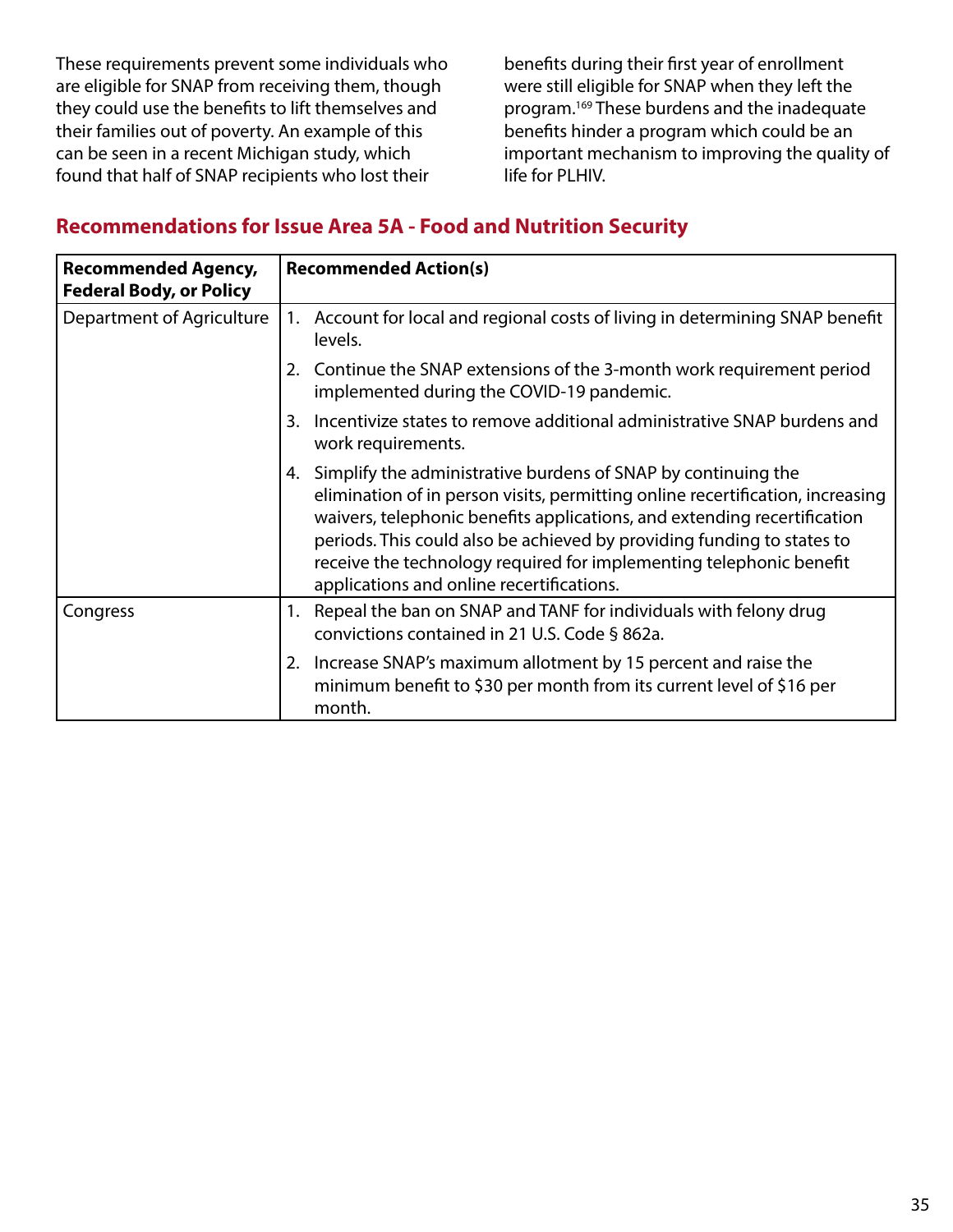These requirements prevent some individuals who are eligible for SNAP from receiving them, though they could use the benefits to lift themselves and their families out of poverty. An example of this can be seen in a recent Michigan study, which found that half of SNAP recipients who lost their benefits during their first year of enrollment were still eligible for SNAP when they left the program.[169] These burdens and the inadequate benefits hinder a program which could be an important mechanism to improving the quality of life for PLHIV.

## Recommendations for Issue Area 5A - Food and Nutrition Security

| Recommended Agency, Federal Body, or Policy | Recommended Action(s) |
|---|---|
| Department of Agriculture | 1. Account for local and regional costs of living in determining SNAP benefit levels.<br>2. Continue the SNAP extensions of the 3-month work requirement period implemented during the COVID-19 pandemic.<br>3. Incentivize states to remove additional administrative SNAP burdens and work requirements.<br>4. Simplify the administrative burdens of SNAP by continuing the elimination of in person visits, permitting online recertification, increasing waivers, telephonic benefits applications, and extending recertification periods. This could also be achieved by providing funding to states to receive the technology required for implementing telephonic benefit applications and online recertifications. |
| Congress | 1. Repeal the ban on SNAP and TANF for individuals with felony drug convictions contained in 21 U.S. Code § 862a.<br>2. Increase SNAP's maximum allotment by 15 percent and raise the minimum benefit to $30 per month from its current level of $16 per month. |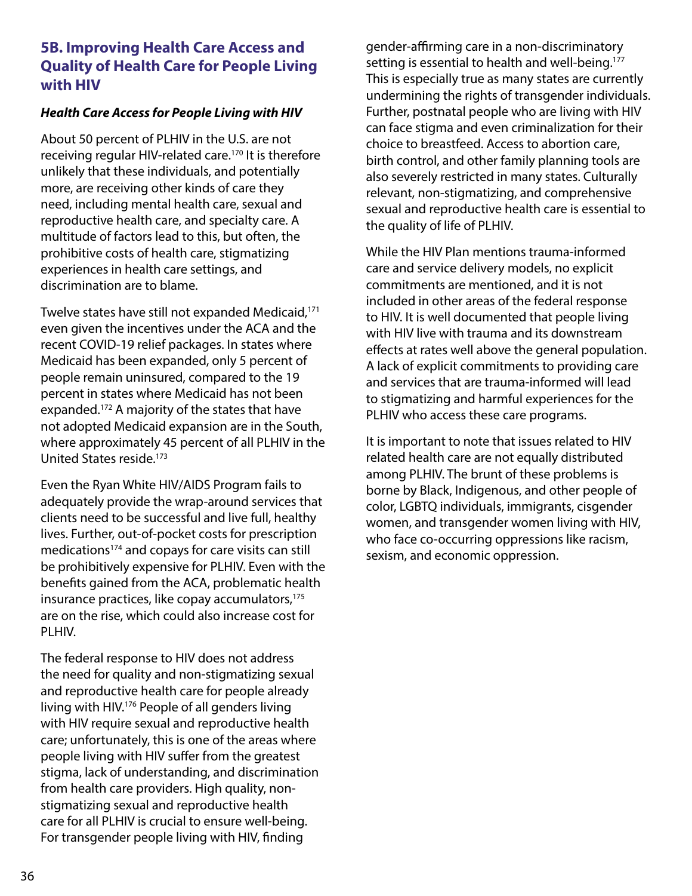## 5B. Improving Health Care Access and Quality of Health Care for People Living with HIV

### *Health Care Access for People Living with HIV*

About 50 percent of PLHIV in the U.S. are not receiving regular HIV-related care.[170] It is therefore unlikely that these individuals, and potentially more, are receiving other kinds of care they need, including mental health care, sexual and reproductive health care, and specialty care. A multitude of factors lead to this, but often, the prohibitive costs of health care, stigmatizing experiences in health care settings, and discrimination are to blame.

Twelve states have still not expanded Medicaid,[171] even given the incentives under the ACA and the recent COVID-19 relief packages. In states where Medicaid has been expanded, only 5 percent of people remain uninsured, compared to the 19 percent in states where Medicaid has not been expanded.[172] A majority of the states that have not adopted Medicaid expansion are in the South, where approximately 45 percent of all PLHIV in the United States reside.[173]

Even the Ryan White HIV/AIDS Program fails to adequately provide the wrap-around services that clients need to be successful and live full, healthy lives. Further, out-of-pocket costs for prescription medications[174] and copays for care visits can still be prohibitively expensive for PLHIV. Even with the benefits gained from the ACA, problematic health insurance practices, like copay accumulators,[175] are on the rise, which could also increase cost for PLHIV.

The federal response to HIV does not address the need for quality and non-stigmatizing sexual and reproductive health care for people already living with HIV.[176] People of all genders living with HIV require sexual and reproductive health care; unfortunately, this is one of the areas where people living with HIV suffer from the greatest stigma, lack of understanding, and discrimination from health care providers. High quality, non-stigmatizing sexual and reproductive health care for all PLHIV is crucial to ensure well-being. For transgender people living with HIV, finding gender-affirming care in a non-discriminatory setting is essential to health and well-being.[177] This is especially true as many states are currently undermining the rights of transgender individuals. Further, postnatal people who are living with HIV can face stigma and even criminalization for their choice to breastfeed. Access to abortion care, birth control, and other family planning tools are also severely restricted in many states. Culturally relevant, non-stigmatizing, and comprehensive sexual and reproductive health care is essential to the quality of life of PLHIV.

While the HIV Plan mentions trauma-informed care and service delivery models, no explicit commitments are mentioned, and it is not included in other areas of the federal response to HIV. It is well documented that people living with HIV live with trauma and its downstream effects at rates well above the general population. A lack of explicit commitments to providing care and services that are trauma-informed will lead to stigmatizing and harmful experiences for the PLHIV who access these care programs.

It is important to note that issues related to HIV related health care are not equally distributed among PLHIV. The brunt of these problems is borne by Black, Indigenous, and other people of color, LGBTQ individuals, immigrants, cisgender women, and transgender women living with HIV, who face co-occurring oppressions like racism, sexism, and economic oppression.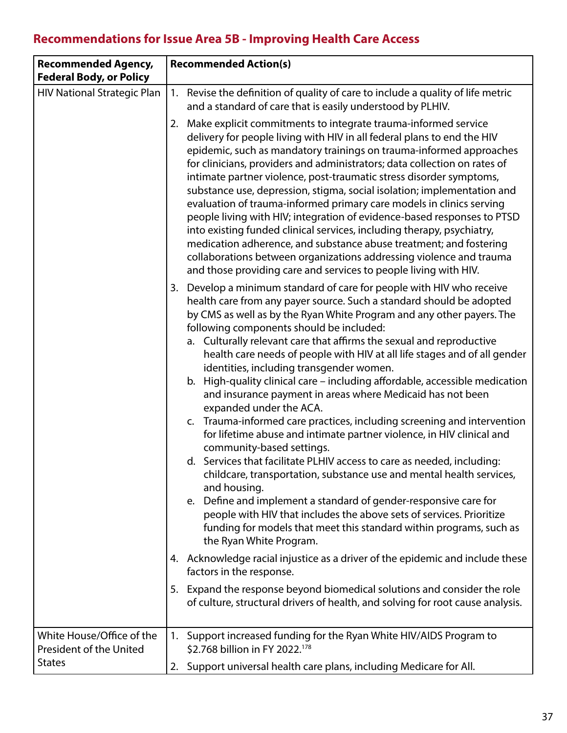## Recommendations for Issue Area 5B - Improving Health Care Access

| Recommended Agency, Federal Body, or Policy | Recommended Action(s) |
|---|---|
| HIV National Strategic Plan | 1. Revise the definition of quality of care to include a quality of life metric and a standard of care that is easily understood by PLHIV.<br><br>2. Make explicit commitments to integrate trauma-informed service delivery for people living with HIV in all federal plans to end the HIV epidemic, such as mandatory trainings on trauma-informed approaches for clinicians, providers and administrators; data collection on rates of intimate partner violence, post-traumatic stress disorder symptoms, substance use, depression, stigma, social isolation; implementation and evaluation of trauma-informed primary care models in clinics serving people living with HIV; integration of evidence-based responses to PTSD into existing funded clinical services, including therapy, psychiatry, medication adherence, and substance abuse treatment; and fostering collaborations between organizations addressing violence and trauma and those providing care and services to people living with HIV.<br><br>3. Develop a minimum standard of care for people with HIV who receive health care from any payer source. Such a standard should be adopted by CMS as well as by the Ryan White Program and any other payers. The following components should be included:<br>a. Culturally relevant care that affirms the sexual and reproductive health care needs of people with HIV at all life stages and of all gender identities, including transgender women.<br>b. High-quality clinical care – including affordable, accessible medication and insurance payment in areas where Medicaid has not been expanded under the ACA.<br>c. Trauma-informed care practices, including screening and intervention for lifetime abuse and intimate partner violence, in HIV clinical and community-based settings.<br>d. Services that facilitate PLHIV access to care as needed, including: childcare, transportation, substance use and mental health services, and housing.<br>e. Define and implement a standard of gender-responsive care for people with HIV that includes the above sets of services. Prioritize funding for models that meet this standard within programs, such as the Ryan White Program.<br><br>4. Acknowledge racial injustice as a driver of the epidemic and include these factors in the response.<br><br>5. Expand the response beyond biomedical solutions and consider the role of culture, structural drivers of health, and solving for root cause analysis. |
| White House/Office of the President of the United States | 1. Support increased funding for the Ryan White HIV/AIDS Program to $2.768 billion in FY 2022.[178]<br><br>2. Support universal health care plans, including Medicare for All. |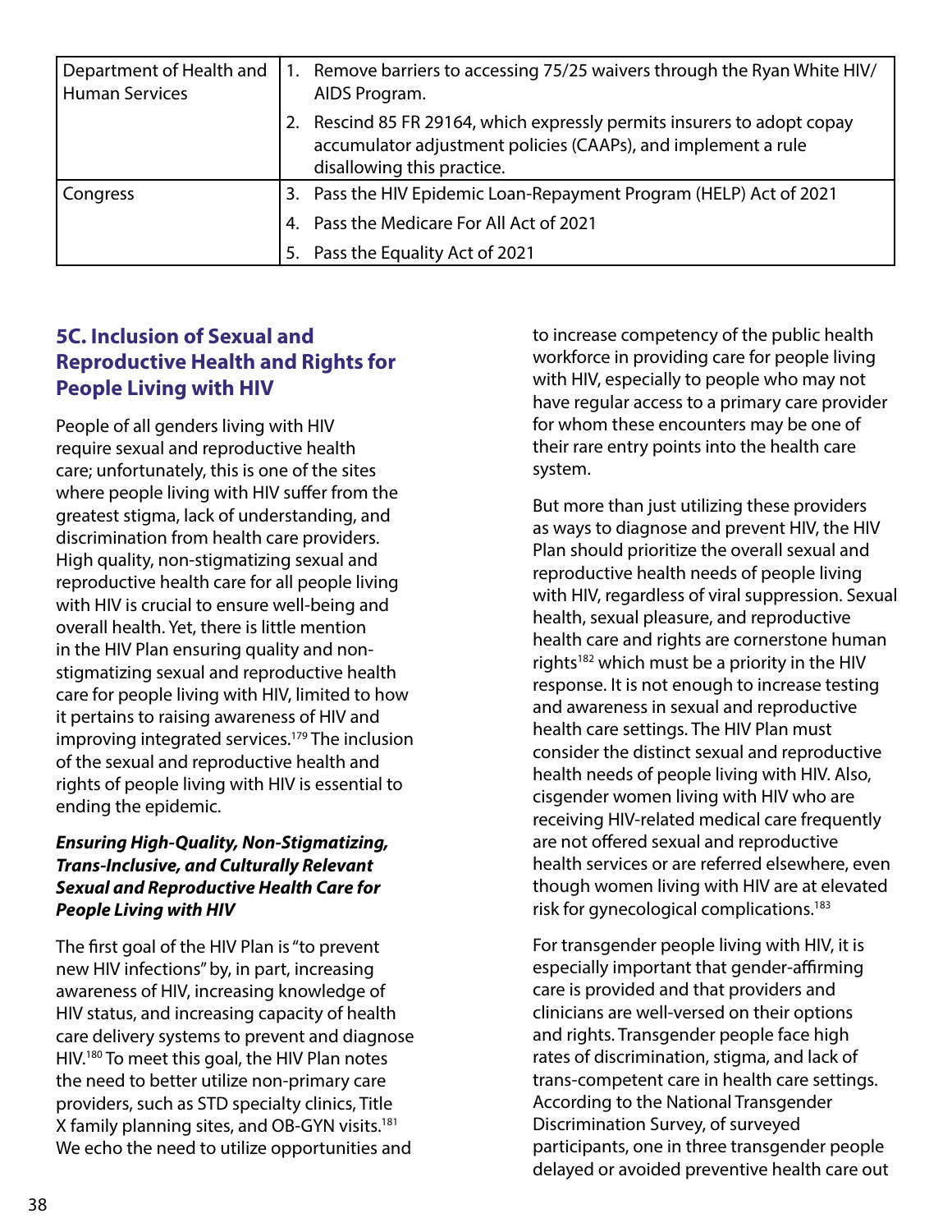| Department of Health and Human Services | 1. Remove barriers to accessing 75/25 waivers through the Ryan White HIV/AIDS Program. |
| --- | --- |
| | 2. Rescind 85 FR 29164, which expressly permits insurers to adopt copay accumulator adjustment policies (CAAPs), and implement a rule disallowing this practice. |
| Congress | 3. Pass the HIV Epidemic Loan-Repayment Program (HELP) Act of 2021 |
| | 4. Pass the Medicare For All Act of 2021 |
| | 5. Pass the Equality Act of 2021 |

## 5C. Inclusion of Sexual and Reproductive Health and Rights for People Living with HIV

People of all genders living with HIV require sexual and reproductive health care; unfortunately, this is one of the sites where people living with HIV suffer from the greatest stigma, lack of understanding, and discrimination from health care providers. High quality, non-stigmatizing sexual and reproductive health care for all people living with HIV is crucial to ensure well-being and overall health. Yet, there is little mention in the HIV Plan ensuring quality and non-stigmatizing sexual and reproductive health care for people living with HIV, limited to how it pertains to raising awareness of HIV and improving integrated services.[179] The inclusion of the sexual and reproductive health and rights of people living with HIV is essential to ending the epidemic.

***Ensuring High-Quality, Non-Stigmatizing, Trans-Inclusive, and Culturally Relevant Sexual and Reproductive Health Care for People Living with HIV***

The first goal of the HIV Plan is "to prevent new HIV infections" by, in part, increasing awareness of HIV, increasing knowledge of HIV status, and increasing capacity of health care delivery systems to prevent and diagnose HIV.[180] To meet this goal, the HIV Plan notes the need to better utilize non-primary care providers, such as STD specialty clinics, Title X family planning sites, and OB-GYN visits.[181] We echo the need to utilize opportunities and to increase competency of the public health workforce in providing care for people living with HIV, especially to people who may not have regular access to a primary care provider for whom these encounters may be one of their rare entry points into the health care system.

But more than just utilizing these providers as ways to diagnose and prevent HIV, the HIV Plan should prioritize the overall sexual and reproductive health needs of people living with HIV, regardless of viral suppression. Sexual health, sexual pleasure, and reproductive health care and rights are cornerstone human rights[182] which must be a priority in the HIV response. It is not enough to increase testing and awareness in sexual and reproductive health care settings. The HIV Plan must consider the distinct sexual and reproductive health needs of people living with HIV. Also, cisgender women living with HIV who are receiving HIV-related medical care frequently are not offered sexual and reproductive health services or are referred elsewhere, even though women living with HIV are at elevated risk for gynecological complications.[183]

For transgender people living with HIV, it is especially important that gender-affirming care is provided and that providers and clinicians are well-versed on their options and rights. Transgender people face high rates of discrimination, stigma, and lack of trans-competent care in health care settings. According to the National Transgender Discrimination Survey, of surveyed participants, one in three transgender people delayed or avoided preventive health care out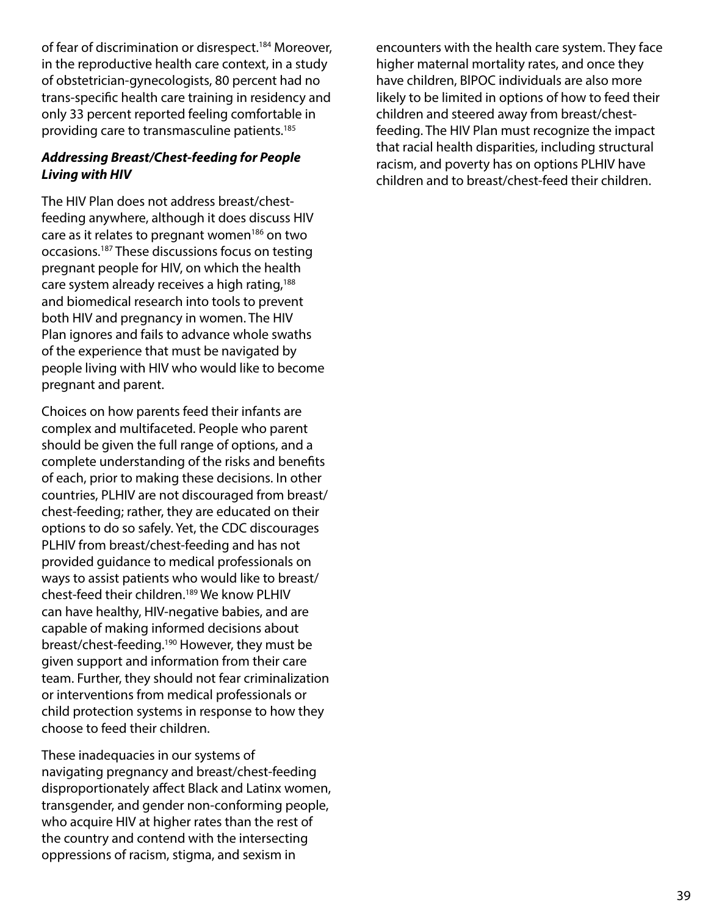of fear of discrimination or disrespect.[184] Moreover, in the reproductive health care context, in a study of obstetrician-gynecologists, 80 percent had no trans-specific health care training in residency and only 33 percent reported feeling comfortable in providing care to transmasculine patients.[185]

### ***Addressing Breast/Chest-feeding for People Living with HIV***

The HIV Plan does not address breast/chest-feeding anywhere, although it does discuss HIV care as it relates to pregnant women[186] on two occasions.[187] These discussions focus on testing pregnant people for HIV, on which the health care system already receives a high rating,[188] and biomedical research into tools to prevent both HIV and pregnancy in women. The HIV Plan ignores and fails to advance whole swaths of the experience that must be navigated by people living with HIV who would like to become pregnant and parent.

Choices on how parents feed their infants are complex and multifaceted. People who parent should be given the full range of options, and a complete understanding of the risks and benefits of each, prior to making these decisions. In other countries, PLHIV are not discouraged from breast/chest-feeding; rather, they are educated on their options to do so safely. Yet, the CDC discourages PLHIV from breast/chest-feeding and has not provided guidance to medical professionals on ways to assist patients who would like to breast/chest-feed their children.[189] We know PLHIV can have healthy, HIV-negative babies, and are capable of making informed decisions about breast/chest-feeding.[190] However, they must be given support and information from their care team. Further, they should not fear criminalization or interventions from medical professionals or child protection systems in response to how they choose to feed their children.

These inadequacies in our systems of navigating pregnancy and breast/chest-feeding disproportionately affect Black and Latinx women, transgender, and gender non-conforming people, who acquire HIV at higher rates than the rest of the country and contend with the intersecting oppressions of racism, stigma, and sexism in encounters with the health care system. They face higher maternal mortality rates, and once they have children, BIPOC individuals are also more likely to be limited in options of how to feed their children and steered away from breast/chest-feeding. The HIV Plan must recognize the impact that racial health disparities, including structural racism, and poverty has on options PLHIV have children and to breast/chest-feed their children.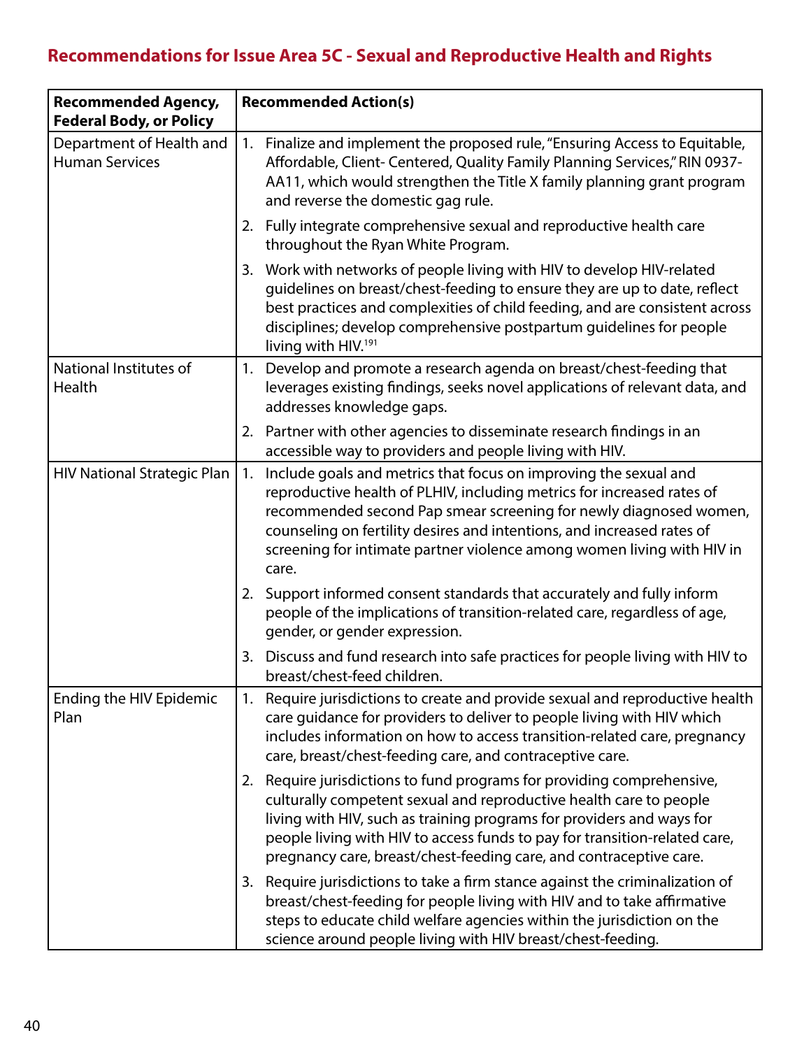## Recommendations for Issue Area 5C - Sexual and Reproductive Health and Rights

| Recommended Agency, Federal Body, or Policy | Recommended Action(s) |
|---|---|
| Department of Health and Human Services | 1. Finalize and implement the proposed rule, "Ensuring Access to Equitable, Affordable, Client- Centered, Quality Family Planning Services," RIN 0937-AA11, which would strengthen the Title X family planning grant program and reverse the domestic gag rule.<br>2. Fully integrate comprehensive sexual and reproductive health care throughout the Ryan White Program.<br>3. Work with networks of people living with HIV to develop HIV-related guidelines on breast/chest-feeding to ensure they are up to date, reflect best practices and complexities of child feeding, and are consistent across disciplines; develop comprehensive postpartum guidelines for people living with HIV.[191] |
| National Institutes of Health | 1. Develop and promote a research agenda on breast/chest-feeding that leverages existing findings, seeks novel applications of relevant data, and addresses knowledge gaps.<br>2. Partner with other agencies to disseminate research findings in an accessible way to providers and people living with HIV. |
| HIV National Strategic Plan | 1. Include goals and metrics that focus on improving the sexual and reproductive health of PLHIV, including metrics for increased rates of recommended second Pap smear screening for newly diagnosed women, counseling on fertility desires and intentions, and increased rates of screening for intimate partner violence among women living with HIV in care.<br>2. Support informed consent standards that accurately and fully inform people of the implications of transition-related care, regardless of age, gender, or gender expression.<br>3. Discuss and fund research into safe practices for people living with HIV to breast/chest-feed children. |
| Ending the HIV Epidemic Plan | 1. Require jurisdictions to create and provide sexual and reproductive health care guidance for providers to deliver to people living with HIV which includes information on how to access transition-related care, pregnancy care, breast/chest-feeding care, and contraceptive care.<br>2. Require jurisdictions to fund programs for providing comprehensive, culturally competent sexual and reproductive health care to people living with HIV, such as training programs for providers and ways for people living with HIV to access funds to pay for transition-related care, pregnancy care, breast/chest-feeding care, and contraceptive care.<br>3. Require jurisdictions to take a firm stance against the criminalization of breast/chest-feeding for people living with HIV and to take affirmative steps to educate child welfare agencies within the jurisdiction on the science around people living with HIV breast/chest-feeding. |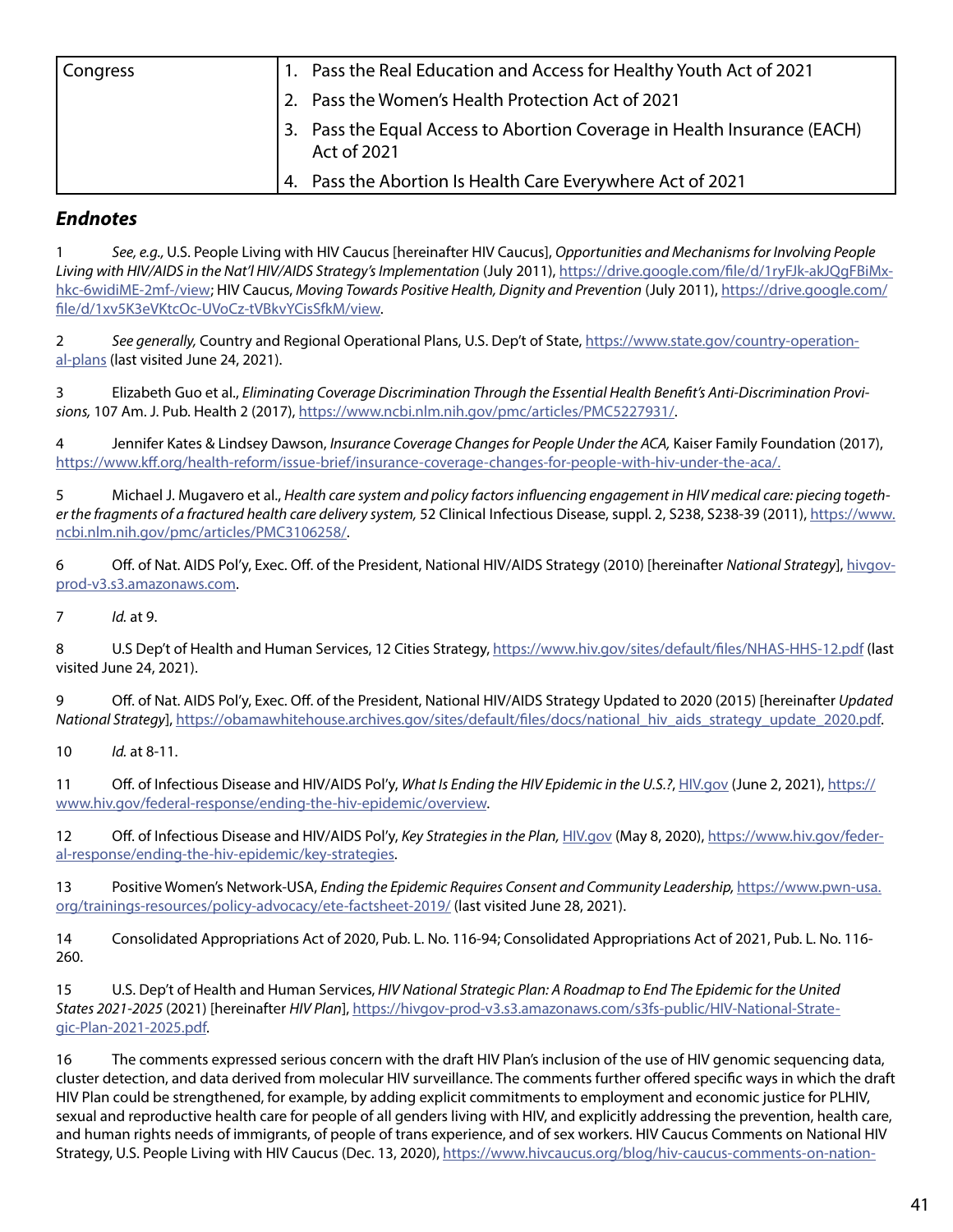| Congress | 1. Pass the Real Education and Access for Healthy Youth Act of 2021 |
|---|---|
| | 2. Pass the Women's Health Protection Act of 2021 |
| | 3. Pass the Equal Access to Abortion Coverage in Health Insurance (EACH) Act of 2021 |
| | 4. Pass the Abortion Is Health Care Everywhere Act of 2021 |

### *Endnotes*

1 *See, e.g.,* U.S. People Living with HIV Caucus [hereinafter HIV Caucus], *Opportunities and Mechanisms for Involving People Living with HIV/AIDS in the Nat'l HIV/AIDS Strategy's Implementation* (July 2011), https://drive.google.com/file/d/1ryFJk-akJQgFBiMx-hkc-6widiME-2mf-/view; HIV Caucus, *Moving Towards Positive Health, Dignity and Prevention* (July 2011), https://drive.google.com/file/d/1xv5K3eVKtcOc-UVoCz-tVBkvYCisSfkM/view.

2 *See generally,* Country and Regional Operational Plans, U.S. Dep't of State, https://www.state.gov/country-operational-plans (last visited June 24, 2021).

3 Elizabeth Guo et al., *Eliminating Coverage Discrimination Through the Essential Health Benefit's Anti-Discrimination Provisions,* 107 Am. J. Pub. Health 2 (2017), https://www.ncbi.nlm.nih.gov/pmc/articles/PMC5227931/.

4 Jennifer Kates & Lindsey Dawson, *Insurance Coverage Changes for People Under the ACA,* Kaiser Family Foundation (2017), https://www.kff.org/health-reform/issue-brief/insurance-coverage-changes-for-people-with-hiv-under-the-aca/.

5 Michael J. Mugavero et al., *Health care system and policy factors influencing engagement in HIV medical care: piecing together the fragments of a fractured health care delivery system,* 52 Clinical Infectious Disease, suppl. 2, S238, S238-39 (2011), https://www.ncbi.nlm.nih.gov/pmc/articles/PMC3106258/.

6 Off. of Nat. AIDS Pol'y, Exec. Off. of the President, National HIV/AIDS Strategy (2010) [hereinafter *National Strategy*], hivgov-prod-v3.s3.amazonaws.com.

7 *Id.* at 9.

8 U.S Dep't of Health and Human Services, 12 Cities Strategy, https://www.hiv.gov/sites/default/files/NHAS-HHS-12.pdf (last visited June 24, 2021).

9 Off. of Nat. AIDS Pol'y, Exec. Off. of the President, National HIV/AIDS Strategy Updated to 2020 (2015) [hereinafter *Updated National Strategy*], https://obamawhitehouse.archives.gov/sites/default/files/docs/national_hiv_aids_strategy_update_2020.pdf.

10 *Id.* at 8-11.

11 Off. of Infectious Disease and HIV/AIDS Pol'y, *What Is Ending the HIV Epidemic in the U.S.?*, HIV.gov (June 2, 2021), https://www.hiv.gov/federal-response/ending-the-hiv-epidemic/overview.

12 Off. of Infectious Disease and HIV/AIDS Pol'y, *Key Strategies in the Plan,* HIV.gov (May 8, 2020), https://www.hiv.gov/federal-response/ending-the-hiv-epidemic/key-strategies.

13 Positive Women's Network-USA, *Ending the Epidemic Requires Consent and Community Leadership,* https://www.pwn-usa.org/trainings-resources/policy-advocacy/ete-factsheet-2019/ (last visited June 28, 2021).

14 Consolidated Appropriations Act of 2020, Pub. L. No. 116-94; Consolidated Appropriations Act of 2021, Pub. L. No. 116-260.

15 U.S. Dep't of Health and Human Services, *HIV National Strategic Plan: A Roadmap to End The Epidemic for the United States 2021-2025* (2021) [hereinafter *HIV Plan*], https://hivgov-prod-v3.s3.amazonaws.com/s3fs-public/HIV-National-Strategic-Plan-2021-2025.pdf.

16 The comments expressed serious concern with the draft HIV Plan's inclusion of the use of HIV genomic sequencing data, cluster detection, and data derived from molecular HIV surveillance. The comments further offered specific ways in which the draft HIV Plan could be strengthened, for example, by adding explicit commitments to employment and economic justice for PLHIV, sexual and reproductive health care for people of all genders living with HIV, and explicitly addressing the prevention, health care, and human rights needs of immigrants, of people of trans experience, and of sex workers. HIV Caucus Comments on National HIV Strategy, U.S. People Living with HIV Caucus (Dec. 13, 2020), https://www.hivcaucus.org/blog/hiv-caucus-comments-on-nation-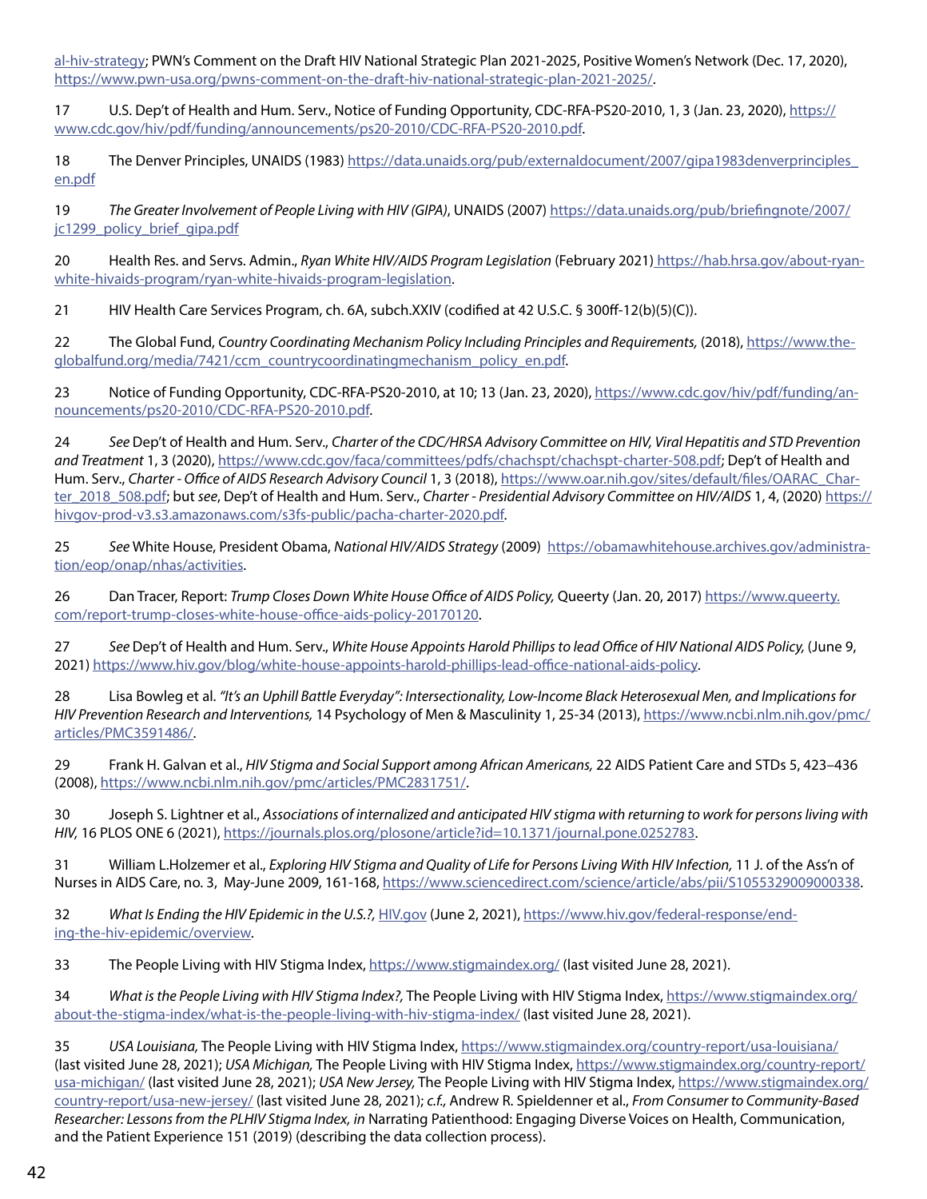al-hiv-strategy; PWN's Comment on the Draft HIV National Strategic Plan 2021-2025, Positive Women's Network (Dec. 17, 2020), https://www.pwn-usa.org/pwns-comment-on-the-draft-hiv-national-strategic-plan-2021-2025/.

17 U.S. Dep't of Health and Hum. Serv., Notice of Funding Opportunity, CDC-RFA-PS20-2010, 1, 3 (Jan. 23, 2020), https://www.cdc.gov/hiv/pdf/funding/announcements/ps20-2010/CDC-RFA-PS20-2010.pdf.

18 The Denver Principles, UNAIDS (1983) https://data.unaids.org/pub/externaldocument/2007/gipa1983denverprinciples_en.pdf

19 *The Greater Involvement of People Living with HIV (GIPA)*, UNAIDS (2007) https://data.unaids.org/pub/briefingnote/2007/jc1299_policy_brief_gipa.pdf

20 Health Res. and Servs. Admin., *Ryan White HIV/AIDS Program Legislation* (February 2021) https://hab.hrsa.gov/about-ryan-white-hivaids-program/ryan-white-hivaids-program-legislation.

21 HIV Health Care Services Program, ch. 6A, subch.XXIV (codified at 42 U.S.C. § 300ff-12(b)(5)(C)).

22 The Global Fund, *Country Coordinating Mechanism Policy Including Principles and Requirements,* (2018), https://www.theglobalfund.org/media/7421/ccm_countrycoordinatingmechanism_policy_en.pdf.

23 Notice of Funding Opportunity, CDC-RFA-PS20-2010, at 10; 13 (Jan. 23, 2020), https://www.cdc.gov/hiv/pdf/funding/announcements/ps20-2010/CDC-RFA-PS20-2010.pdf.

24 *See* Dep't of Health and Hum. Serv., *Charter of the CDC/HRSA Advisory Committee on HIV, Viral Hepatitis and STD Prevention and Treatment* 1, 3 (2020), https://www.cdc.gov/faca/committees/pdfs/chachspt/chachspt-charter-508.pdf; Dep't of Health and Hum. Serv., *Charter - Office of AIDS Research Advisory Council* 1, 3 (2018), https://www.oar.nih.gov/sites/default/files/OARAC_Charter_2018_508.pdf; but *see*, Dep't of Health and Hum. Serv., *Charter - Presidential Advisory Committee on HIV/AIDS* 1, 4, (2020) https://hivgov-prod-v3.s3.amazonaws.com/s3fs-public/pacha-charter-2020.pdf.

25 *See* White House, President Obama, *National HIV/AIDS Strategy* (2009) https://obamawhitehouse.archives.gov/administration/eop/onap/nhas/activities.

26 Dan Tracer, Report: *Trump Closes Down White House Office of AIDS Policy,* Queerty (Jan. 20, 2017) https://www.queerty.com/report-trump-closes-white-house-office-aids-policy-20170120.

27 *See* Dep't of Health and Hum. Serv., *White House Appoints Harold Phillips to lead Office of HIV National AIDS Policy,* (June 9, 2021) https://www.hiv.gov/blog/white-house-appoints-harold-phillips-lead-office-national-aids-policy.

28 Lisa Bowleg et al. *"It's an Uphill Battle Everyday": Intersectionality, Low-Income Black Heterosexual Men, and Implications for HIV Prevention Research and Interventions,* 14 Psychology of Men & Masculinity 1, 25-34 (2013), https://www.ncbi.nlm.nih.gov/pmc/articles/PMC3591486/.

29 Frank H. Galvan et al., *HIV Stigma and Social Support among African Americans,* 22 AIDS Patient Care and STDs 5, 423–436 (2008), https://www.ncbi.nlm.nih.gov/pmc/articles/PMC2831751/.

30 Joseph S. Lightner et al., *Associations of internalized and anticipated HIV stigma with returning to work for persons living with HIV,* 16 PLOS ONE 6 (2021), https://journals.plos.org/plosone/article?id=10.1371/journal.pone.0252783.

31 William L.Holzemer et al., *Exploring HIV Stigma and Quality of Life for Persons Living With HIV Infection,* 11 J. of the Ass'n of Nurses in AIDS Care, no. 3, May-June 2009, 161-168, https://www.sciencedirect.com/science/article/abs/pii/S1055329009000338.

32 *What Is Ending the HIV Epidemic in the U.S.?,* HIV.gov (June 2, 2021), https://www.hiv.gov/federal-response/ending-the-hiv-epidemic/overview.

33 The People Living with HIV Stigma Index, https://www.stigmaindex.org/ (last visited June 28, 2021).

34 *What is the People Living with HIV Stigma Index?,* The People Living with HIV Stigma Index, https://www.stigmaindex.org/about-the-stigma-index/what-is-the-people-living-with-hiv-stigma-index/ (last visited June 28, 2021).

35 *USA Louisiana,* The People Living with HIV Stigma Index, https://www.stigmaindex.org/country-report/usa-louisiana/ (last visited June 28, 2021); *USA Michigan,* The People Living with HIV Stigma Index, https://www.stigmaindex.org/country-report/usa-michigan/ (last visited June 28, 2021); *USA New Jersey,* The People Living with HIV Stigma Index, https://www.stigmaindex.org/country-report/usa-new-jersey/ (last visited June 28, 2021); *c.f.,* Andrew R. Spieldenner et al., *From Consumer to Community-Based Researcher: Lessons from the PLHIV Stigma Index, in* Narrating Patienthood: Engaging Diverse Voices on Health, Communication, and the Patient Experience 151 (2019) (describing the data collection process).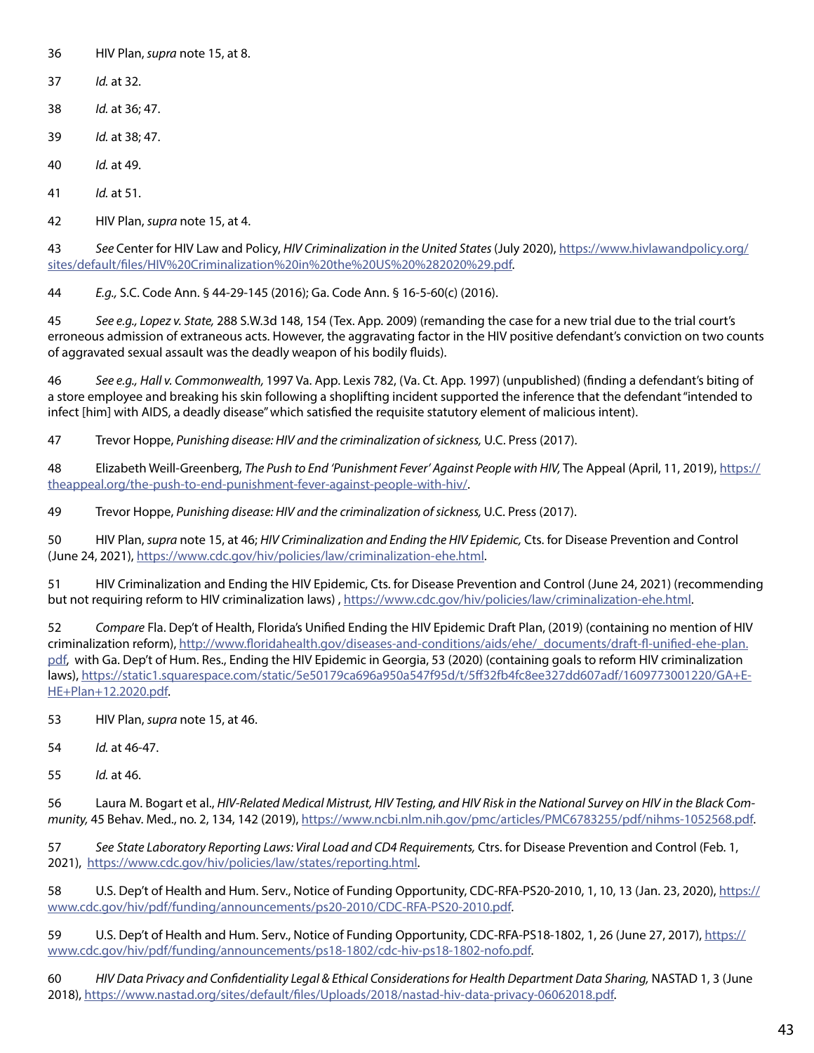36 HIV Plan, *supra* note 15, at 8.

37 *Id.* at 32.

38 *Id.* at 36; 47.

39 *Id.* at 38; 47.

40 *Id.* at 49.

41 *Id.* at 51.

42 HIV Plan, *supra* note 15, at 4.

43 *See* Center for HIV Law and Policy, *HIV Criminalization in the United States* (July 2020), https://www.hivlawandpolicy.org/sites/default/files/HIV%20Criminalization%20in%20the%20US%20%282020%29.pdf.

44 *E.g.,* S.C. Code Ann. § 44-29-145 (2016); Ga. Code Ann. § 16-5-60(c) (2016).

45 *See e.g., Lopez v. State,* 288 S.W.3d 148, 154 (Tex. App. 2009) (remanding the case for a new trial due to the trial court's erroneous admission of extraneous acts. However, the aggravating factor in the HIV positive defendant's conviction on two counts of aggravated sexual assault was the deadly weapon of his bodily fluids).

46 *See e.g., Hall v. Commonwealth,* 1997 Va. App. Lexis 782, (Va. Ct. App. 1997) (unpublished) (finding a defendant's biting of a store employee and breaking his skin following a shoplifting incident supported the inference that the defendant "intended to infect [him] with AIDS, a deadly disease" which satisfied the requisite statutory element of malicious intent).

47 Trevor Hoppe, *Punishing disease: HIV and the criminalization of sickness,* U.C. Press (2017).

48 Elizabeth Weill-Greenberg, *The Push to End 'Punishment Fever' Against People with HIV,* The Appeal (April, 11, 2019), https://theappeal.org/the-push-to-end-punishment-fever-against-people-with-hiv/.

49 Trevor Hoppe, *Punishing disease: HIV and the criminalization of sickness,* U.C. Press (2017).

50 HIV Plan, *supra* note 15, at 46; *HIV Criminalization and Ending the HIV Epidemic,* Cts. for Disease Prevention and Control (June 24, 2021), https://www.cdc.gov/hiv/policies/law/criminalization-ehe.html.

51 HIV Criminalization and Ending the HIV Epidemic, Cts. for Disease Prevention and Control (June 24, 2021) (recommending but not requiring reform to HIV criminalization laws) , https://www.cdc.gov/hiv/policies/law/criminalization-ehe.html.

52 *Compare* Fla. Dep't of Health, Florida's Unified Ending the HIV Epidemic Draft Plan, (2019) (containing no mention of HIV criminalization reform), http://www.floridahealth.gov/diseases-and-conditions/aids/ehe/_documents/draft-fl-unified-ehe-plan.pdf, with Ga. Dep't of Hum. Res., Ending the HIV Epidemic in Georgia, 53 (2020) (containing goals to reform HIV criminalization laws), https://static1.squarespace.com/static/5e50179ca696a950a547f95d/t/5ff32fb4fc8ee327dd607adf/1609773001220/GA+EHE+Plan+12.2020.pdf.

53 HIV Plan, *supra* note 15, at 46.

54 *Id.* at 46-47.

55 *Id.* at 46.

56 Laura M. Bogart et al., *HIV-Related Medical Mistrust, HIV Testing, and HIV Risk in the National Survey on HIV in the Black Community,* 45 Behav. Med., no. 2, 134, 142 (2019), https://www.ncbi.nlm.nih.gov/pmc/articles/PMC6783255/pdf/nihms-1052568.pdf.

57 *See State Laboratory Reporting Laws: Viral Load and CD4 Requirements,* Ctrs. for Disease Prevention and Control (Feb. 1, 2021), https://www.cdc.gov/hiv/policies/law/states/reporting.html.

58 U.S. Dep't of Health and Hum. Serv., Notice of Funding Opportunity, CDC-RFA-PS20-2010, 1, 10, 13 (Jan. 23, 2020), https://www.cdc.gov/hiv/pdf/funding/announcements/ps20-2010/CDC-RFA-PS20-2010.pdf.

59 U.S. Dep't of Health and Hum. Serv., Notice of Funding Opportunity, CDC-RFA-PS18-1802, 1, 26 (June 27, 2017), https://www.cdc.gov/hiv/pdf/funding/announcements/ps18-1802/cdc-hiv-ps18-1802-nofo.pdf.

60 *HIV Data Privacy and Confidentiality Legal & Ethical Considerations for Health Department Data Sharing,* NASTAD 1, 3 (June 2018), https://www.nastad.org/sites/default/files/Uploads/2018/nastad-hiv-data-privacy-06062018.pdf.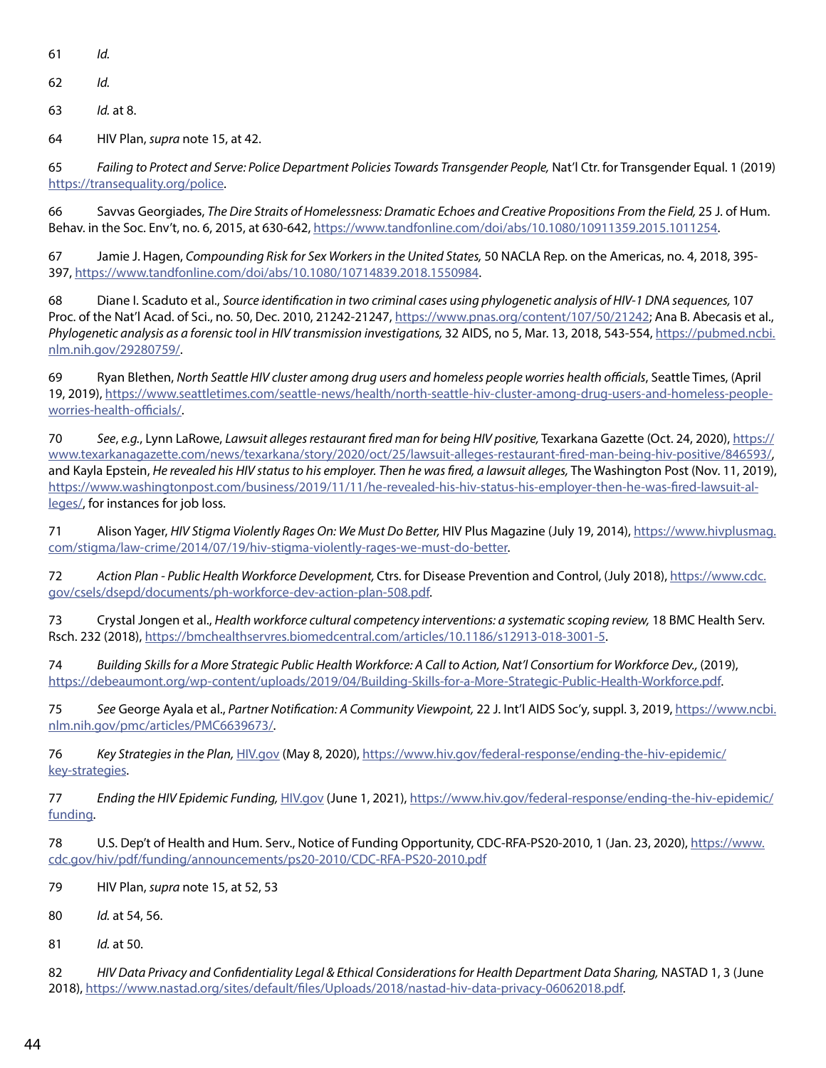61 *Id.*

62 *Id.*

63 *Id.* at 8.

64 HIV Plan, *supra* note 15, at 42.

65 *Failing to Protect and Serve: Police Department Policies Towards Transgender People,* Nat'l Ctr. for Transgender Equal. 1 (2019) https://transequality.org/police.

66 Savvas Georgiades, *The Dire Straits of Homelessness: Dramatic Echoes and Creative Propositions From the Field,* 25 J. of Hum. Behav. in the Soc. Env't, no. 6, 2015, at 630-642, https://www.tandfonline.com/doi/abs/10.1080/10911359.2015.1011254.

67 Jamie J. Hagen, *Compounding Risk for Sex Workers in the United States,* 50 NACLA Rep. on the Americas, no. 4, 2018, 395-397, https://www.tandfonline.com/doi/abs/10.1080/10714839.2018.1550984.

68 Diane I. Scaduto et al., *Source identification in two criminal cases using phylogenetic analysis of HIV-1 DNA sequences,* 107 Proc. of the Nat'l Acad. of Sci., no. 50, Dec. 2010, 21242-21247, https://www.pnas.org/content/107/50/21242; Ana B. Abecasis et al., *Phylogenetic analysis as a forensic tool in HIV transmission investigations,* 32 AIDS, no 5, Mar. 13, 2018, 543-554, https://pubmed.ncbi.nlm.nih.gov/29280759/.

69 Ryan Blethen, *North Seattle HIV cluster among drug users and homeless people worries health officials*, Seattle Times, (April 19, 2019), https://www.seattletimes.com/seattle-news/health/north-seattle-hiv-cluster-among-drug-users-and-homeless-people-worries-health-officials/.

70 *See*, *e.g.*, Lynn LaRowe, *Lawsuit alleges restaurant fired man for being HIV positive,* Texarkana Gazette (Oct. 24, 2020), https://www.texarkanagazette.com/news/texarkana/story/2020/oct/25/lawsuit-alleges-restaurant-fired-man-being-hiv-positive/846593/, and Kayla Epstein, *He revealed his HIV status to his employer. Then he was fired, a lawsuit alleges,* The Washington Post (Nov. 11, 2019), https://www.washingtonpost.com/business/2019/11/11/he-revealed-his-hiv-status-his-employer-then-he-was-fired-lawsuit-alleges/, for instances for job loss.

71 Alison Yager, *HIV Stigma Violently Rages On: We Must Do Better,* HIV Plus Magazine (July 19, 2014), https://www.hivplusmag.com/stigma/law-crime/2014/07/19/hiv-stigma-violently-rages-we-must-do-better.

72 *Action Plan - Public Health Workforce Development,* Ctrs. for Disease Prevention and Control, (July 2018), https://www.cdc.gov/csels/dsepd/documents/ph-workforce-dev-action-plan-508.pdf.

73 Crystal Jongen et al., *Health workforce cultural competency interventions: a systematic scoping review,* 18 BMC Health Serv. Rsch. 232 (2018), https://bmchealthservres.biomedcentral.com/articles/10.1186/s12913-018-3001-5.

74 *Building Skills for a More Strategic Public Health Workforce: A Call to Action, Nat'l Consortium for Workforce Dev.,* (2019), https://debeaumont.org/wp-content/uploads/2019/04/Building-Skills-for-a-More-Strategic-Public-Health-Workforce.pdf.

75 *See* George Ayala et al., *Partner Notification: A Community Viewpoint,* 22 J. Int'l AIDS Soc'y, suppl. 3, 2019, https://www.ncbi.nlm.nih.gov/pmc/articles/PMC6639673/.

76 *Key Strategies in the Plan,* HIV.gov (May 8, 2020), https://www.hiv.gov/federal-response/ending-the-hiv-epidemic/key-strategies.

77 *Ending the HIV Epidemic Funding,* HIV.gov (June 1, 2021), https://www.hiv.gov/federal-response/ending-the-hiv-epidemic/funding.

78 U.S. Dep't of Health and Hum. Serv., Notice of Funding Opportunity, CDC-RFA-PS20-2010, 1 (Jan. 23, 2020), https://www.cdc.gov/hiv/pdf/funding/announcements/ps20-2010/CDC-RFA-PS20-2010.pdf

79 HIV Plan, *supra* note 15, at 52, 53

80 *Id.* at 54, 56.

81 *Id.* at 50.

82 *HIV Data Privacy and Confidentiality Legal & Ethical Considerations for Health Department Data Sharing,* NASTAD 1, 3 (June 2018), https://www.nastad.org/sites/default/files/Uploads/2018/nastad-hiv-data-privacy-06062018.pdf.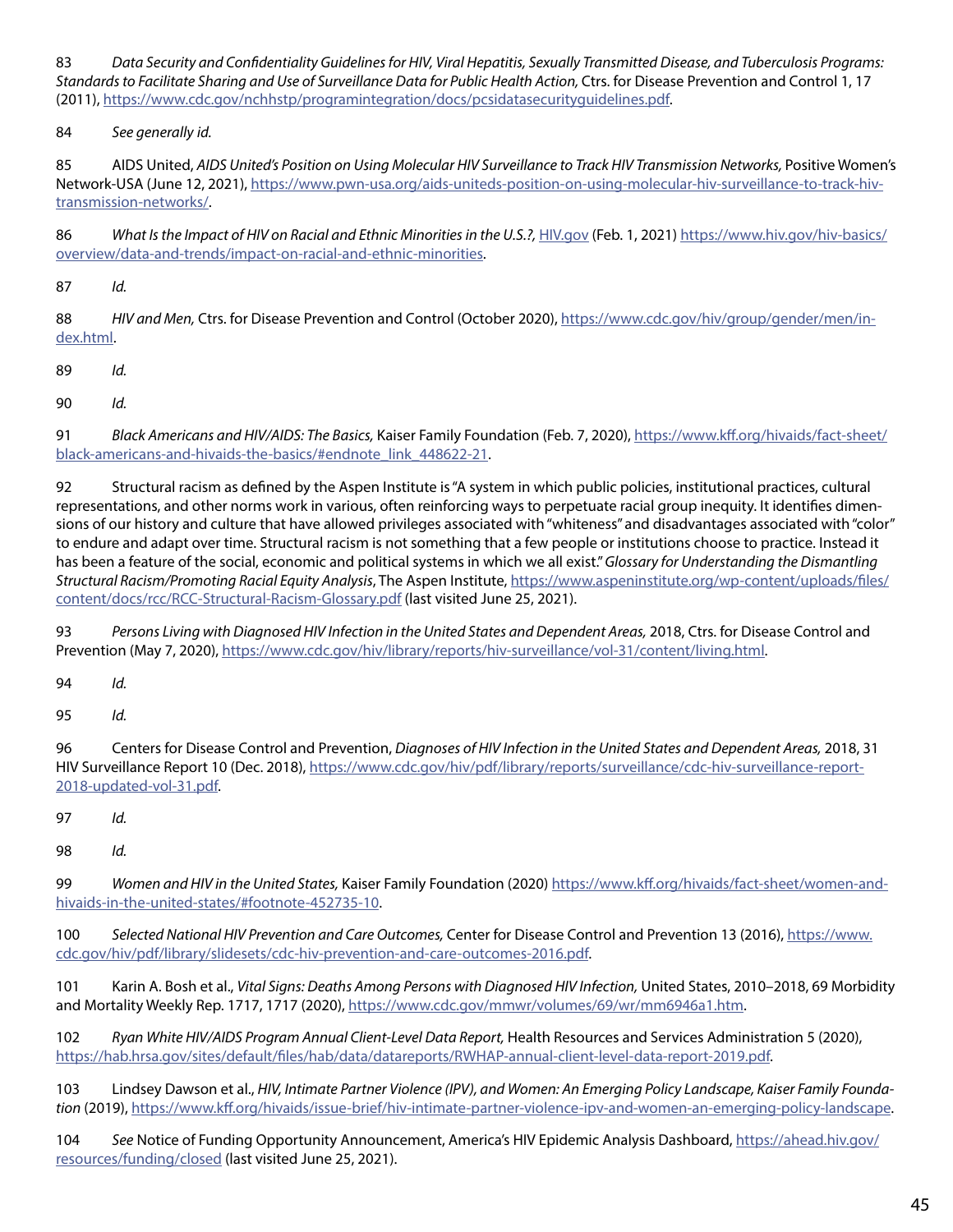83 *Data Security and Confidentiality Guidelines for HIV, Viral Hepatitis, Sexually Transmitted Disease, and Tuberculosis Programs: Standards to Facilitate Sharing and Use of Surveillance Data for Public Health Action,* Ctrs. for Disease Prevention and Control 1, 17 (2011), https://www.cdc.gov/nchhstp/programintegration/docs/pcsidatasecurityguidelines.pdf.

84 *See generally id.*

85 AIDS United, *AIDS United's Position on Using Molecular HIV Surveillance to Track HIV Transmission Networks,* Positive Women's Network-USA (June 12, 2021), https://www.pwn-usa.org/aids-uniteds-position-on-using-molecular-hiv-surveillance-to-track-hiv-transmission-networks/.

86 *What Is the Impact of HIV on Racial and Ethnic Minorities in the U.S.?,* HIV.gov (Feb. 1, 2021) https://www.hiv.gov/hiv-basics/overview/data-and-trends/impact-on-racial-and-ethnic-minorities.

87 *Id.*

88 *HIV and Men,* Ctrs. for Disease Prevention and Control (October 2020), https://www.cdc.gov/hiv/group/gender/men/index.html.

89 *Id.*

90 *Id.*

91 *Black Americans and HIV/AIDS: The Basics,* Kaiser Family Foundation (Feb. 7, 2020), https://www.kff.org/hivaids/fact-sheet/black-americans-and-hivaids-the-basics/#endnote_link_448622-21.

92 Structural racism as defined by the Aspen Institute is "A system in which public policies, institutional practices, cultural representations, and other norms work in various, often reinforcing ways to perpetuate racial group inequity. It identifies dimensions of our history and culture that have allowed privileges associated with "whiteness" and disadvantages associated with "color" to endure and adapt over time. Structural racism is not something that a few people or institutions choose to practice. Instead it has been a feature of the social, economic and political systems in which we all exist." *Glossary for Understanding the Dismantling Structural Racism/Promoting Racial Equity Analysis*, The Aspen Institute, https://www.aspeninstitute.org/wp-content/uploads/files/content/docs/rcc/RCC-Structural-Racism-Glossary.pdf (last visited June 25, 2021).

93 *Persons Living with Diagnosed HIV Infection in the United States and Dependent Areas,* 2018, Ctrs. for Disease Control and Prevention (May 7, 2020), https://www.cdc.gov/hiv/library/reports/hiv-surveillance/vol-31/content/living.html.

94 *Id.*

95 *Id.*

96 Centers for Disease Control and Prevention, *Diagnoses of HIV Infection in the United States and Dependent Areas,* 2018, 31 HIV Surveillance Report 10 (Dec. 2018), https://www.cdc.gov/hiv/pdf/library/reports/surveillance/cdc-hiv-surveillance-report-2018-updated-vol-31.pdf.

97 *Id.*

98 *Id.*

99 *Women and HIV in the United States,* Kaiser Family Foundation (2020) https://www.kff.org/hivaids/fact-sheet/women-and-hivaids-in-the-united-states/#footnote-452735-10.

100 *Selected National HIV Prevention and Care Outcomes,* Center for Disease Control and Prevention 13 (2016), https://www.cdc.gov/hiv/pdf/library/slidesets/cdc-hiv-prevention-and-care-outcomes-2016.pdf.

101 Karin A. Bosh et al., *Vital Signs: Deaths Among Persons with Diagnosed HIV Infection,* United States, 2010–2018, 69 Morbidity and Mortality Weekly Rep. 1717, 1717 (2020), https://www.cdc.gov/mmwr/volumes/69/wr/mm6946a1.htm.

102 *Ryan White HIV/AIDS Program Annual Client-Level Data Report,* Health Resources and Services Administration 5 (2020), https://hab.hrsa.gov/sites/default/files/hab/data/datareports/RWHAP-annual-client-level-data-report-2019.pdf.

103 Lindsey Dawson et al., *HIV, Intimate Partner Violence (IPV), and Women: An Emerging Policy Landscape, Kaiser Family Foundation* (2019), https://www.kff.org/hivaids/issue-brief/hiv-intimate-partner-violence-ipv-and-women-an-emerging-policy-landscape.

104 *See* Notice of Funding Opportunity Announcement, America's HIV Epidemic Analysis Dashboard, https://ahead.hiv.gov/resources/funding/closed (last visited June 25, 2021).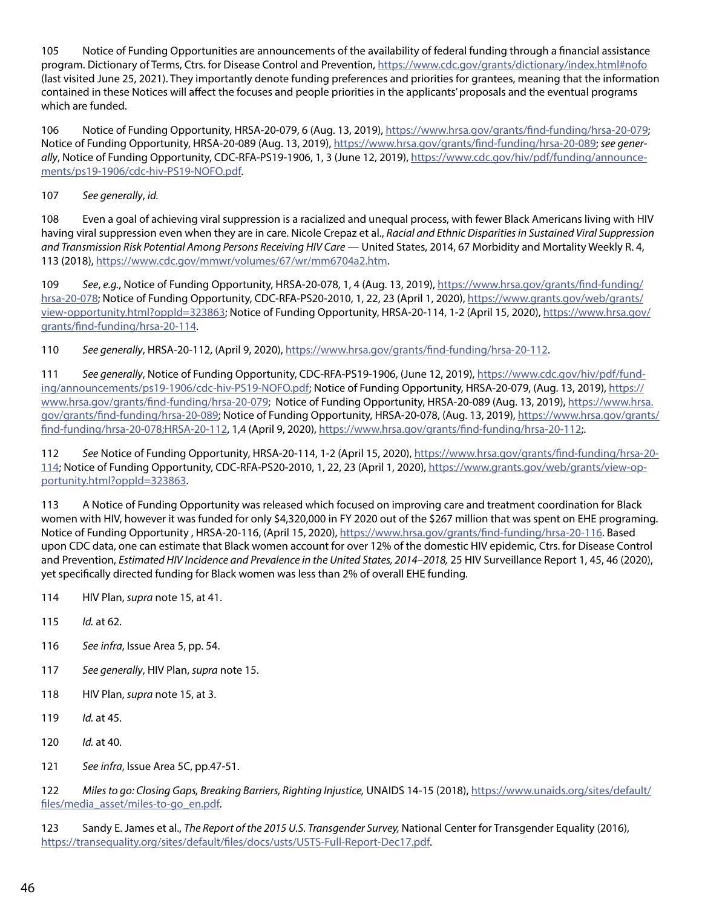105 Notice of Funding Opportunities are announcements of the availability of federal funding through a financial assistance program. Dictionary of Terms, Ctrs. for Disease Control and Prevention, https://www.cdc.gov/grants/dictionary/index.html#nofo (last visited June 25, 2021). They importantly denote funding preferences and priorities for grantees, meaning that the information contained in these Notices will affect the focuses and people priorities in the applicants' proposals and the eventual programs which are funded.

106 Notice of Funding Opportunity, HRSA-20-079, 6 (Aug. 13, 2019), https://www.hrsa.gov/grants/find-funding/hrsa-20-079; Notice of Funding Opportunity, HRSA-20-089 (Aug. 13, 2019), https://www.hrsa.gov/grants/find-funding/hrsa-20-089; *see generally*, Notice of Funding Opportunity, CDC-RFA-PS19-1906, 1, 3 (June 12, 2019), https://www.cdc.gov/hiv/pdf/funding/announcements/ps19-1906/cdc-hiv-PS19-NOFO.pdf.

107 *See generally*, *id.*

108 Even a goal of achieving viral suppression is a racialized and unequal process, with fewer Black Americans living with HIV having viral suppression even when they are in care. Nicole Crepaz et al., *Racial and Ethnic Disparities in Sustained Viral Suppression and Transmission Risk Potential Among Persons Receiving HIV Care* — United States, 2014, 67 Morbidity and Mortality Weekly R. 4, 113 (2018), https://www.cdc.gov/mmwr/volumes/67/wr/mm6704a2.htm.

109 *See*, *e.g.*, Notice of Funding Opportunity, HRSA-20-078, 1, 4 (Aug. 13, 2019), https://www.hrsa.gov/grants/find-funding/hrsa-20-078; Notice of Funding Opportunity, CDC-RFA-PS20-2010, 1, 22, 23 (April 1, 2020), https://www.grants.gov/web/grants/view-opportunity.html?oppId=323863; Notice of Funding Opportunity, HRSA-20-114, 1-2 (April 15, 2020), https://www.hrsa.gov/grants/find-funding/hrsa-20-114.

110 *See generally*, HRSA-20-112, (April 9, 2020), https://www.hrsa.gov/grants/find-funding/hrsa-20-112.

111 *See generally*, Notice of Funding Opportunity, CDC-RFA-PS19-1906, (June 12, 2019), https://www.cdc.gov/hiv/pdf/funding/announcements/ps19-1906/cdc-hiv-PS19-NOFO.pdf; Notice of Funding Opportunity, HRSA-20-079, (Aug. 13, 2019), https://www.hrsa.gov/grants/find-funding/hrsa-20-079; Notice of Funding Opportunity, HRSA-20-089 (Aug. 13, 2019), https://www.hrsa.gov/grants/find-funding/hrsa-20-089; Notice of Funding Opportunity, HRSA-20-078, (Aug. 13, 2019), https://www.hrsa.gov/grants/find-funding/hrsa-20-078;HRSA-20-112, 1,4 (April 9, 2020), https://www.hrsa.gov/grants/find-funding/hrsa-20-112;.

112 *See* Notice of Funding Opportunity, HRSA-20-114, 1-2 (April 15, 2020), https://www.hrsa.gov/grants/find-funding/hrsa-20-114; Notice of Funding Opportunity, CDC-RFA-PS20-2010, 1, 22, 23 (April 1, 2020), https://www.grants.gov/web/grants/view-opportunity.html?oppId=323863.

113 A Notice of Funding Opportunity was released which focused on improving care and treatment coordination for Black women with HIV, however it was funded for only $4,320,000 in FY 2020 out of the $267 million that was spent on EHE programing. Notice of Funding Opportunity , HRSA-20-116, (April 15, 2020), https://www.hrsa.gov/grants/find-funding/hrsa-20-116. Based upon CDC data, one can estimate that Black women account for over 12% of the domestic HIV epidemic, Ctrs. for Disease Control and Prevention, *Estimated HIV Incidence and Prevalence in the United States, 2014–2018,* 25 HIV Surveillance Report 1, 45, 46 (2020), yet specifically directed funding for Black women was less than 2% of overall EHE funding.

114 HIV Plan, *supra* note 15, at 41.

115 *Id.* at 62.

116 *See infra*, Issue Area 5, pp. 54.

117 *See generally*, HIV Plan, *supra* note 15.

118 HIV Plan, *supra* note 15, at 3.

119 *Id.* at 45.

120 *Id.* at 40.

121 *See infra*, Issue Area 5C, pp.47-51.

122 *Miles to go: Closing Gaps, Breaking Barriers, Righting Injustice,* UNAIDS 14-15 (2018), https://www.unaids.org/sites/default/files/media_asset/miles-to-go_en.pdf.

123 Sandy E. James et al., *The Report of the 2015 U.S. Transgender Survey,* National Center for Transgender Equality (2016), https://transequality.org/sites/default/files/docs/usts/USTS-Full-Report-Dec17.pdf.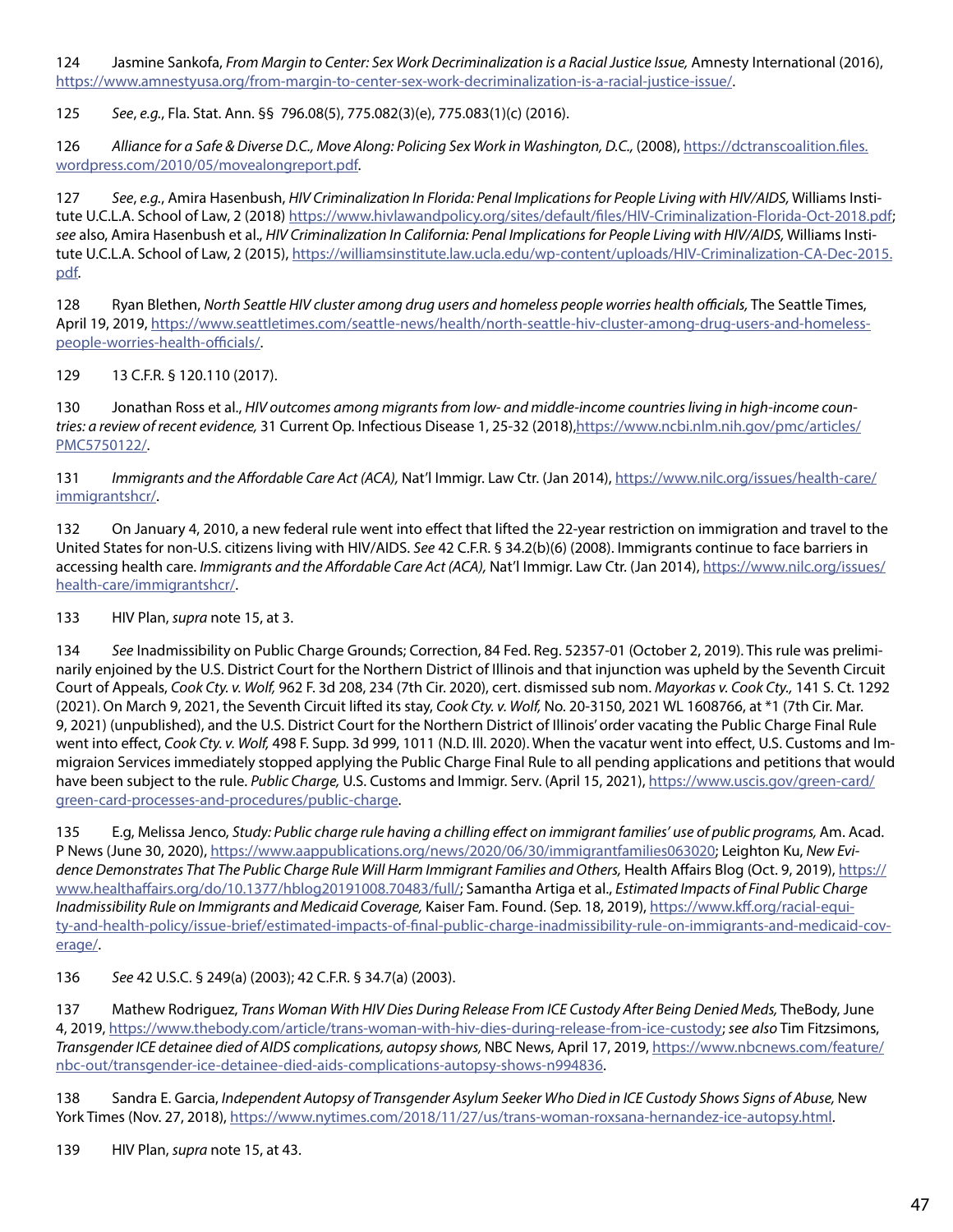124 Jasmine Sankofa, *From Margin to Center: Sex Work Decriminalization is a Racial Justice Issue,* Amnesty International (2016), https://www.amnestyusa.org/from-margin-to-center-sex-work-decriminalization-is-a-racial-justice-issue/.

125 *See*, *e.g.*, Fla. Stat. Ann. §§ 796.08(5), 775.082(3)(e), 775.083(1)(c) (2016).

126 *Alliance for a Safe & Diverse D.C., Move Along: Policing Sex Work in Washington, D.C.,* (2008), https://dctranscoalition.files.wordpress.com/2010/05/movealongreport.pdf.

127 *See*, *e.g.*, Amira Hasenbush, *HIV Criminalization In Florida: Penal Implications for People Living with HIV/AIDS,* Williams Institute U.C.L.A. School of Law, 2 (2018) https://www.hivlawandpolicy.org/sites/default/files/HIV-Criminalization-Florida-Oct-2018.pdf; *see* also, Amira Hasenbush et al., *HIV Criminalization In California: Penal Implications for People Living with HIV/AIDS,* Williams Institute U.C.L.A. School of Law, 2 (2015), https://williamsinstitute.law.ucla.edu/wp-content/uploads/HIV-Criminalization-CA-Dec-2015.pdf.

128 Ryan Blethen, *North Seattle HIV cluster among drug users and homeless people worries health officials,* The Seattle Times, April 19, 2019, https://www.seattletimes.com/seattle-news/health/north-seattle-hiv-cluster-among-drug-users-and-homeless-people-worries-health-officials/.

129 13 C.F.R. § 120.110 (2017).

130 Jonathan Ross et al., *HIV outcomes among migrants from low- and middle-income countries living in high-income countries: a review of recent evidence,* 31 Current Op. Infectious Disease 1, 25-32 (2018),https://www.ncbi.nlm.nih.gov/pmc/articles/PMC5750122/.

131 *Immigrants and the Affordable Care Act (ACA),* Nat'l Immigr. Law Ctr. (Jan 2014), https://www.nilc.org/issues/health-care/immigrantshcr/.

132 On January 4, 2010, a new federal rule went into effect that lifted the 22-year restriction on immigration and travel to the United States for non-U.S. citizens living with HIV/AIDS. *See* 42 C.F.R. § 34.2(b)(6) (2008). Immigrants continue to face barriers in accessing health care. *Immigrants and the Affordable Care Act (ACA),* Nat'l Immigr. Law Ctr. (Jan 2014), https://www.nilc.org/issues/health-care/immigrantshcr/.

133 HIV Plan, *supra* note 15, at 3.

134 *See* Inadmissibility on Public Charge Grounds; Correction, 84 Fed. Reg. 52357-01 (October 2, 2019). This rule was preliminarily enjoined by the U.S. District Court for the Northern District of Illinois and that injunction was upheld by the Seventh Circuit Court of Appeals, *Cook Cty. v. Wolf,* 962 F. 3d 208, 234 (7th Cir. 2020), cert. dismissed sub nom. *Mayorkas v. Cook Cty.,* 141 S. Ct. 1292 (2021). On March 9, 2021, the Seventh Circuit lifted its stay, *Cook Cty. v. Wolf,* No. 20-3150, 2021 WL 1608766, at *1 (7th Cir. Mar. 9, 2021) (unpublished), and the U.S. District Court for the Northern District of Illinois' order vacating the Public Charge Final Rule went into effect, *Cook Cty. v. Wolf,* 498 F. Supp. 3d 999, 1011 (N.D. Ill. 2020). When the vacatur went into effect, U.S. Customs and Immigraion Services immediately stopped applying the Public Charge Final Rule to all pending applications and petitions that would have been subject to the rule. *Public Charge,* U.S. Customs and Immigr. Serv. (April 15, 2021), https://www.uscis.gov/green-card/green-card-processes-and-procedures/public-charge.

135 E.g, Melissa Jenco, *Study: Public charge rule having a chilling effect on immigrant families' use of public programs,* Am. Acad. P News (June 30, 2020), https://www.aappublications.org/news/2020/06/30/immigrantfamilies063020; Leighton Ku, *New Evidence Demonstrates That The Public Charge Rule Will Harm Immigrant Families and Others,* Health Affairs Blog (Oct. 9, 2019), https://www.healthaffairs.org/do/10.1377/hblog20191008.70483/full/; Samantha Artiga et al., *Estimated Impacts of Final Public Charge Inadmissibility Rule on Immigrants and Medicaid Coverage,* Kaiser Fam. Found. (Sep. 18, 2019), https://www.kff.org/racial-equity-and-health-policy/issue-brief/estimated-impacts-of-final-public-charge-inadmissibility-rule-on-immigrants-and-medicaid-coverage/.

136 *See* 42 U.S.C. § 249(a) (2003); 42 C.F.R. § 34.7(a) (2003).

137 Mathew Rodriguez, *Trans Woman With HIV Dies During Release From ICE Custody After Being Denied Meds,* TheBody, June 4, 2019, https://www.thebody.com/article/trans-woman-with-hiv-dies-during-release-from-ice-custody; *see also* Tim Fitzsimons, *Transgender ICE detainee died of AIDS complications, autopsy shows,* NBC News, April 17, 2019, https://www.nbcnews.com/feature/nbc-out/transgender-ice-detainee-died-aids-complications-autopsy-shows-n994836.

138 Sandra E. Garcia, *Independent Autopsy of Transgender Asylum Seeker Who Died in ICE Custody Shows Signs of Abuse,* New York Times (Nov. 27, 2018), https://www.nytimes.com/2018/11/27/us/trans-woman-roxsana-hernandez-ice-autopsy.html.

139 HIV Plan, *supra* note 15, at 43.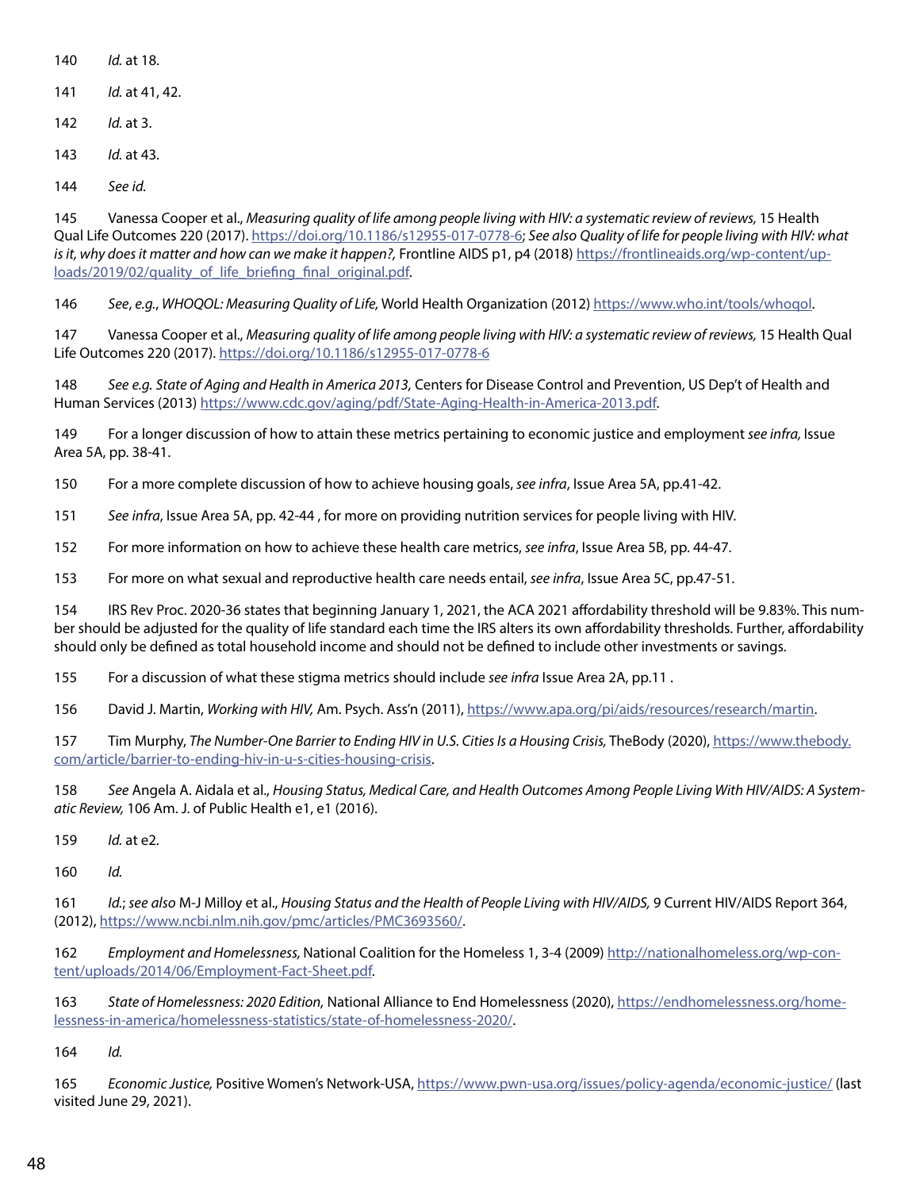140 *Id.* at 18.

141 *Id.* at 41, 42.

142 *Id.* at 3.

143 *Id.* at 43.

144 *See id.*

145 Vanessa Cooper et al., *Measuring quality of life among people living with HIV: a systematic review of reviews,* 15 Health Qual Life Outcomes 220 (2017). https://doi.org/10.1186/s12955-017-0778-6; *See also Quality of life for people living with HIV: what is it, why does it matter and how can we make it happen?,* Frontline AIDS p1, p4 (2018) https://frontlineaids.org/wp-content/uploads/2019/02/quality_of_life_briefing_final_original.pdf.

146 *See*, *e.g.*, *WHOQOL: Measuring Quality of Life,* World Health Organization (2012) https://www.who.int/tools/whoqol.

147 Vanessa Cooper et al., *Measuring quality of life among people living with HIV: a systematic review of reviews,* 15 Health Qual Life Outcomes 220 (2017). https://doi.org/10.1186/s12955-017-0778-6

148 *See e.g. State of Aging and Health in America 2013,* Centers for Disease Control and Prevention, US Dep't of Health and Human Services (2013) https://www.cdc.gov/aging/pdf/State-Aging-Health-in-America-2013.pdf.

149 For a longer discussion of how to attain these metrics pertaining to economic justice and employment *see infra,* Issue Area 5A, pp. 38-41.

150 For a more complete discussion of how to achieve housing goals, *see infra*, Issue Area 5A, pp.41-42.

151 *See infra*, Issue Area 5A, pp. 42-44 , for more on providing nutrition services for people living with HIV.

152 For more information on how to achieve these health care metrics, *see infra*, Issue Area 5B, pp. 44-47.

153 For more on what sexual and reproductive health care needs entail, *see infra*, Issue Area 5C, pp.47-51.

154 IRS Rev Proc. 2020-36 states that beginning January 1, 2021, the ACA 2021 affordability threshold will be 9.83%. This number should be adjusted for the quality of life standard each time the IRS alters its own affordability thresholds. Further, affordability should only be defined as total household income and should not be defined to include other investments or savings.

155 For a discussion of what these stigma metrics should include *see infra* Issue Area 2A, pp.11 .

156 David J. Martin, *Working with HIV,* Am. Psych. Ass'n (2011), https://www.apa.org/pi/aids/resources/research/martin.

157 Tim Murphy, *The Number-One Barrier to Ending HIV in U.S. Cities Is a Housing Crisis,* TheBody (2020), https://www.thebody.com/article/barrier-to-ending-hiv-in-u-s-cities-housing-crisis.

158 *See* Angela A. Aidala et al., *Housing Status, Medical Care, and Health Outcomes Among People Living With HIV/AIDS: A Systematic Review,* 106 Am. J. of Public Health e1, e1 (2016).

159 *Id.* at e2.

160 *Id.*

161 *Id.*; *see also* M-J Milloy et al., *Housing Status and the Health of People Living with HIV/AIDS,* 9 Current HIV/AIDS Report 364, (2012), https://www.ncbi.nlm.nih.gov/pmc/articles/PMC3693560/.

162 *Employment and Homelessness,* National Coalition for the Homeless 1, 3-4 (2009) http://nationalhomeless.org/wp-content/uploads/2014/06/Employment-Fact-Sheet.pdf.

163 *State of Homelessness: 2020 Edition,* National Alliance to End Homelessness (2020), https://endhomelessness.org/homelessness-in-america/homelessness-statistics/state-of-homelessness-2020/.

164 *Id.*

165 *Economic Justice,* Positive Women's Network-USA, https://www.pwn-usa.org/issues/policy-agenda/economic-justice/ (last visited June 29, 2021).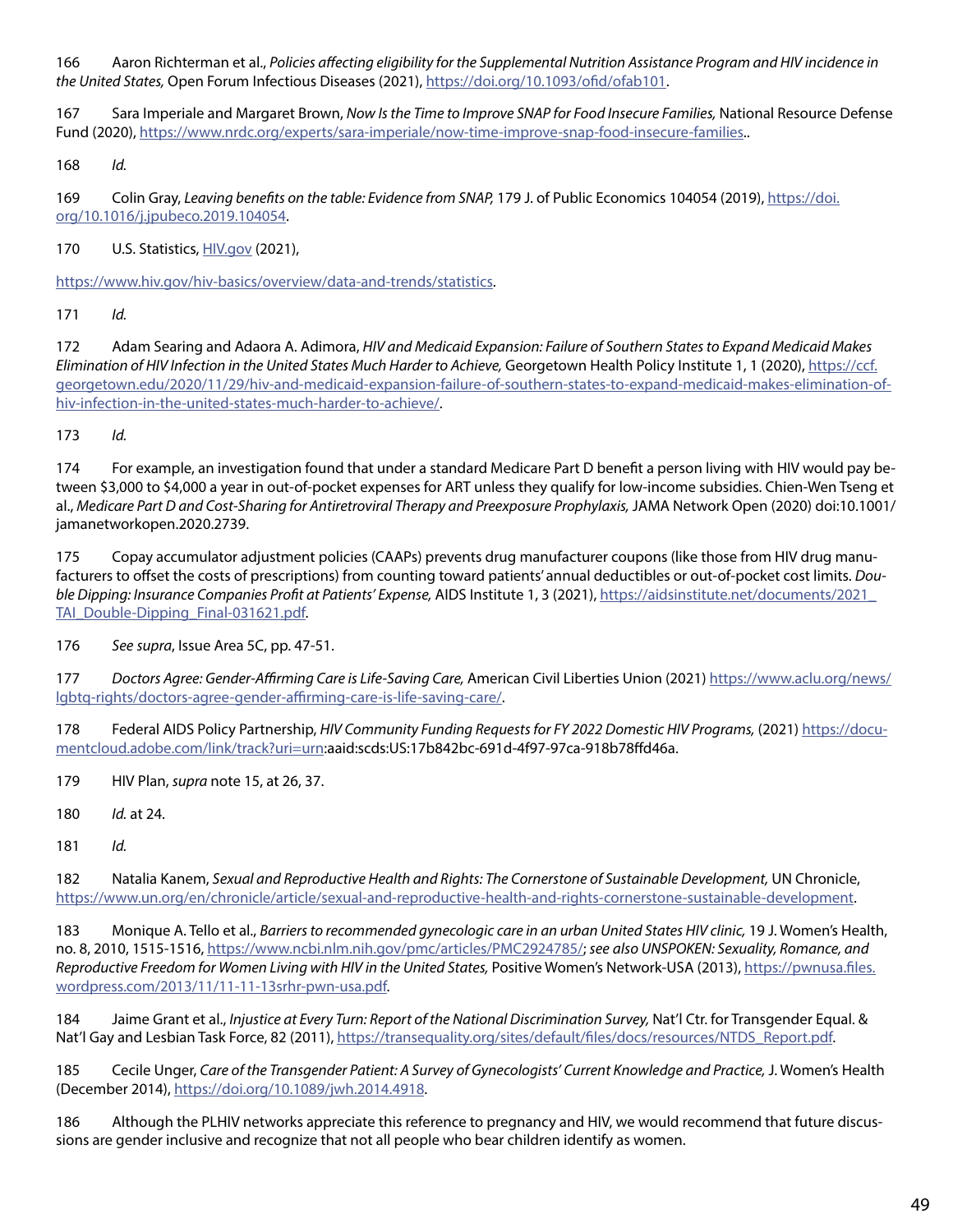166 Aaron Richterman et al., *Policies affecting eligibility for the Supplemental Nutrition Assistance Program and HIV incidence in the United States,* Open Forum Infectious Diseases (2021), https://doi.org/10.1093/ofid/ofab101.

167 Sara Imperiale and Margaret Brown, *Now Is the Time to Improve SNAP for Food Insecure Families,* National Resource Defense Fund (2020), https://www.nrdc.org/experts/sara-imperiale/now-time-improve-snap-food-insecure-families..

168 *Id.*

169 Colin Gray, *Leaving benefits on the table: Evidence from SNAP,* 179 J. of Public Economics 104054 (2019), https://doi.org/10.1016/j.jpubeco.2019.104054.

170 U.S. Statistics, HIV.gov (2021),

https://www.hiv.gov/hiv-basics/overview/data-and-trends/statistics.

171 *Id.*

172 Adam Searing and Adaora A. Adimora, *HIV and Medicaid Expansion: Failure of Southern States to Expand Medicaid Makes Elimination of HIV Infection in the United States Much Harder to Achieve,* Georgetown Health Policy Institute 1, 1 (2020), https://ccf.georgetown.edu/2020/11/29/hiv-and-medicaid-expansion-failure-of-southern-states-to-expand-medicaid-makes-elimination-of-hiv-infection-in-the-united-states-much-harder-to-achieve/.

173 *Id.*

174 For example, an investigation found that under a standard Medicare Part D benefit a person living with HIV would pay between \$3,000 to \$4,000 a year in out-of-pocket expenses for ART unless they qualify for low-income subsidies. Chien-Wen Tseng et al., *Medicare Part D and Cost-Sharing for Antiretroviral Therapy and Preexposure Prophylaxis,* JAMA Network Open (2020) doi:10.1001/jamanetworkopen.2020.2739.

175 Copay accumulator adjustment policies (CAAPs) prevents drug manufacturer coupons (like those from HIV drug manufacturers to offset the costs of prescriptions) from counting toward patients' annual deductibles or out-of-pocket cost limits. *Double Dipping: Insurance Companies Profit at Patients' Expense,* AIDS Institute 1, 3 (2021), https://aidsinstitute.net/documents/2021_TAI_Double-Dipping_Final-031621.pdf.

176 *See supra*, Issue Area 5C, pp. 47-51.

177 *Doctors Agree: Gender-Affirming Care is Life-Saving Care,* American Civil Liberties Union (2021) https://www.aclu.org/news/lgbtq-rights/doctors-agree-gender-affirming-care-is-life-saving-care/.

178 Federal AIDS Policy Partnership, *HIV Community Funding Requests for FY 2022 Domestic HIV Programs,* (2021) https://documentcloud.adobe.com/link/track?uri=urn:aaid:scds:US:17b842bc-691d-4f97-97ca-918b78ffd46a.

179 HIV Plan, *supra* note 15, at 26, 37.

180 *Id.* at 24.

181 *Id.*

182 Natalia Kanem, *Sexual and Reproductive Health and Rights: The Cornerstone of Sustainable Development,* UN Chronicle, https://www.un.org/en/chronicle/article/sexual-and-reproductive-health-and-rights-cornerstone-sustainable-development.

183 Monique A. Tello et al., *Barriers to recommended gynecologic care in an urban United States HIV clinic,* 19 J. Women's Health, no. 8, 2010, 1515-1516, https://www.ncbi.nlm.nih.gov/pmc/articles/PMC2924785/; *see also UNSPOKEN: Sexuality, Romance, and Reproductive Freedom for Women Living with HIV in the United States,* Positive Women's Network-USA (2013), https://pwnusa.files.wordpress.com/2013/11/11-11-13srhr-pwn-usa.pdf.

184 Jaime Grant et al., *Injustice at Every Turn: Report of the National Discrimination Survey,* Nat'l Ctr. for Transgender Equal. & Nat'l Gay and Lesbian Task Force, 82 (2011), https://transequality.org/sites/default/files/docs/resources/NTDS_Report.pdf.

185 Cecile Unger, *Care of the Transgender Patient: A Survey of Gynecologists' Current Knowledge and Practice,* J. Women's Health (December 2014), https://doi.org/10.1089/jwh.2014.4918.

186 Although the PLHIV networks appreciate this reference to pregnancy and HIV, we would recommend that future discussions are gender inclusive and recognize that not all people who bear children identify as women.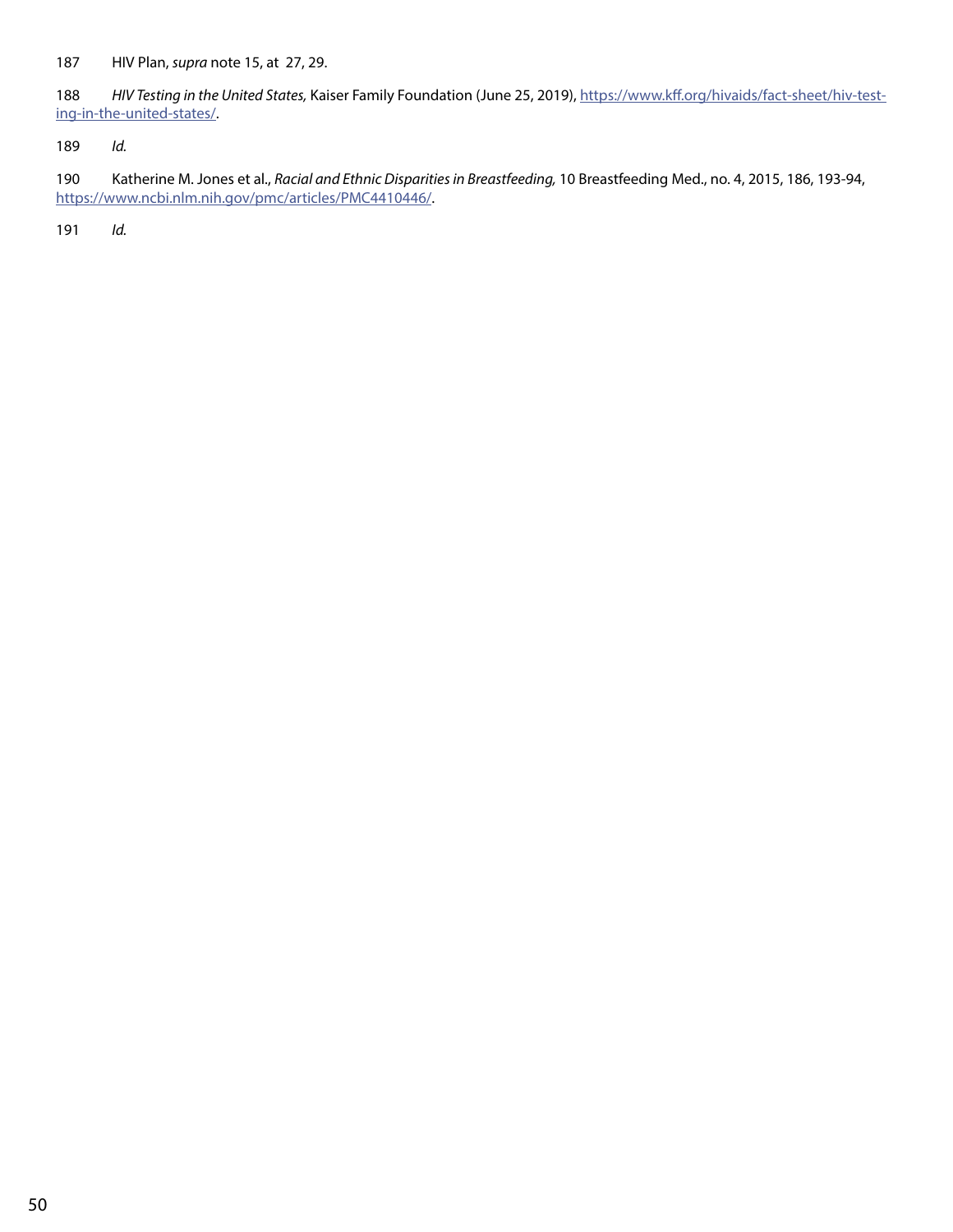187 HIV Plan, *supra* note 15, at 27, 29.

188 *HIV Testing in the United States,* Kaiser Family Foundation (June 25, 2019), https://www.kff.org/hivaids/fact-sheet/hiv-testing-in-the-united-states/.

189 *Id.*

190 Katherine M. Jones et al., *Racial and Ethnic Disparities in Breastfeeding,* 10 Breastfeeding Med., no. 4, 2015, 186, 193-94, https://www.ncbi.nlm.nih.gov/pmc/articles/PMC4410446/.

191 *Id.*